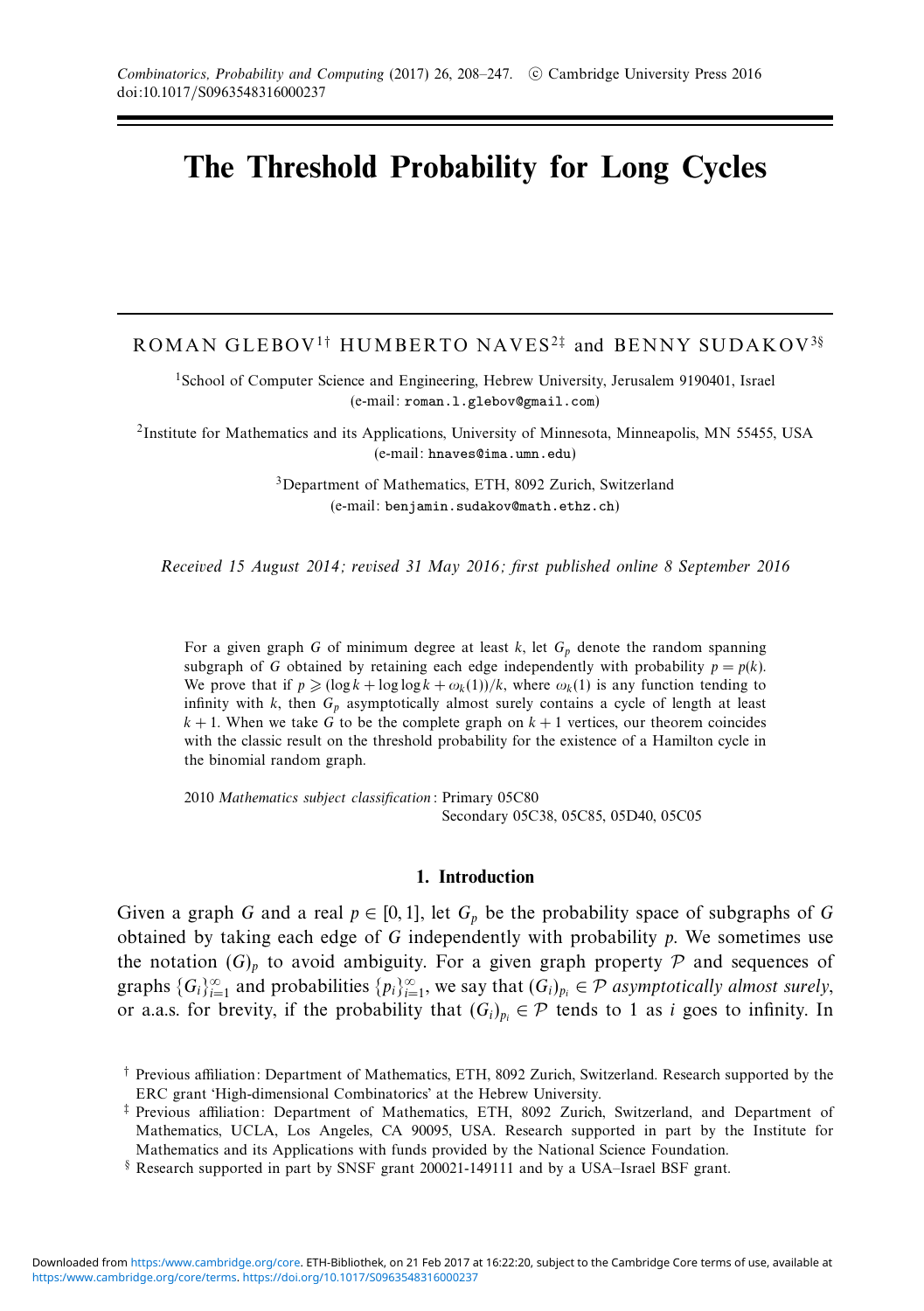# The Threshold Probability for Long Cycles

ROMAN GLEBOV[1†] HUMBERTO NAVES[2‡] and BENNY SUDAKOV[3§]

[1]School of Computer Science and Engineering, Hebrew University, Jerusalem 9190401, Israel
(e-mail: roman.l.glebov@gmail.com)

[2]Institute for Mathematics and its Applications, University of Minnesota, Minneapolis, MN 55455, USA
(e-mail: hnaves@ima.umn.edu)

[3]Department of Mathematics, ETH, 8092 Zurich, Switzerland
(e-mail: benjamin.sudakov@math.ethz.ch)

*Received 15 August 2014; revised 31 May 2016; first published online 8 September 2016*

For a given graph $G$ of minimum degree at least $k$, let $G_p$ denote the random spanning subgraph of $G$ obtained by retaining each edge independently with probability $p = p(k)$. We prove that if $p \geqslant (\log k + \log\log k + \omega_k(1))/k$, where $\omega_k(1)$ is any function tending to infinity with $k$, then $G_p$ asymptotically almost surely contains a cycle of length at least $k+1$. When we take $G$ to be the complete graph on $k+1$ vertices, our theorem coincides with the classic result on the threshold probability for the existence of a Hamilton cycle in the binomial random graph.

2010 *Mathematics subject classification*: Primary 05C80
Secondary 05C38, 05C85, 05D40, 05C05

## 1. Introduction

Given a graph $G$ and a real $p \in [0,1]$, let $G_p$ be the probability space of subgraphs of $G$ obtained by taking each edge of $G$ independently with probability $p$. We sometimes use the notation $(G)_p$ to avoid ambiguity. For a given graph property $\mathcal{P}$ and sequences of graphs $\{G_i\}_{i=1}^{\infty}$ and probabilities $\{p_i\}_{i=1}^{\infty}$, we say that $(G_i)_{p_i} \in \mathcal{P}$ *asymptotically almost surely*, or a.a.s. for brevity, if the probability that $(G_i)_{p_i} \in \mathcal{P}$ tends to 1 as $i$ goes to infinity. In

† Previous affiliation: Department of Mathematics, ETH, 8092 Zurich, Switzerland. Research supported by the ERC grant 'High-dimensional Combinatorics' at the Hebrew University.

‡ Previous affiliation: Department of Mathematics, ETH, 8092 Zurich, Switzerland, and Department of Mathematics, UCLA, Los Angeles, CA 90095, USA. Research supported in part by the Institute for Mathematics and its Applications with funds provided by the National Science Foundation.

§ Research supported in part by SNSF grant 200021-149111 and by a USA–Israel BSF grant.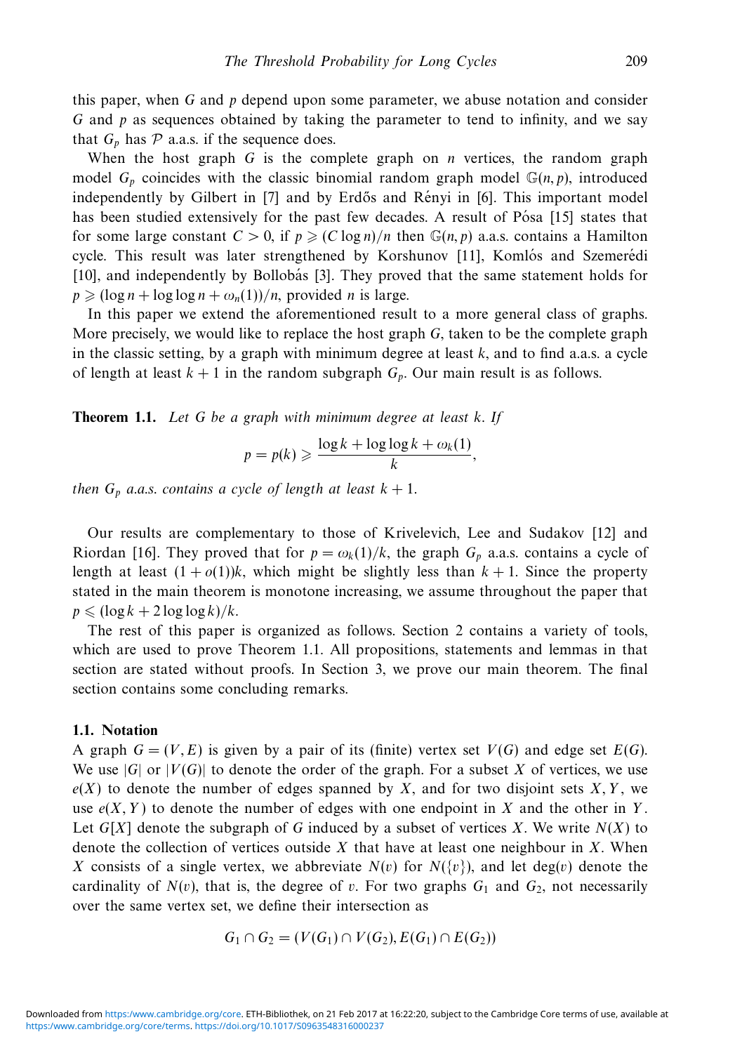this paper, when $G$ and $p$ depend upon some parameter, we abuse notation and consider $G$ and $p$ as sequences obtained by taking the parameter to tend to infinity, and we say that $G_p$ has $\mathcal{P}$ a.a.s. if the sequence does.

When the host graph $G$ is the complete graph on $n$ vertices, the random graph model $G_p$ coincides with the classic binomial random graph model $\mathbb{G}(n,p)$, introduced independently by Gilbert in [7] and by Erdős and Rényi in [6]. This important model has been studied extensively for the past few decades. A result of Pósa [15] states that for some large constant $C > 0$, if $p \geqslant (C \log n)/n$ then $\mathbb{G}(n,p)$ a.a.s. contains a Hamilton cycle. This result was later strengthened by Korshunov [11], Komlós and Szemerédi [10], and independently by Bollobás [3]. They proved that the same statement holds for $p \geqslant (\log n + \log\log n + \omega_n(1))/n$, provided $n$ is large.

In this paper we extend the aforementioned result to a more general class of graphs. More precisely, we would like to replace the host graph $G$, taken to be the complete graph in the classic setting, by a graph with minimum degree at least $k$, and to find a.a.s. a cycle of length at least $k+1$ in the random subgraph $G_p$. Our main result is as follows.

**Theorem 1.1.** *Let $G$ be a graph with minimum degree at least $k$. If*

$$p = p(k) \geqslant \frac{\log k + \log\log k + \omega_k(1)}{k},$$

*then $G_p$ a.a.s. contains a cycle of length at least $k+1$.*

Our results are complementary to those of Krivelevich, Lee and Sudakov [12] and Riordan [16]. They proved that for $p = \omega_k(1)/k$, the graph $G_p$ a.a.s. contains a cycle of length at least $(1+o(1))k$, which might be slightly less than $k+1$. Since the property stated in the main theorem is monotone increasing, we assume throughout the paper that $p \leqslant (\log k + 2\log\log k)/k$.

The rest of this paper is organized as follows. Section 2 contains a variety of tools, which are used to prove Theorem 1.1. All propositions, statements and lemmas in that section are stated without proofs. In Section 3, we prove our main theorem. The final section contains some concluding remarks.

### 1.1. Notation

A graph $G = (V, E)$ is given by a pair of its (finite) vertex set $V(G)$ and edge set $E(G)$. We use $|G|$ or $|V(G)|$ to denote the order of the graph. For a subset $X$ of vertices, we use $e(X)$ to denote the number of edges spanned by $X$, and for two disjoint sets $X, Y$, we use $e(X, Y)$ to denote the number of edges with one endpoint in $X$ and the other in $Y$. Let $G[X]$ denote the subgraph of $G$ induced by a subset of vertices $X$. We write $N(X)$ to denote the collection of vertices outside $X$ that have at least one neighbour in $X$. When $X$ consists of a single vertex, we abbreviate $N(v)$ for $N(\{v\})$, and let $\deg(v)$ denote the cardinality of $N(v)$, that is, the degree of $v$. For two graphs $G_1$ and $G_2$, not necessarily over the same vertex set, we define their intersection as

$$G_1 \cap G_2 = (V(G_1) \cap V(G_2), E(G_1) \cap E(G_2))$$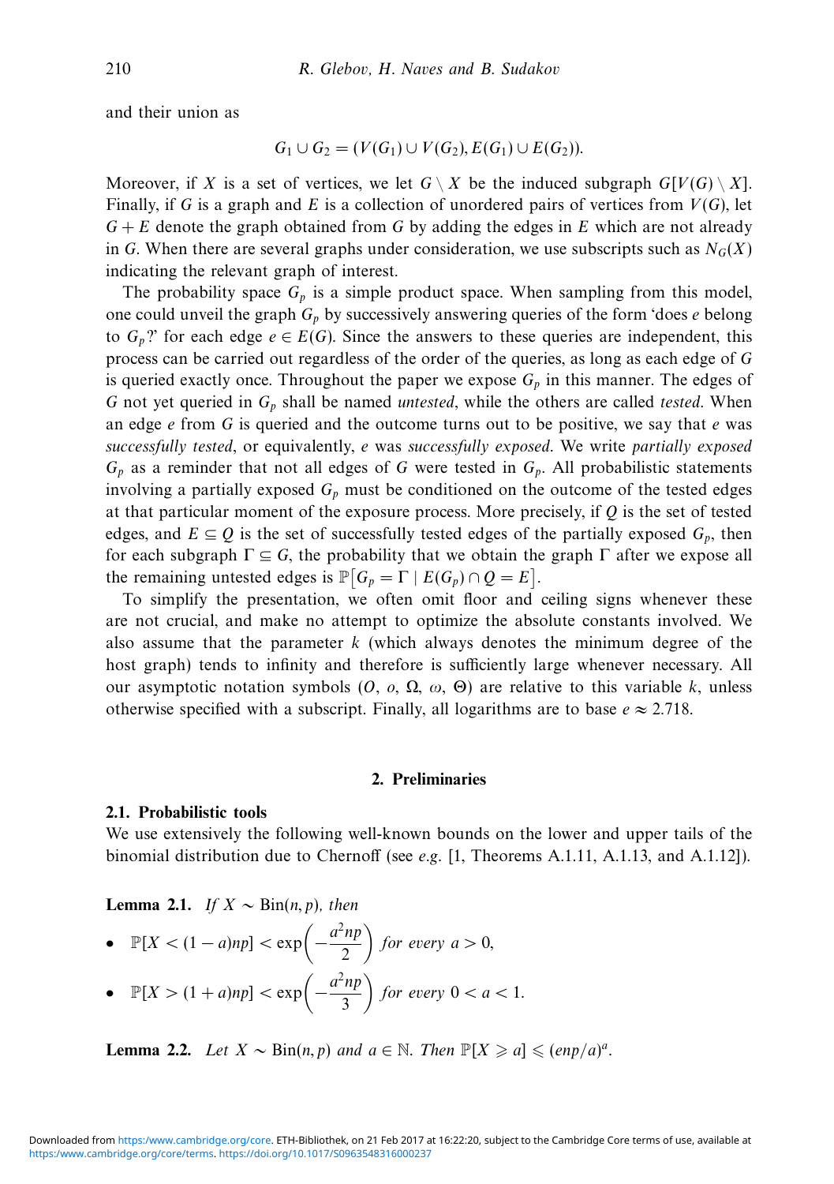and their union as

$$G_1 \cup G_2 = (V(G_1) \cup V(G_2), E(G_1) \cup E(G_2)).$$

Moreover, if $X$ is a set of vertices, we let $G \setminus X$ be the induced subgraph $G[V(G) \setminus X]$. Finally, if $G$ is a graph and $E$ is a collection of unordered pairs of vertices from $V(G)$, let $G + E$ denote the graph obtained from $G$ by adding the edges in $E$ which are not already in $G$. When there are several graphs under consideration, we use subscripts such as $N_G(X)$ indicating the relevant graph of interest.

The probability space $G_p$ is a simple product space. When sampling from this model, one could unveil the graph $G_p$ by successively answering queries of the form 'does $e$ belong to $G_p$?' for each edge $e \in E(G)$. Since the answers to these queries are independent, this process can be carried out regardless of the order of the queries, as long as each edge of $G$ is queried exactly once. Throughout the paper we expose $G_p$ in this manner. The edges of $G$ not yet queried in $G_p$ shall be named *untested*, while the others are called *tested*. When an edge $e$ from $G$ is queried and the outcome turns out to be positive, we say that $e$ was *successfully tested*, or equivalently, $e$ was *successfully exposed*. We write *partially exposed* $G_p$ as a reminder that not all edges of $G$ were tested in $G_p$. All probabilistic statements involving a partially exposed $G_p$ must be conditioned on the outcome of the tested edges at that particular moment of the exposure process. More precisely, if $Q$ is the set of tested edges, and $E \subseteq Q$ is the set of successfully tested edges of the partially exposed $G_p$, then for each subgraph $\Gamma \subseteq G$, the probability that we obtain the graph $\Gamma$ after we expose all the remaining untested edges is $\mathbb{P}\left[G_p = \Gamma \mid E(G_p) \cap Q = E\right]$.

To simplify the presentation, we often omit floor and ceiling signs whenever these are not crucial, and make no attempt to optimize the absolute constants involved. We also assume that the parameter $k$ (which always denotes the minimum degree of the host graph) tends to infinity and therefore is sufficiently large whenever necessary. All our asymptotic notation symbols ($O$, $o$, $\Omega$, $\omega$, $\Theta$) are relative to this variable $k$, unless otherwise specified with a subscript. Finally, all logarithms are to base $e \approx 2.718$.

## 2. Preliminaries

### 2.1. Probabilistic tools

We use extensively the following well-known bounds on the lower and upper tails of the binomial distribution due to Chernoff (see *e.g.* [1, Theorems A.1.11, A.1.13, and A.1.12]).

**Lemma 2.1.** *If $X \sim \text{Bin}(n, p)$, then*

- $\mathbb{P}[X < (1-a)np] < \exp\left(-\dfrac{a^2 np}{2}\right)$ *for every* $a > 0$,
- $\mathbb{P}[X > (1+a)np] < \exp\left(-\dfrac{a^2 np}{3}\right)$ *for every* $0 < a < 1$.

**Lemma 2.2.** *Let $X \sim \text{Bin}(n, p)$ and $a \in \mathbb{N}$. Then $\mathbb{P}[X \geqslant a] \leqslant (enp/a)^a$.*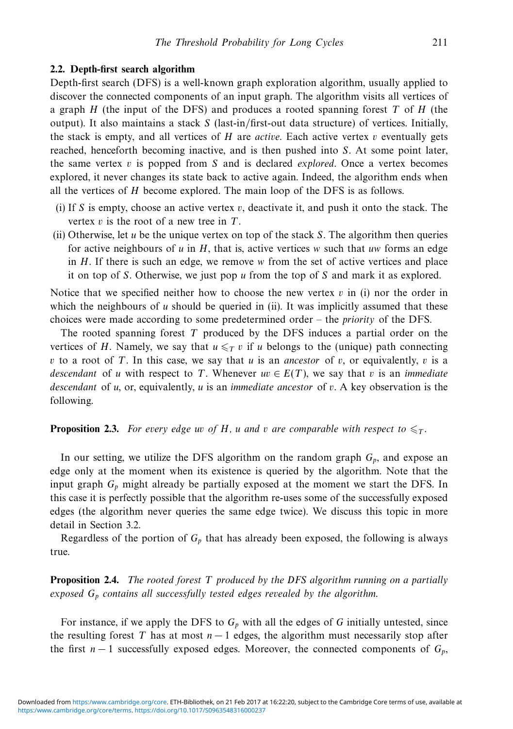### 2.2. Depth-first search algorithm

Depth-first search (DFS) is a well-known graph exploration algorithm, usually applied to discover the connected components of an input graph. The algorithm visits all vertices of a graph $H$ (the input of the DFS) and produces a rooted spanning forest $T$ of $H$ (the output). It also maintains a stack $S$ (last-in/first-out data structure) of vertices. Initially, the stack is empty, and all vertices of $H$ are *active*. Each active vertex $v$ eventually gets reached, henceforth becoming inactive, and is then pushed into $S$. At some point later, the same vertex $v$ is popped from $S$ and is declared *explored*. Once a vertex becomes explored, it never changes its state back to active again. Indeed, the algorithm ends when all the vertices of $H$ become explored. The main loop of the DFS is as follows.

(i) If $S$ is empty, choose an active vertex $v$, deactivate it, and push it onto the stack. The vertex $v$ is the root of a new tree in $T$.

(ii) Otherwise, let $u$ be the unique vertex on top of the stack $S$. The algorithm then queries for active neighbours of $u$ in $H$, that is, active vertices $w$ such that $uw$ forms an edge in $H$. If there is such an edge, we remove $w$ from the set of active vertices and place it on top of $S$. Otherwise, we just pop $u$ from the top of $S$ and mark it as explored.

Notice that we specified neither how to choose the new vertex $v$ in (i) nor the order in which the neighbours of $u$ should be queried in (ii). It was implicitly assumed that these choices were made according to some predetermined order – the *priority* of the DFS.

The rooted spanning forest $T$ produced by the DFS induces a partial order on the vertices of $H$. Namely, we say that $u \leqslant_T v$ if $u$ belongs to the (unique) path connecting $v$ to a root of $T$. In this case, we say that $u$ is an *ancestor* of $v$, or equivalently, $v$ is a *descendant* of $u$ with respect to $T$. Whenever $uv \in E(T)$, we say that $v$ is an *immediate descendant* of $u$, or, equivalently, $u$ is an *immediate ancestor* of $v$. A key observation is the following.

**Proposition 2.3.** *For every edge $uv$ of $H$, $u$ and $v$ are comparable with respect to $\leqslant_T$.*

In our setting, we utilize the DFS algorithm on the random graph $G_p$, and expose an edge only at the moment when its existence is queried by the algorithm. Note that the input graph $G_p$ might already be partially exposed at the moment we start the DFS. In this case it is perfectly possible that the algorithm re-uses some of the successfully exposed edges (the algorithm never queries the same edge twice). We discuss this topic in more detail in Section 3.2.

Regardless of the portion of $G_p$ that has already been exposed, the following is always true.

**Proposition 2.4.** *The rooted forest $T$ produced by the DFS algorithm running on a partially exposed $G_p$ contains all successfully tested edges revealed by the algorithm.*

For instance, if we apply the DFS to $G_p$ with all the edges of $G$ initially untested, since the resulting forest $T$ has at most $n-1$ edges, the algorithm must necessarily stop after the first $n-1$ successfully exposed edges. Moreover, the connected components of $G_p$,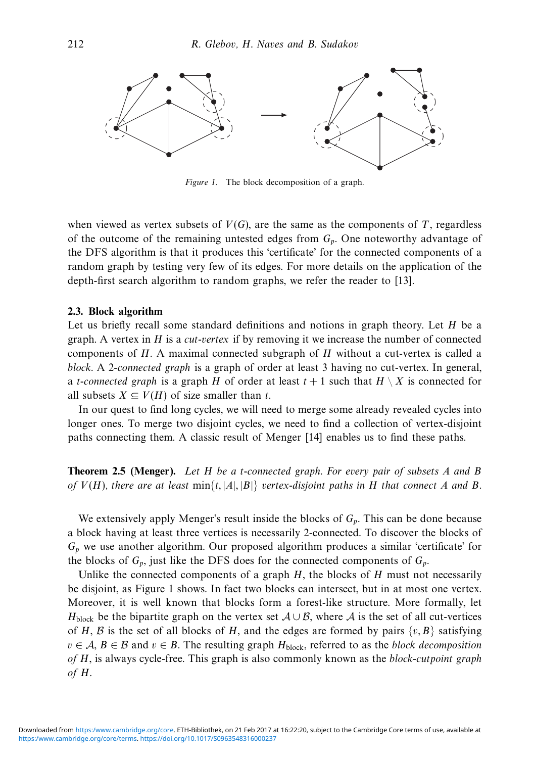*Figure 1.* The block decomposition of a graph.

when viewed as vertex subsets of $V(G)$, are the same as the components of $T$, regardless of the outcome of the remaining untested edges from $G_p$. One noteworthy advantage of the DFS algorithm is that it produces this 'certificate' for the connected components of a random graph by testing very few of its edges. For more details on the application of the depth-first search algorithm to random graphs, we refer the reader to [13].

### 2.3. Block algorithm

Let us briefly recall some standard definitions and notions in graph theory. Let $H$ be a graph. A vertex in $H$ is a *cut-vertex* if by removing it we increase the number of connected components of $H$. A maximal connected subgraph of $H$ without a cut-vertex is called a *block*. A *2-connected graph* is a graph of order at least 3 having no cut-vertex. In general, a *t-connected graph* is a graph $H$ of order at least $t+1$ such that $H \setminus X$ is connected for all subsets $X \subseteq V(H)$ of size smaller than $t$.

In our quest to find long cycles, we will need to merge some already revealed cycles into longer ones. To merge two disjoint cycles, we need to find a collection of vertex-disjoint paths connecting them. A classic result of Menger [14] enables us to find these paths.

**Theorem 2.5 (Menger).** *Let $H$ be a $t$-connected graph. For every pair of subsets $A$ and $B$ of $V(H)$, there are at least $\min\{t, |A|, |B|\}$ vertex-disjoint paths in $H$ that connect $A$ and $B$.*

We extensively apply Menger's result inside the blocks of $G_p$. This can be done because a block having at least three vertices is necessarily 2-connected. To discover the blocks of $G_p$ we use another algorithm. Our proposed algorithm produces a similar 'certificate' for the blocks of $G_p$, just like the DFS does for the connected components of $G_p$.

Unlike the connected components of a graph $H$, the blocks of $H$ must not necessarily be disjoint, as Figure 1 shows. In fact two blocks can intersect, but in at most one vertex. Moreover, it is well known that blocks form a forest-like structure. More formally, let $H_{\text{block}}$ be the bipartite graph on the vertex set $\mathcal{A} \cup \mathcal{B}$, where $\mathcal{A}$ is the set of all cut-vertices of $H$, $\mathcal{B}$ is the set of all blocks of $H$, and the edges are formed by pairs $\{v, B\}$ satisfying $v \in \mathcal{A}$, $B \in \mathcal{B}$ and $v \in B$. The resulting graph $H_{\text{block}}$, referred to as the *block decomposition of $H$*, is always cycle-free. This graph is also commonly known as the *block-cutpoint graph of $H$*.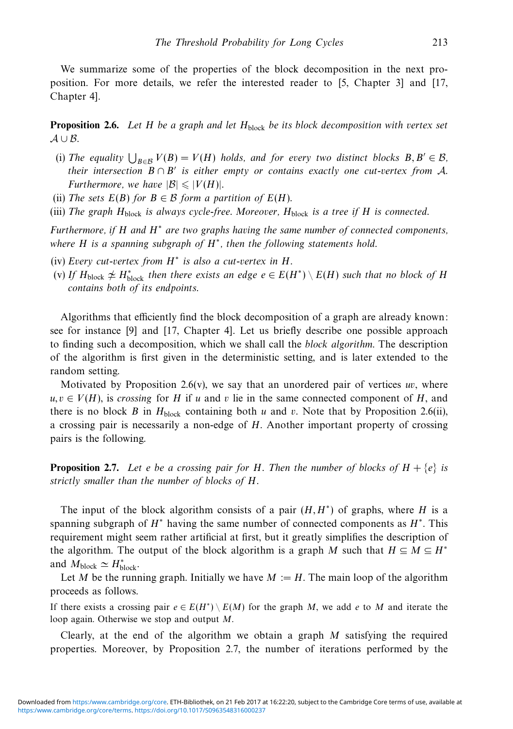We summarize some of the properties of the block decomposition in the next proposition. For more details, we refer the interested reader to [5, Chapter 3] and [17, Chapter 4].

**Proposition 2.6.** *Let $H$ be a graph and let $H_{\text{block}}$ be its block decomposition with vertex set $\mathcal{A} \cup \mathcal{B}$.*

- (i) *The equality $\bigcup_{B \in \mathcal{B}} V(B) = V(H)$ holds, and for every two distinct blocks $B, B' \in \mathcal{B}$, their intersection $B \cap B'$ is either empty or contains exactly one cut-vertex from $\mathcal{A}$. Furthermore, we have $|\mathcal{B}| \leqslant |V(H)|$.*
- (ii) *The sets $E(B)$ for $B \in \mathcal{B}$ form a partition of $E(H)$.*
- (iii) *The graph $H_{\text{block}}$ is always cycle-free. Moreover, $H_{\text{block}}$ is a tree if $H$ is connected.*

*Furthermore, if $H$ and $H^*$ are two graphs having the same number of connected components, where $H$ is a spanning subgraph of $H^*$, then the following statements hold.*

- (iv) *Every cut-vertex from $H^*$ is also a cut-vertex in $H$.*
- (v) *If $H_{\text{block}} \not\simeq H^*_{\text{block}}$ then there exists an edge $e \in E(H^*) \setminus E(H)$ such that no block of $H$ contains both of its endpoints.*

Algorithms that efficiently find the block decomposition of a graph are already known: see for instance [9] and [17, Chapter 4]. Let us briefly describe one possible approach to finding such a decomposition, which we shall call the *block algorithm*. The description of the algorithm is first given in the deterministic setting, and is later extended to the random setting.

Motivated by Proposition 2.6(v), we say that an unordered pair of vertices $uv$, where $u, v \in V(H)$, is *crossing* for $H$ if $u$ and $v$ lie in the same connected component of $H$, and there is no block $B$ in $H_{\text{block}}$ containing both $u$ and $v$. Note that by Proposition 2.6(ii), a crossing pair is necessarily a non-edge of $H$. Another important property of crossing pairs is the following.

**Proposition 2.7.** *Let $e$ be a crossing pair for $H$. Then the number of blocks of $H + \{e\}$ is strictly smaller than the number of blocks of $H$.*

The input of the block algorithm consists of a pair $(H, H^*)$ of graphs, where $H$ is a spanning subgraph of $H^*$ having the same number of connected components as $H^*$. This requirement might seem rather artificial at first, but it greatly simplifies the description of the algorithm. The output of the block algorithm is a graph $M$ such that $H \subseteq M \subseteq H^*$ and $M_{\text{block}} \simeq H^*_{\text{block}}$.

Let $M$ be the running graph. Initially we have $M := H$. The main loop of the algorithm proceeds as follows.

If there exists a crossing pair $e \in E(H^*) \setminus E(M)$ for the graph $M$, we add $e$ to $M$ and iterate the loop again. Otherwise we stop and output $M$.

Clearly, at the end of the algorithm we obtain a graph $M$ satisfying the required properties. Moreover, by Proposition 2.7, the number of iterations performed by the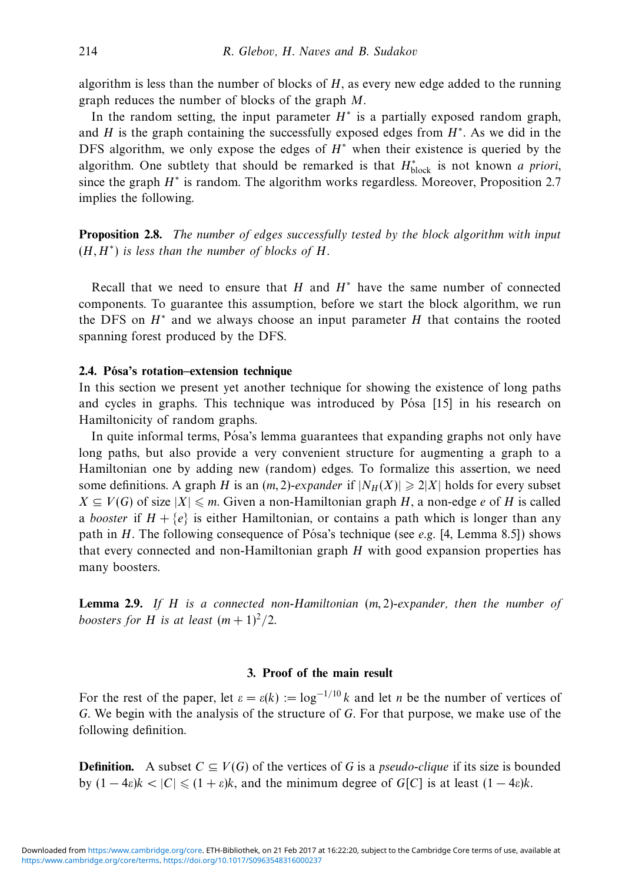algorithm is less than the number of blocks of $H$, as every new edge added to the running graph reduces the number of blocks of the graph $M$.

In the random setting, the input parameter $H^*$ is a partially exposed random graph, and $H$ is the graph containing the successfully exposed edges from $H^*$. As we did in the DFS algorithm, we only expose the edges of $H^*$ when their existence is queried by the algorithm. One subtlety that should be remarked is that $H^*_{\text{block}}$ is not known *a priori*, since the graph $H^*$ is random. The algorithm works regardless. Moreover, Proposition 2.7 implies the following.

**Proposition 2.8.** *The number of edges successfully tested by the block algorithm with input $(H, H^*)$ is less than the number of blocks of $H$.*

Recall that we need to ensure that $H$ and $H^*$ have the same number of connected components. To guarantee this assumption, before we start the block algorithm, we run the DFS on $H^*$ and we always choose an input parameter $H$ that contains the rooted spanning forest produced by the DFS.

### 2.4. Pósa's rotation–extension technique

In this section we present yet another technique for showing the existence of long paths and cycles in graphs. This technique was introduced by Pósa [15] in his research on Hamiltonicity of random graphs.

In quite informal terms, Pósa's lemma guarantees that expanding graphs not only have long paths, but also provide a very convenient structure for augmenting a graph to a Hamiltonian one by adding new (random) edges. To formalize this assertion, we need some definitions. A graph $H$ is an *$(m, 2)$-expander* if $|N_H(X)| \geqslant 2|X|$ holds for every subset $X \subseteq V(G)$ of size $|X| \leqslant m$. Given a non-Hamiltonian graph $H$, a non-edge $e$ of $H$ is called a *booster* if $H + \{e\}$ is either Hamiltonian, or contains a path which is longer than any path in $H$. The following consequence of Pósa's technique (see *e.g.* [4, Lemma 8.5]) shows that every connected and non-Hamiltonian graph $H$ with good expansion properties has many boosters.

**Lemma 2.9.** *If $H$ is a connected non-Hamiltonian $(m, 2)$-expander, then the number of boosters for $H$ is at least $(m + 1)^2/2$.*

## 3. Proof of the main result

For the rest of the paper, let $\varepsilon = \varepsilon(k) := \log^{-1/10} k$ and let $n$ be the number of vertices of $G$. We begin with the analysis of the structure of $G$. For that purpose, we make use of the following definition.

**Definition.** A subset $C \subseteq V(G)$ of the vertices of $G$ is a *pseudo-clique* if its size is bounded by $(1 - 4\varepsilon)k < |C| \leqslant (1 + \varepsilon)k$, and the minimum degree of $G[C]$ is at least $(1 - 4\varepsilon)k$.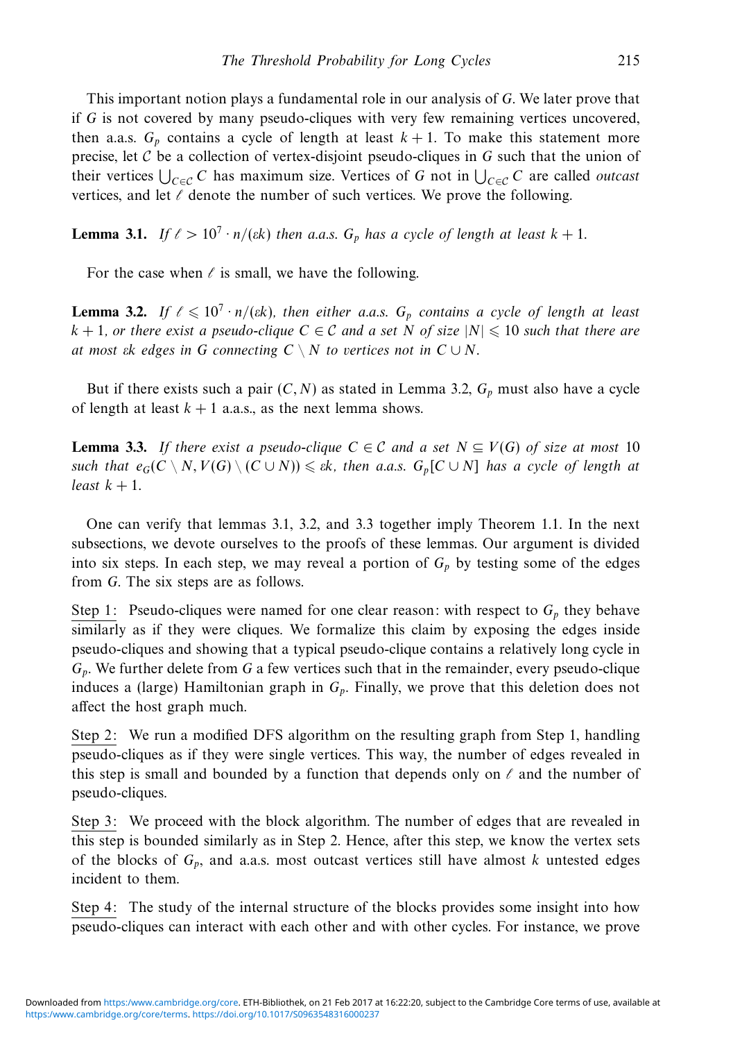This important notion plays a fundamental role in our analysis of $G$. We later prove that if $G$ is not covered by many pseudo-cliques with very few remaining vertices uncovered, then a.a.s. $G_p$ contains a cycle of length at least $k+1$. To make this statement more precise, let $\mathcal{C}$ be a collection of vertex-disjoint pseudo-cliques in $G$ such that the union of their vertices $\bigcup_{C \in \mathcal{C}} C$ has maximum size. Vertices of $G$ not in $\bigcup_{C \in \mathcal{C}} C$ are called *outcast* vertices, and let $\ell$ denote the number of such vertices. We prove the following.

**Lemma 3.1.** *If $\ell > 10^7 \cdot n/(\varepsilon k)$ then a.a.s. $G_p$ has a cycle of length at least $k+1$.*

For the case when $\ell$ is small, we have the following.

**Lemma 3.2.** *If $\ell \leqslant 10^7 \cdot n/(\varepsilon k)$, then either a.a.s. $G_p$ contains a cycle of length at least $k+1$, or there exist a pseudo-clique $C \in \mathcal{C}$ and a set $N$ of size $|N| \leqslant 10$ such that there are at most $\varepsilon k$ edges in $G$ connecting $C \setminus N$ to vertices not in $C \cup N$.*

But if there exists such a pair $(C, N)$ as stated in Lemma 3.2, $G_p$ must also have a cycle of length at least $k+1$ a.a.s., as the next lemma shows.

**Lemma 3.3.** *If there exist a pseudo-clique $C \in \mathcal{C}$ and a set $N \subseteq V(G)$ of size at most 10 such that $e_G(C \setminus N, V(G) \setminus (C \cup N)) \leqslant \varepsilon k$, then a.a.s. $G_p[C \cup N]$ has a cycle of length at least $k+1$.*

One can verify that lemmas 3.1, 3.2, and 3.3 together imply Theorem 1.1. In the next subsections, we devote ourselves to the proofs of these lemmas. Our argument is divided into six steps. In each step, we may reveal a portion of $G_p$ by testing some of the edges from $G$. The six steps are as follows.

Step 1: Pseudo-cliques were named for one clear reason: with respect to $G_p$ they behave similarly as if they were cliques. We formalize this claim by exposing the edges inside pseudo-cliques and showing that a typical pseudo-clique contains a relatively long cycle in $G_p$. We further delete from $G$ a few vertices such that in the remainder, every pseudo-clique induces a (large) Hamiltonian graph in $G_p$. Finally, we prove that this deletion does not affect the host graph much.

Step 2: We run a modified DFS algorithm on the resulting graph from Step 1, handling pseudo-cliques as if they were single vertices. This way, the number of edges revealed in this step is small and bounded by a function that depends only on $\ell$ and the number of pseudo-cliques.

Step 3: We proceed with the block algorithm. The number of edges that are revealed in this step is bounded similarly as in Step 2. Hence, after this step, we know the vertex sets of the blocks of $G_p$, and a.a.s. most outcast vertices still have almost $k$ untested edges incident to them.

Step 4: The study of the internal structure of the blocks provides some insight into how pseudo-cliques can interact with each other and with other cycles. For instance, we prove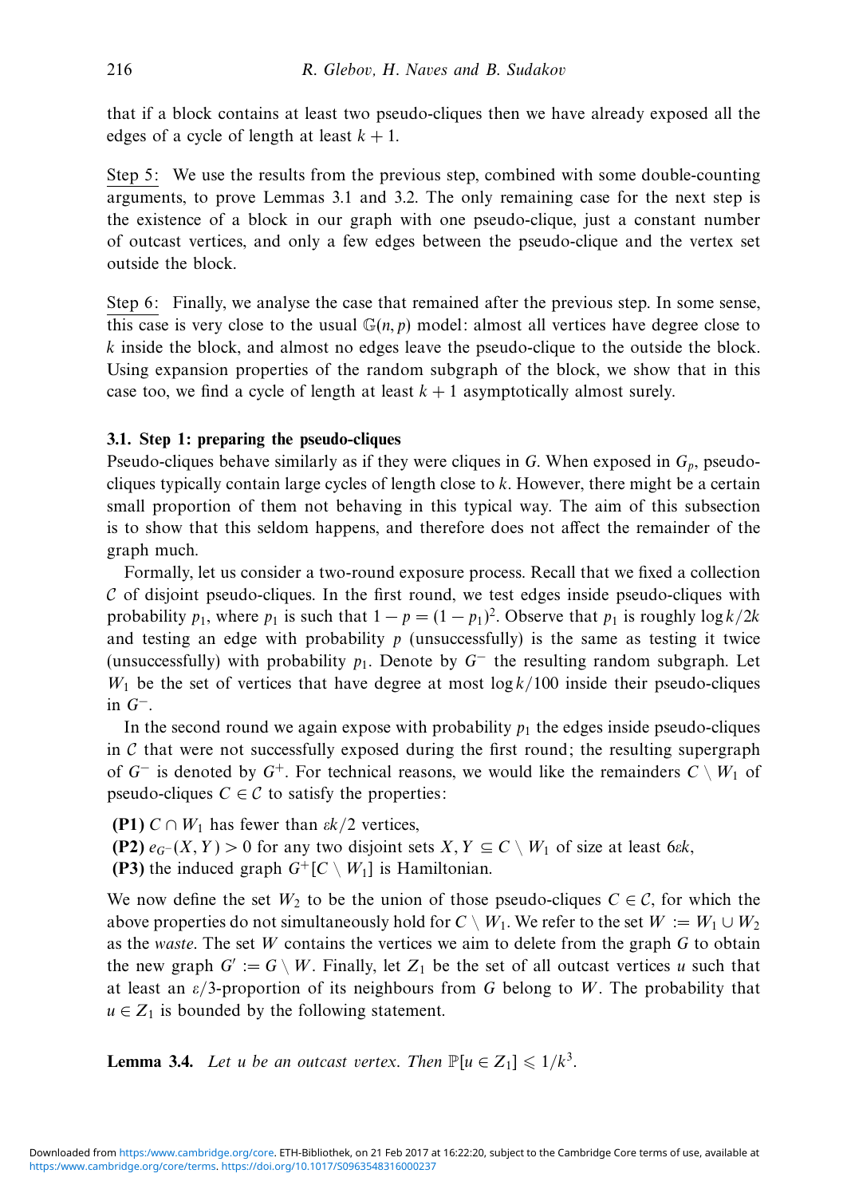that if a block contains at least two pseudo-cliques then we have already exposed all the edges of a cycle of length at least $k+1$.

Step 5: We use the results from the previous step, combined with some double-counting arguments, to prove Lemmas 3.1 and 3.2. The only remaining case for the next step is the existence of a block in our graph with one pseudo-clique, just a constant number of outcast vertices, and only a few edges between the pseudo-clique and the vertex set outside the block.

Step 6: Finally, we analyse the case that remained after the previous step. In some sense, this case is very close to the usual $\mathbb{G}(n,p)$ model: almost all vertices have degree close to $k$ inside the block, and almost no edges leave the pseudo-clique to the outside the block. Using expansion properties of the random subgraph of the block, we show that in this case too, we find a cycle of length at least $k+1$ asymptotically almost surely.

### 3.1. Step 1: preparing the pseudo-cliques

Pseudo-cliques behave similarly as if they were cliques in $G$. When exposed in $G_p$, pseudo-cliques typically contain large cycles of length close to $k$. However, there might be a certain small proportion of them not behaving in this typical way. The aim of this subsection is to show that this seldom happens, and therefore does not affect the remainder of the graph much.

Formally, let us consider a two-round exposure process. Recall that we fixed a collection $\mathcal{C}$ of disjoint pseudo-cliques. In the first round, we test edges inside pseudo-cliques with probability $p_1$, where $p_1$ is such that $1-p=(1-p_1)^2$. Observe that $p_1$ is roughly $\log k/2k$ and testing an edge with probability $p$ (unsuccessfully) is the same as testing it twice (unsuccessfully) with probability $p_1$. Denote by $G^-$ the resulting random subgraph. Let $W_1$ be the set of vertices that have degree at most $\log k/100$ inside their pseudo-cliques in $G^-$.

In the second round we again expose with probability $p_1$ the edges inside pseudo-cliques in $\mathcal{C}$ that were not successfully exposed during the first round; the resulting supergraph of $G^-$ is denoted by $G^+$. For technical reasons, we would like the remainders $C \setminus W_1$ of pseudo-cliques $C \in \mathcal{C}$ to satisfy the properties:

- **(P1)** $C \cap W_1$ has fewer than $\varepsilon k/2$ vertices,
- **(P2)** $e_{G^-}(X,Y) > 0$ for any two disjoint sets $X, Y \subseteq C \setminus W_1$ of size at least $6\varepsilon k$,
- **(P3)** the induced graph $G^+[C \setminus W_1]$ is Hamiltonian.

We now define the set $W_2$ to be the union of those pseudo-cliques $C \in \mathcal{C}$, for which the above properties do not simultaneously hold for $C \setminus W_1$. We refer to the set $W := W_1 \cup W_2$ as the *waste*. The set $W$ contains the vertices we aim to delete from the graph $G$ to obtain the new graph $G' := G \setminus W$. Finally, let $Z_1$ be the set of all outcast vertices $u$ such that at least an $\varepsilon/3$-proportion of its neighbours from $G$ belong to $W$. The probability that $u \in Z_1$ is bounded by the following statement.

**Lemma 3.4.** *Let $u$ be an outcast vertex. Then* $\mathbb{P}[u \in Z_1] \leqslant 1/k^3$.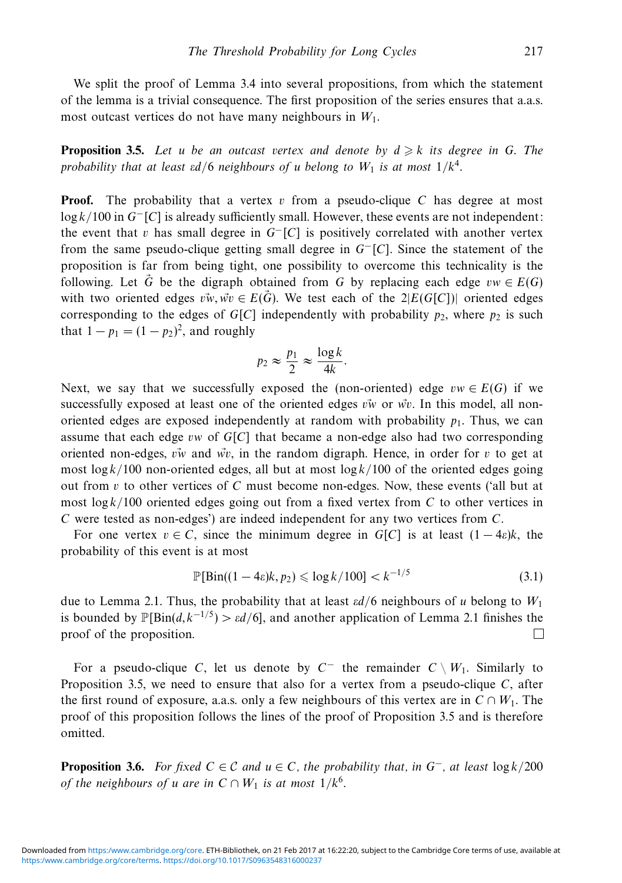We split the proof of Lemma 3.4 into several propositions, from which the statement of the lemma is a trivial consequence. The first proposition of the series ensures that a.a.s. most outcast vertices do not have many neighbours in $W_1$.

**Proposition 3.5.** *Let $u$ be an outcast vertex and denote by $d \geqslant k$ its degree in $G$. The probability that at least $\varepsilon d/6$ neighbours of $u$ belong to $W_1$ is at most $1/k^4$.*

**Proof.** The probability that a vertex $v$ from a pseudo-clique $C$ has degree at most $\log k/100$ in $G^-[C]$ is already sufficiently small. However, these events are not independent: the event that $v$ has small degree in $G^-[C]$ is positively correlated with another vertex from the same pseudo-clique getting small degree in $G^-[C]$. Since the statement of the proposition is far from being tight, one possibility to overcome this technicality is the following. Let $\vec{G}$ be the digraph obtained from $G$ by replacing each edge $vw \in E(G)$ with two oriented edges $\vec{vw}, \vec{wv} \in E(\vec{G})$. We test each of the $2|E(G[C])|$ oriented edges corresponding to the edges of $G[C]$ independently with probability $p_2$, where $p_2$ is such that $1 - p_1 = (1 - p_2)^2$, and roughly

$$p_2 \approx \frac{p_1}{2} \approx \frac{\log k}{4k}.$$

Next, we say that we successfully exposed the (non-oriented) edge $vw \in E(G)$ if we successfully exposed at least one of the oriented edges $\vec{vw}$ or $\vec{wv}$. In this model, all non-oriented edges are exposed independently at random with probability $p_1$. Thus, we can assume that each edge $vw$ of $G[C]$ that became a non-edge also had two corresponding oriented non-edges, $\vec{vw}$ and $\vec{wv}$, in the random digraph. Hence, in order for $v$ to get at most $\log k/100$ non-oriented edges, all but at most $\log k/100$ of the oriented edges going out from $v$ to other vertices of $C$ must become non-edges. Now, these events ('all but at most $\log k/100$ oriented edges going out from a fixed vertex from $C$ to other vertices in $C$ were tested as non-edges') are indeed independent for any two vertices from $C$.

For one vertex $v \in C$, since the minimum degree in $G[C]$ is at least $(1 - 4\varepsilon)k$, the probability of this event is at most

$$\mathbb{P}[\mathrm{Bin}((1 - 4\varepsilon)k, p_2) \leqslant \log k/100] < k^{-1/5} \tag{3.1}$$

due to Lemma 2.1. Thus, the probability that at least $\varepsilon d/6$ neighbours of $u$ belong to $W_1$ is bounded by $\mathbb{P}[\mathrm{Bin}(d, k^{-1/5}) > \varepsilon d/6]$, and another application of Lemma 2.1 finishes the proof of the proposition. □

For a pseudo-clique $C$, let us denote by $C^-$ the remainder $C \setminus W_1$. Similarly to Proposition 3.5, we need to ensure that also for a vertex from a pseudo-clique $C$, after the first round of exposure, a.a.s. only a few neighbours of this vertex are in $C \cap W_1$. The proof of this proposition follows the lines of the proof of Proposition 3.5 and is therefore omitted.

**Proposition 3.6.** *For fixed $C \in \mathcal{C}$ and $u \in C$, the probability that, in $G^-$, at least $\log k/200$ of the neighbours of $u$ are in $C \cap W_1$ is at most $1/k^6$.*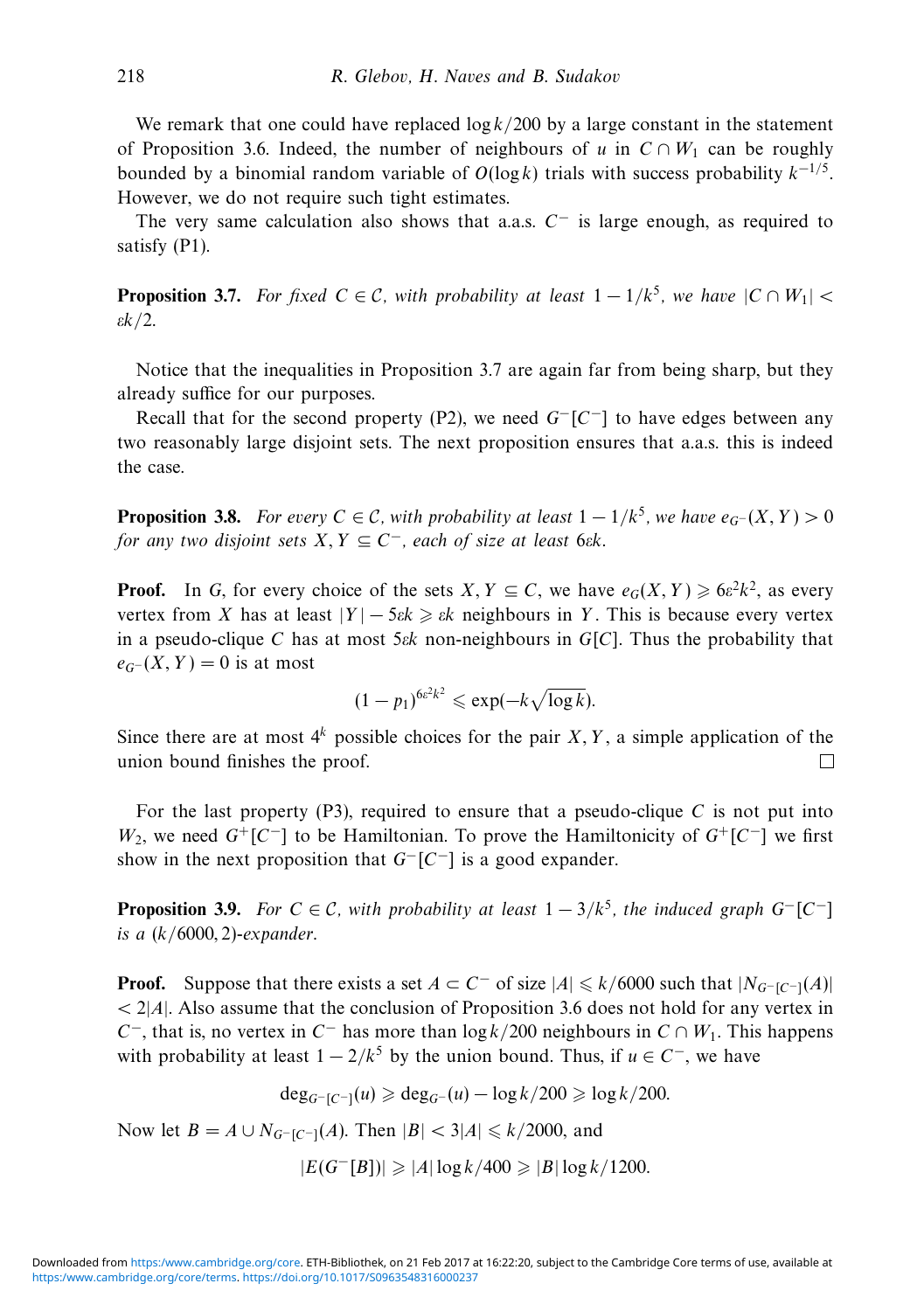We remark that one could have replaced $\log k/200$ by a large constant in the statement of Proposition 3.6. Indeed, the number of neighbours of $u$ in $C \cap W_1$ can be roughly bounded by a binomial random variable of $O(\log k)$ trials with success probability $k^{-1/5}$. However, we do not require such tight estimates.

The very same calculation also shows that a.a.s. $C^-$ is large enough, as required to satisfy (P1).

**Proposition 3.7.** *For fixed $C \in \mathcal{C}$, with probability at least $1 - 1/k^5$, we have $|C \cap W_1| < \varepsilon k/2$.*

Notice that the inequalities in Proposition 3.7 are again far from being sharp, but they already suffice for our purposes.

Recall that for the second property (P2), we need $G^-[C^-]$ to have edges between any two reasonably large disjoint sets. The next proposition ensures that a.a.s. this is indeed the case.

**Proposition 3.8.** *For every $C \in \mathcal{C}$, with probability at least $1 - 1/k^5$, we have $e_{G^-}(X, Y) > 0$ for any two disjoint sets $X, Y \subseteq C^-$, each of size at least $6\varepsilon k$.*

**Proof.** In $G$, for every choice of the sets $X, Y \subseteq C$, we have $e_G(X, Y) \geqslant 6\varepsilon^2 k^2$, as every vertex from $X$ has at least $|Y| - 5\varepsilon k \geqslant \varepsilon k$ neighbours in $Y$. This is because every vertex in a pseudo-clique $C$ has at most $5\varepsilon k$ non-neighbours in $G[C]$. Thus the probability that $e_{G^-}(X, Y) = 0$ is at most

$$(1 - p_1)^{6\varepsilon^2 k^2} \leqslant \exp(-k\sqrt{\log k}).$$

Since there are at most $4^k$ possible choices for the pair $X, Y$, a simple application of the union bound finishes the proof. $\square$

For the last property (P3), required to ensure that a pseudo-clique $C$ is not put into $W_2$, we need $G^+[C^-]$ to be Hamiltonian. To prove the Hamiltonicity of $G^+[C^-]$ we first show in the next proposition that $G^-[C^-]$ is a good expander.

**Proposition 3.9.** *For $C \in \mathcal{C}$, with probability at least $1 - 3/k^5$, the induced graph $G^-[C^-]$ is a $(k/6000, 2)$-expander.*

**Proof.** Suppose that there exists a set $A \subset C^-$ of size $|A| \leqslant k/6000$ such that $|N_{G^-[C^-]}(A)| < 2|A|$. Also assume that the conclusion of Proposition 3.6 does not hold for any vertex in $C^-$, that is, no vertex in $C^-$ has more than $\log k/200$ neighbours in $C \cap W_1$. This happens with probability at least $1 - 2/k^5$ by the union bound. Thus, if $u \in C^-$, we have

$$\deg_{G^-[C^-]}(u) \geqslant \deg_{G^-}(u) - \log k/200 \geqslant \log k/200.$$

Now let $B = A \cup N_{G^-[C^-]}(A)$. Then $|B| < 3|A| \leqslant k/2000$, and

$$|E(G^-[B])| \geqslant |A| \log k/400 \geqslant |B| \log k/1200.$$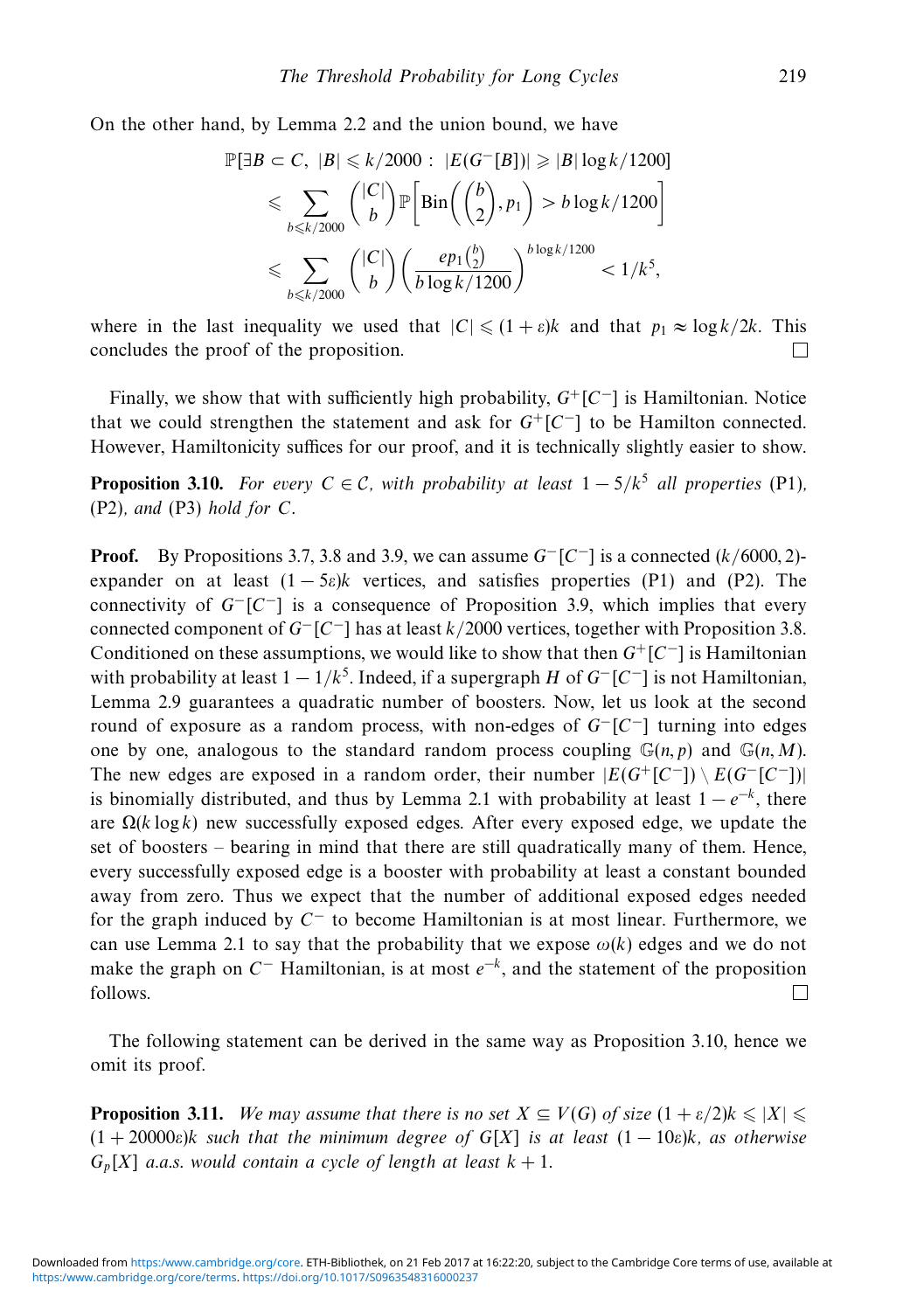On the other hand, by Lemma 2.2 and the union bound, we have

$$\begin{aligned}
\mathbb{P}[\exists B \subset C,\ |B| \leqslant k/2000 :\ |E(G^-[B])| \geqslant |B| \log k/1200] \\
\leqslant \sum_{b \leqslant k/2000} \binom{|C|}{b} \mathbb{P}\left[\mathrm{Bin}\left(\binom{b}{2}, p_1\right) > b \log k/1200\right] \\
\leqslant \sum_{b \leqslant k/2000} \binom{|C|}{b} \left(\frac{ep_1\binom{b}{2}}{b \log k/1200}\right)^{b \log k/1200} < 1/k^5,
\end{aligned}$$

where in the last inequality we used that $|C| \leqslant (1+\varepsilon)k$ and that $p_1 \approx \log k/2k$. This concludes the proof of the proposition. $\square$

Finally, we show that with sufficiently high probability, $G^+[C^-]$ is Hamiltonian. Notice that we could strengthen the statement and ask for $G^+[C^-]$ to be Hamilton connected. However, Hamiltonicity suffices for our proof, and it is technically slightly easier to show.

**Proposition 3.10.** *For every $C \in \mathcal{C}$, with probability at least $1 - 5/k^5$ all properties* (P1)*,* (P2)*, and* (P3) *hold for $C$.*

**Proof.** By Propositions 3.7, 3.8 and 3.9, we can assume $G^-[C^-]$ is a connected $(k/6000, 2)$-expander on at least $(1-5\varepsilon)k$ vertices, and satisfies properties (P1) and (P2). The connectivity of $G^-[C^-]$ is a consequence of Proposition 3.9, which implies that every connected component of $G^-[C^-]$ has at least $k/2000$ vertices, together with Proposition 3.8. Conditioned on these assumptions, we would like to show that then $G^+[C^-]$ is Hamiltonian with probability at least $1 - 1/k^5$. Indeed, if a supergraph $H$ of $G^-[C^-]$ is not Hamiltonian, Lemma 2.9 guarantees a quadratic number of boosters. Now, let us look at the second round of exposure as a random process, with non-edges of $G^-[C^-]$ turning into edges one by one, analogous to the standard random process coupling $\mathbb{G}(n,p)$ and $\mathbb{G}(n,M)$. The new edges are exposed in a random order, their number $|E(G^+[C^-]) \setminus E(G^-[C^-])|$ is binomially distributed, and thus by Lemma 2.1 with probability at least $1 - e^{-k}$, there are $\Omega(k \log k)$ new successfully exposed edges. After every exposed edge, we update the set of boosters – bearing in mind that there are still quadratically many of them. Hence, every successfully exposed edge is a booster with probability at least a constant bounded away from zero. Thus we expect that the number of additional exposed edges needed for the graph induced by $C^-$ to become Hamiltonian is at most linear. Furthermore, we can use Lemma 2.1 to say that the probability that we expose $\omega(k)$ edges and we do not make the graph on $C^-$ Hamiltonian, is at most $e^{-k}$, and the statement of the proposition follows. $\square$

The following statement can be derived in the same way as Proposition 3.10, hence we omit its proof.

**Proposition 3.11.** *We may assume that there is no set $X \subseteq V(G)$ of size $(1+\varepsilon/2)k \leqslant |X| \leqslant (1+20000\varepsilon)k$ such that the minimum degree of $G[X]$ is at least $(1-10\varepsilon)k$, as otherwise $G_p[X]$ a.a.s. would contain a cycle of length at least $k+1$.*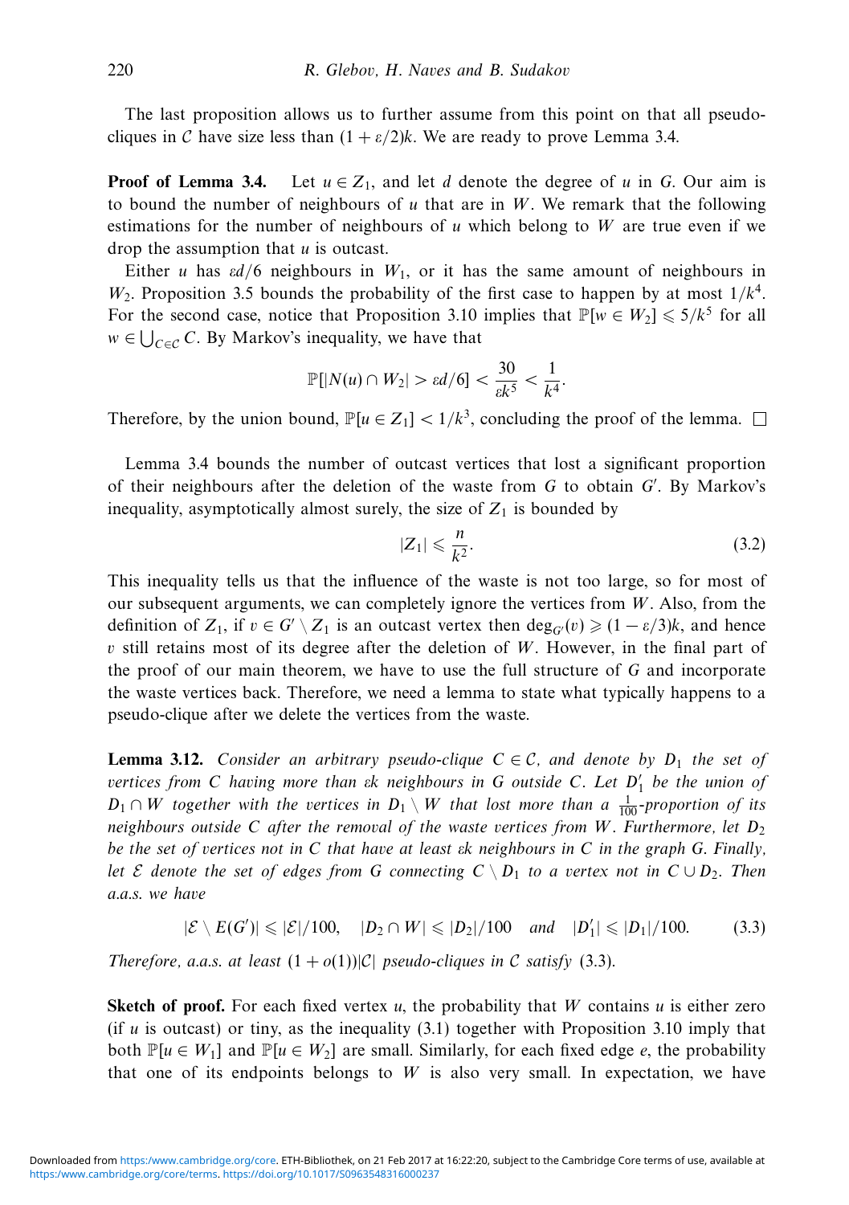The last proposition allows us to further assume from this point on that all pseudo-cliques in $\mathcal{C}$ have size less than $(1+\varepsilon/2)k$. We are ready to prove Lemma 3.4.

**Proof of Lemma 3.4.** Let $u \in Z_1$, and let $d$ denote the degree of $u$ in $G$. Our aim is to bound the number of neighbours of $u$ that are in $W$. We remark that the following estimations for the number of neighbours of $u$ which belong to $W$ are true even if we drop the assumption that $u$ is outcast.

Either $u$ has $\varepsilon d/6$ neighbours in $W_1$, or it has the same amount of neighbours in $W_2$. Proposition 3.5 bounds the probability of the first case to happen by at most $1/k^4$. For the second case, notice that Proposition 3.10 implies that $\mathbb{P}[w \in W_2] \leqslant 5/k^5$ for all $w \in \bigcup_{C \in \mathcal{C}} C$. By Markov's inequality, we have that

$$\mathbb{P}[|N(u) \cap W_2| > \varepsilon d/6] < \frac{30}{\varepsilon k^5} < \frac{1}{k^4}.$$

Therefore, by the union bound, $\mathbb{P}[u \in Z_1] < 1/k^3$, concluding the proof of the lemma. $\square$

Lemma 3.4 bounds the number of outcast vertices that lost a significant proportion of their neighbours after the deletion of the waste from $G$ to obtain $G'$. By Markov's inequality, asymptotically almost surely, the size of $Z_1$ is bounded by

$$|Z_1| \leqslant \frac{n}{k^2}. \tag{3.2}$$

This inequality tells us that the influence of the waste is not too large, so for most of our subsequent arguments, we can completely ignore the vertices from $W$. Also, from the definition of $Z_1$, if $v \in G' \setminus Z_1$ is an outcast vertex then $\deg_{G'}(v) \geqslant (1-\varepsilon/3)k$, and hence $v$ still retains most of its degree after the deletion of $W$. However, in the final part of the proof of our main theorem, we have to use the full structure of $G$ and incorporate the waste vertices back. Therefore, we need a lemma to state what typically happens to a pseudo-clique after we delete the vertices from the waste.

**Lemma 3.12.** *Consider an arbitrary pseudo-clique $C \in \mathcal{C}$, and denote by $D_1$ the set of vertices from $C$ having more than $\varepsilon k$ neighbours in $G$ outside $C$. Let $D_1'$ be the union of $D_1 \cap W$ together with the vertices in $D_1 \setminus W$ that lost more than a $\frac{1}{100}$-proportion of its neighbours outside $C$ after the removal of the waste vertices from $W$. Furthermore, let $D_2$ be the set of vertices not in $C$ that have at least $\varepsilon k$ neighbours in $C$ in the graph $G$. Finally, let $\mathcal{E}$ denote the set of edges from $G$ connecting $C \setminus D_1$ to a vertex not in $C \cup D_2$. Then a.a.s. we have*

$$|\mathcal{E} \setminus E(G')| \leqslant |\mathcal{E}|/100, \quad |D_2 \cap W| \leqslant |D_2|/100 \quad \text{and} \quad |D_1'| \leqslant |D_1|/100. \tag{3.3}$$

*Therefore, a.a.s. at least $(1+o(1))|\mathcal{C}|$ pseudo-cliques in $\mathcal{C}$ satisfy* (3.3).

**Sketch of proof.** For each fixed vertex $u$, the probability that $W$ contains $u$ is either zero (if $u$ is outcast) or tiny, as the inequality (3.1) together with Proposition 3.10 imply that both $\mathbb{P}[u \in W_1]$ and $\mathbb{P}[u \in W_2]$ are small. Similarly, for each fixed edge $e$, the probability that one of its endpoints belongs to $W$ is also very small. In expectation, we have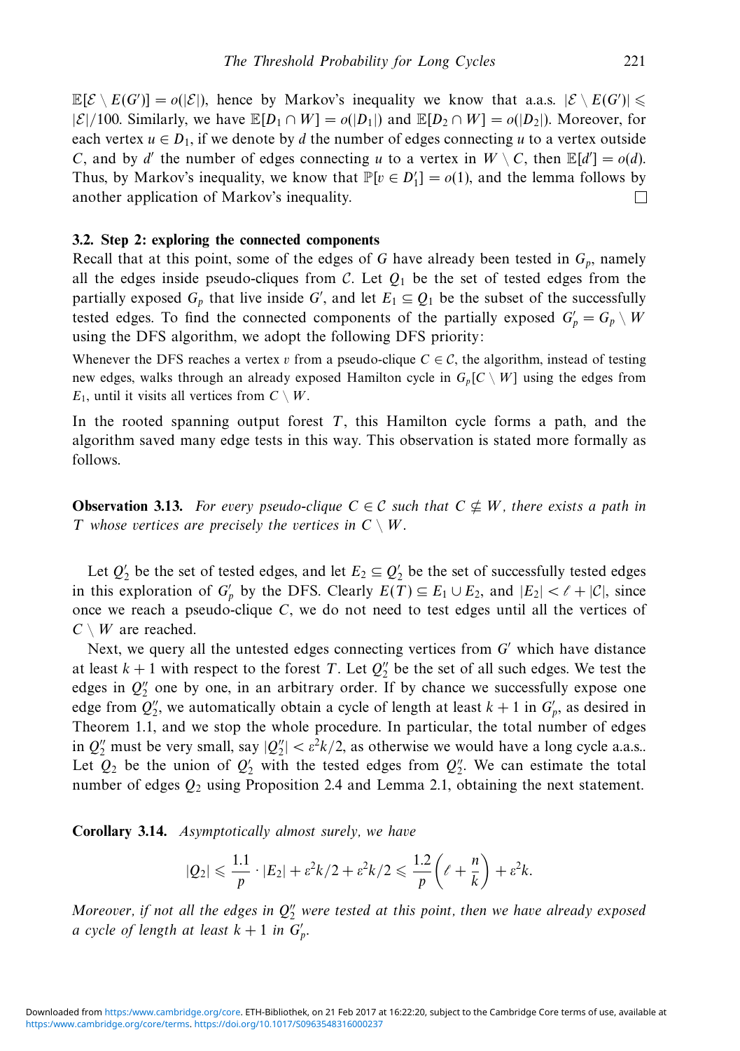$\mathbb{E}[\mathcal{E} \setminus E(G')] = o(|\mathcal{E}|)$, hence by Markov's inequality we know that a.a.s. $|\mathcal{E} \setminus E(G')| \leqslant |\mathcal{E}|/100$. Similarly, we have $\mathbb{E}[D_1 \cap W] = o(|D_1|)$ and $\mathbb{E}[D_2 \cap W] = o(|D_2|)$. Moreover, for each vertex $u \in D_1$, if we denote by $d$ the number of edges connecting $u$ to a vertex outside $C$, and by $d'$ the number of edges connecting $u$ to a vertex in $W \setminus C$, then $\mathbb{E}[d'] = o(d)$. Thus, by Markov's inequality, we know that $\mathbb{P}[v \in D_1'] = o(1)$, and the lemma follows by another application of Markov's inequality. □

### 3.2. Step 2: exploring the connected components

Recall that at this point, some of the edges of $G$ have already been tested in $G_p$, namely all the edges inside pseudo-cliques from $\mathcal{C}$. Let $Q_1$ be the set of tested edges from the partially exposed $G_p$ that live inside $G'$, and let $E_1 \subseteq Q_1$ be the subset of the successfully tested edges. To find the connected components of the partially exposed $G_p' = G_p \setminus W$ using the DFS algorithm, we adopt the following DFS priority:

Whenever the DFS reaches a vertex $v$ from a pseudo-clique $C \in \mathcal{C}$, the algorithm, instead of testing new edges, walks through an already exposed Hamilton cycle in $G_p[C \setminus W]$ using the edges from $E_1$, until it visits all vertices from $C \setminus W$.

In the rooted spanning output forest $T$, this Hamilton cycle forms a path, and the algorithm saved many edge tests in this way. This observation is stated more formally as follows.

**Observation 3.13.** *For every pseudo-clique $C \in \mathcal{C}$ such that $C \nsubseteq W$, there exists a path in $T$ whose vertices are precisely the vertices in $C \setminus W$.*

Let $Q_2'$ be the set of tested edges, and let $E_2 \subseteq Q_2'$ be the set of successfully tested edges in this exploration of $G_p'$ by the DFS. Clearly $E(T) \subseteq E_1 \cup E_2$, and $|E_2| < \ell + |\mathcal{C}|$, since once we reach a pseudo-clique $C$, we do not need to test edges until all the vertices of $C \setminus W$ are reached.

Next, we query all the untested edges connecting vertices from $G'$ which have distance at least $k+1$ with respect to the forest $T$. Let $Q_2''$ be the set of all such edges. We test the edges in $Q_2''$ one by one, in an arbitrary order. If by chance we successfully expose one edge from $Q_2''$, we automatically obtain a cycle of length at least $k+1$ in $G_p'$, as desired in Theorem 1.1, and we stop the whole procedure. In particular, the total number of edges in $Q_2''$ must be very small, say $|Q_2''| < \varepsilon^2 k/2$, as otherwise we would have a long cycle a.a.s.. Let $Q_2$ be the union of $Q_2'$ with the tested edges from $Q_2''$. We can estimate the total number of edges $Q_2$ using Proposition 2.4 and Lemma 2.1, obtaining the next statement.

**Corollary 3.14.** *Asymptotically almost surely, we have*

$$|Q_2| \leqslant \frac{1.1}{p} \cdot |E_2| + \varepsilon^2 k/2 + \varepsilon^2 k/2 \leqslant \frac{1.2}{p}\left(\ell + \frac{n}{k}\right) + \varepsilon^2 k.$$

*Moreover, if not all the edges in $Q_2''$ were tested at this point, then we have already exposed a cycle of length at least $k+1$ in $G_p'$.*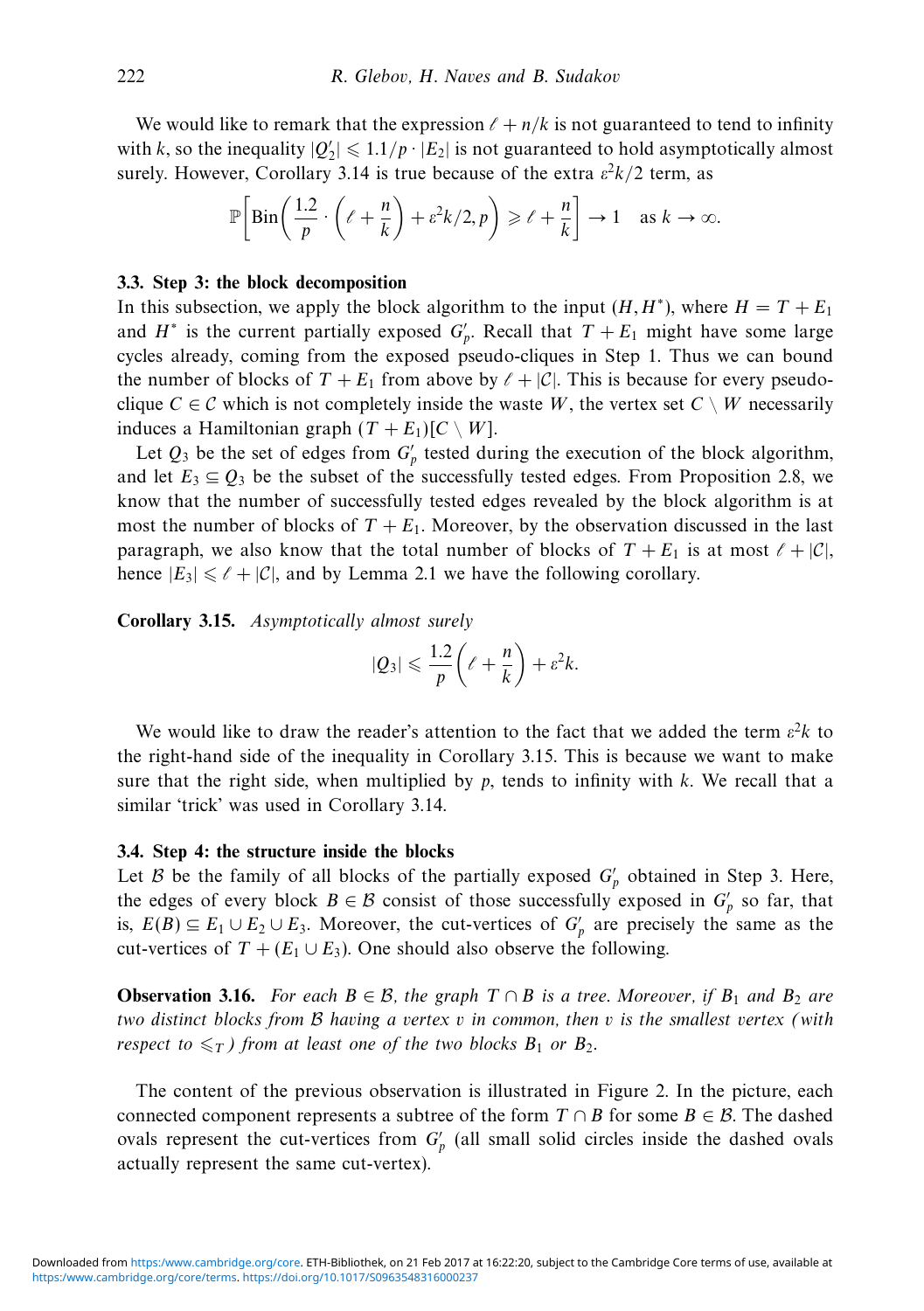We would like to remark that the expression $\ell + n/k$ is not guaranteed to tend to infinity with $k$, so the inequality $|Q_2'| \leqslant 1.1/p \cdot |E_2|$ is not guaranteed to hold asymptotically almost surely. However, Corollary 3.14 is true because of the extra $\varepsilon^2 k/2$ term, as

$$\mathbb{P}\left[\text{Bin}\left(\frac{1.2}{p} \cdot \left(\ell + \frac{n}{k}\right) + \varepsilon^2 k/2, p\right) \geqslant \ell + \frac{n}{k}\right] \to 1 \quad \text{as } k \to \infty.$$

### 3.3. Step 3: the block decomposition

In this subsection, we apply the block algorithm to the input $(H, H^*)$, where $H = T + E_1$ and $H^*$ is the current partially exposed $G_p'$. Recall that $T + E_1$ might have some large cycles already, coming from the exposed pseudo-cliques in Step 1. Thus we can bound the number of blocks of $T + E_1$ from above by $\ell + |\mathcal{C}|$. This is because for every pseudo-clique $C \in \mathcal{C}$ which is not completely inside the waste $W$, the vertex set $C \setminus W$ necessarily induces a Hamiltonian graph $(T + E_1)[C \setminus W]$.

Let $Q_3$ be the set of edges from $G_p'$ tested during the execution of the block algorithm, and let $E_3 \subseteq Q_3$ be the subset of the successfully tested edges. From Proposition 2.8, we know that the number of successfully tested edges revealed by the block algorithm is at most the number of blocks of $T + E_1$. Moreover, by the observation discussed in the last paragraph, we also know that the total number of blocks of $T + E_1$ is at most $\ell + |\mathcal{C}|$, hence $|E_3| \leqslant \ell + |\mathcal{C}|$, and by Lemma 2.1 we have the following corollary.

**Corollary 3.15.** *Asymptotically almost surely*

$$|Q_3| \leqslant \frac{1.2}{p}\left(\ell + \frac{n}{k}\right) + \varepsilon^2 k.$$

We would like to draw the reader's attention to the fact that we added the term $\varepsilon^2 k$ to the right-hand side of the inequality in Corollary 3.15. This is because we want to make sure that the right side, when multiplied by $p$, tends to infinity with $k$. We recall that a similar 'trick' was used in Corollary 3.14.

### 3.4. Step 4: the structure inside the blocks

Let $\mathcal{B}$ be the family of all blocks of the partially exposed $G_p'$ obtained in Step 3. Here, the edges of every block $B \in \mathcal{B}$ consist of those successfully exposed in $G_p'$ so far, that is, $E(B) \subseteq E_1 \cup E_2 \cup E_3$. Moreover, the cut-vertices of $G_p'$ are precisely the same as the cut-vertices of $T + (E_1 \cup E_3)$. One should also observe the following.

**Observation 3.16.** *For each $B \in \mathcal{B}$, the graph $T \cap B$ is a tree. Moreover, if $B_1$ and $B_2$ are two distinct blocks from $\mathcal{B}$ having a vertex $v$ in common, then $v$ is the smallest vertex (with respect to $\leqslant_T$) from at least one of the two blocks $B_1$ or $B_2$.*

The content of the previous observation is illustrated in Figure 2. In the picture, each connected component represents a subtree of the form $T \cap B$ for some $B \in \mathcal{B}$. The dashed ovals represent the cut-vertices from $G_p'$ (all small solid circles inside the dashed ovals actually represent the same cut-vertex).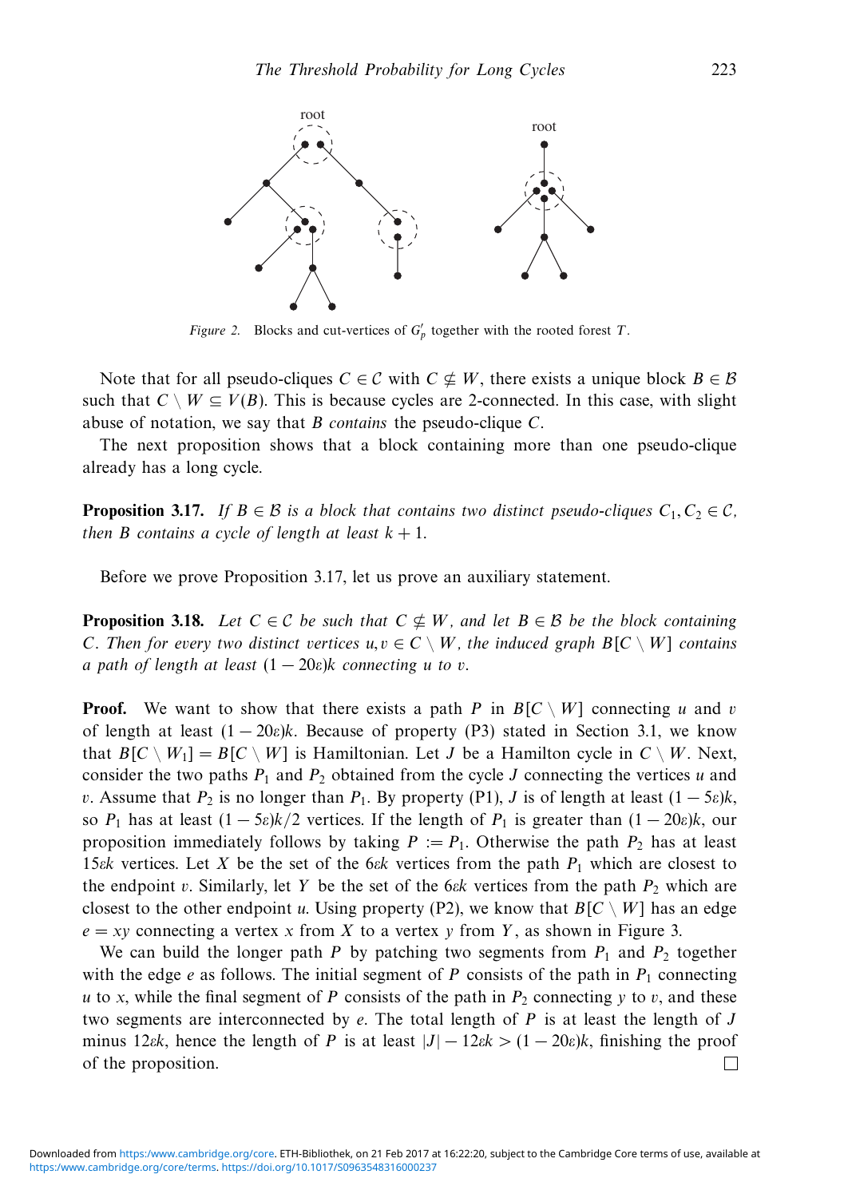*Figure 2.* Blocks and cut-vertices of $G'_p$ together with the rooted forest $T$.

Note that for all pseudo-cliques $C \in \mathcal{C}$ with $C \not\subseteq W$, there exists a unique block $B \in \mathcal{B}$ such that $C \setminus W \subseteq V(B)$. This is because cycles are 2-connected. In this case, with slight abuse of notation, we say that $B$ *contains* the pseudo-clique $C$.

The next proposition shows that a block containing more than one pseudo-clique already has a long cycle.

**Proposition 3.17.** *If $B \in \mathcal{B}$ is a block that contains two distinct pseudo-cliques $C_1, C_2 \in \mathcal{C}$, then $B$ contains a cycle of length at least $k+1$.*

Before we prove Proposition 3.17, let us prove an auxiliary statement.

**Proposition 3.18.** *Let $C \in \mathcal{C}$ be such that $C \not\subseteq W$, and let $B \in \mathcal{B}$ be the block containing $C$. Then for every two distinct vertices $u, v \in C \setminus W$, the induced graph $B[C \setminus W]$ contains a path of length at least $(1-20\varepsilon)k$ connecting $u$ to $v$.*

**Proof.** We want to show that there exists a path $P$ in $B[C \setminus W]$ connecting $u$ and $v$ of length at least $(1-20\varepsilon)k$. Because of property (P3) stated in Section 3.1, we know that $B[C \setminus W_1] = B[C \setminus W]$ is Hamiltonian. Let $J$ be a Hamilton cycle in $C \setminus W$. Next, consider the two paths $P_1$ and $P_2$ obtained from the cycle $J$ connecting the vertices $u$ and $v$. Assume that $P_2$ is no longer than $P_1$. By property (P1), $J$ is of length at least $(1-5\varepsilon)k$, so $P_1$ has at least $(1-5\varepsilon)k/2$ vertices. If the length of $P_1$ is greater than $(1-20\varepsilon)k$, our proposition immediately follows by taking $P := P_1$. Otherwise the path $P_2$ has at least $15\varepsilon k$ vertices. Let $X$ be the set of the $6\varepsilon k$ vertices from the path $P_1$ which are closest to the endpoint $v$. Similarly, let $Y$ be the set of the $6\varepsilon k$ vertices from the path $P_2$ which are closest to the other endpoint $u$. Using property (P2), we know that $B[C \setminus W]$ has an edge $e = xy$ connecting a vertex $x$ from $X$ to a vertex $y$ from $Y$, as shown in Figure 3.

We can build the longer path $P$ by patching two segments from $P_1$ and $P_2$ together with the edge $e$ as follows. The initial segment of $P$ consists of the path in $P_1$ connecting $u$ to $x$, while the final segment of $P$ consists of the path in $P_2$ connecting $y$ to $v$, and these two segments are interconnected by $e$. The total length of $P$ is at least the length of $J$ minus $12\varepsilon k$, hence the length of $P$ is at least $|J| - 12\varepsilon k > (1-20\varepsilon)k$, finishing the proof of the proposition. $\square$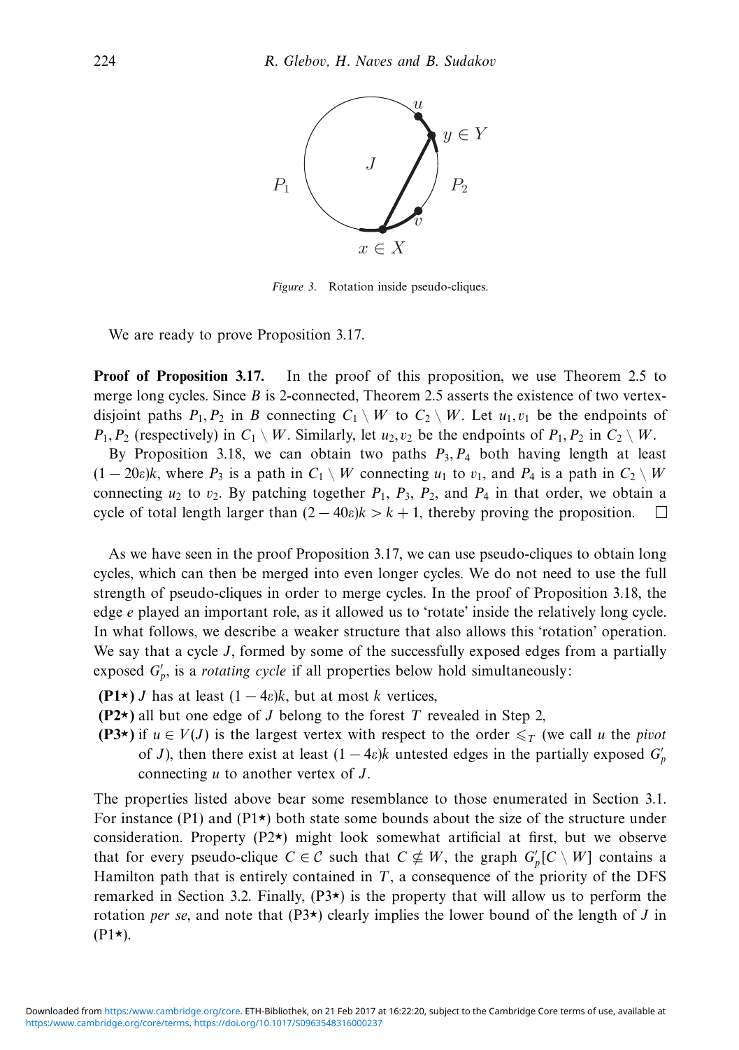*Figure 3.* Rotation inside pseudo-cliques.

We are ready to prove Proposition 3.17.

**Proof of Proposition 3.17.** In the proof of this proposition, we use Theorem 2.5 to merge long cycles. Since $B$ is 2-connected, Theorem 2.5 asserts the existence of two vertex-disjoint paths $P_1, P_2$ in $B$ connecting $C_1 \setminus W$ to $C_2 \setminus W$. Let $u_1, v_1$ be the endpoints of $P_1, P_2$ (respectively) in $C_1 \setminus W$. Similarly, let $u_2, v_2$ be the endpoints of $P_1, P_2$ in $C_2 \setminus W$.

By Proposition 3.18, we can obtain two paths $P_3, P_4$ both having length at least $(1 - 20\varepsilon)k$, where $P_3$ is a path in $C_1 \setminus W$ connecting $u_1$ to $v_1$, and $P_4$ is a path in $C_2 \setminus W$ connecting $u_2$ to $v_2$. By patching together $P_1$, $P_3$, $P_2$, and $P_4$ in that order, we obtain a cycle of total length larger than $(2 - 40\varepsilon)k > k + 1$, thereby proving the proposition. □

As we have seen in the proof Proposition 3.17, we can use pseudo-cliques to obtain long cycles, which can then be merged into even longer cycles. We do not need to use the full strength of pseudo-cliques in order to merge cycles. In the proof of Proposition 3.18, the edge $e$ played an important role, as it allowed us to 'rotate' inside the relatively long cycle. In what follows, we describe a weaker structure that also allows this 'rotation' operation. We say that a cycle $J$, formed by some of the successfully exposed edges from a partially exposed $G'_p$, is a *rotating cycle* if all properties below hold simultaneously:

- **(P1⋆)** $J$ has at least $(1 - 4\varepsilon)k$, but at most $k$ vertices,
- **(P2⋆)** all but one edge of $J$ belong to the forest $T$ revealed in Step 2,
- **(P3⋆)** if $u \in V(J)$ is the largest vertex with respect to the order $\leqslant_T$ (we call $u$ the *pivot* of $J$), then there exist at least $(1 - 4\varepsilon)k$ untested edges in the partially exposed $G'_p$ connecting $u$ to another vertex of $J$.

The properties listed above bear some resemblance to those enumerated in Section 3.1. For instance (P1) and (P1⋆) both state some bounds about the size of the structure under consideration. Property (P2⋆) might look somewhat artificial at first, but we observe that for every pseudo-clique $C \in \mathcal{C}$ such that $C \nsubseteq W$, the graph $G'_p[C \setminus W]$ contains a Hamilton path that is entirely contained in $T$, a consequence of the priority of the DFS remarked in Section 3.2. Finally, (P3⋆) is the property that will allow us to perform the rotation *per se*, and note that (P3⋆) clearly implies the lower bound of the length of $J$ in (P1⋆).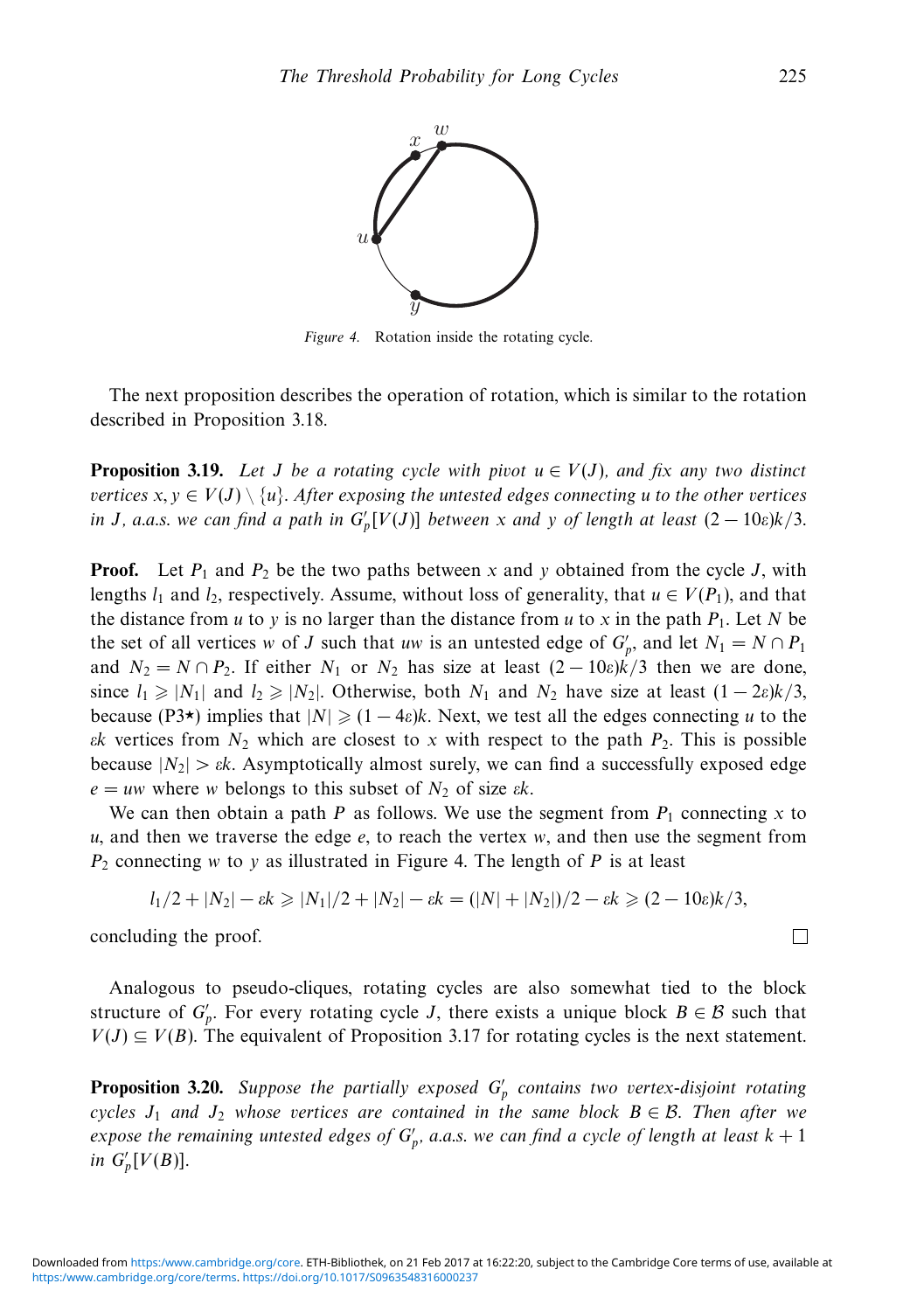*Figure 4.* Rotation inside the rotating cycle.

The next proposition describes the operation of rotation, which is similar to the rotation described in Proposition 3.18.

**Proposition 3.19.** *Let $J$ be a rotating cycle with pivot $u \in V(J)$, and fix any two distinct vertices $x, y \in V(J) \setminus \{u\}$. After exposing the untested edges connecting $u$ to the other vertices in $J$, a.a.s. we can find a path in $G'_p[V(J)]$ between $x$ and $y$ of length at least $(2 - 10\varepsilon)k/3$.*

**Proof.** Let $P_1$ and $P_2$ be the two paths between $x$ and $y$ obtained from the cycle $J$, with lengths $l_1$ and $l_2$, respectively. Assume, without loss of generality, that $u \in V(P_1)$, and that the distance from $u$ to $y$ is no larger than the distance from $u$ to $x$ in the path $P_1$. Let $N$ be the set of all vertices $w$ of $J$ such that $uw$ is an untested edge of $G'_p$, and let $N_1 = N \cap P_1$ and $N_2 = N \cap P_2$. If either $N_1$ or $N_2$ has size at least $(2 - 10\varepsilon)k/3$ then we are done, since $l_1 \geqslant |N_1|$ and $l_2 \geqslant |N_2|$. Otherwise, both $N_1$ and $N_2$ have size at least $(1 - 2\varepsilon)k/3$, because (P3$\star$) implies that $|N| \geqslant (1 - 4\varepsilon)k$. Next, we test all the edges connecting $u$ to the $\varepsilon k$ vertices from $N_2$ which are closest to $x$ with respect to the path $P_2$. This is possible because $|N_2| > \varepsilon k$. Asymptotically almost surely, we can find a successfully exposed edge $e = uw$ where $w$ belongs to this subset of $N_2$ of size $\varepsilon k$.

We can then obtain a path $P$ as follows. We use the segment from $P_1$ connecting $x$ to $u$, and then we traverse the edge $e$, to reach the vertex $w$, and then use the segment from $P_2$ connecting $w$ to $y$ as illustrated in Figure 4. The length of $P$ is at least

$$l_1/2 + |N_2| - \varepsilon k \geqslant |N_1|/2 + |N_2| - \varepsilon k = (|N| + |N_2|)/2 - \varepsilon k \geqslant (2 - 10\varepsilon)k/3,$$

concluding the proof. $\square$

Analogous to pseudo-cliques, rotating cycles are also somewhat tied to the block structure of $G'_p$. For every rotating cycle $J$, there exists a unique block $B \in \mathcal{B}$ such that $V(J) \subseteq V(B)$. The equivalent of Proposition 3.17 for rotating cycles is the next statement.

**Proposition 3.20.** *Suppose the partially exposed $G'_p$ contains two vertex-disjoint rotating cycles $J_1$ and $J_2$ whose vertices are contained in the same block $B \in \mathcal{B}$. Then after we expose the remaining untested edges of $G'_p$, a.a.s. we can find a cycle of length at least $k + 1$ in $G'_p[V(B)]$.*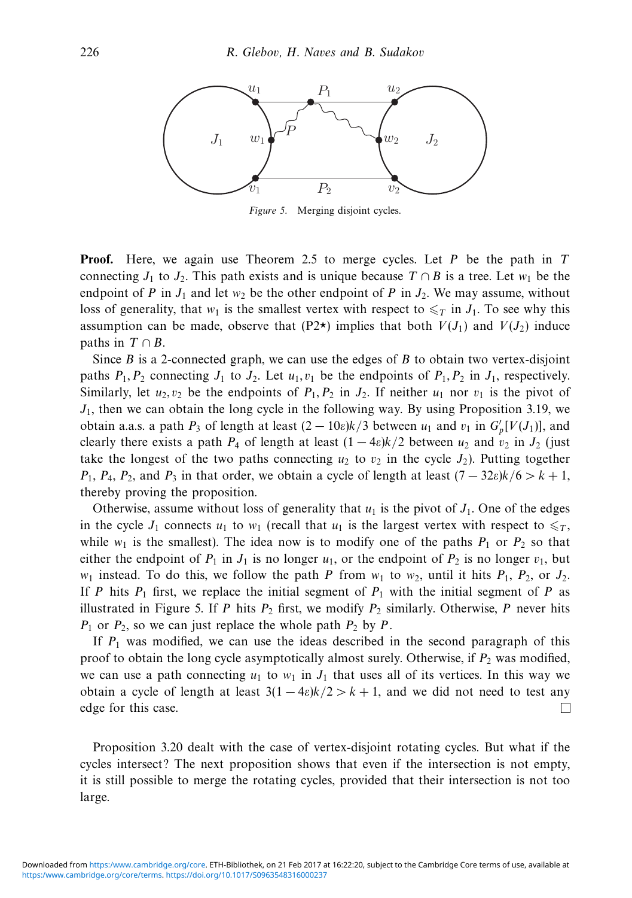*Figure 5.* Merging disjoint cycles.

**Proof.** Here, we again use Theorem 2.5 to merge cycles. Let $P$ be the path in $T$ connecting $J_1$ to $J_2$. This path exists and is unique because $T \cap B$ is a tree. Let $w_1$ be the endpoint of $P$ in $J_1$ and let $w_2$ be the other endpoint of $P$ in $J_2$. We may assume, without loss of generality, that $w_1$ is the smallest vertex with respect to $\leqslant_T$ in $J_1$. To see why this assumption can be made, observe that (P2$\star$) implies that both $V(J_1)$ and $V(J_2)$ induce paths in $T \cap B$.

Since $B$ is a 2-connected graph, we can use the edges of $B$ to obtain two vertex-disjoint paths $P_1, P_2$ connecting $J_1$ to $J_2$. Let $u_1, v_1$ be the endpoints of $P_1, P_2$ in $J_1$, respectively. Similarly, let $u_2, v_2$ be the endpoints of $P_1, P_2$ in $J_2$. If neither $u_1$ nor $v_1$ is the pivot of $J_1$, then we can obtain the long cycle in the following way. By using Proposition 3.19, we obtain a.a.s. a path $P_3$ of length at least $(2 - 10\varepsilon)k/3$ between $u_1$ and $v_1$ in $G'_p[V(J_1)]$, and clearly there exists a path $P_4$ of length at least $(1 - 4\varepsilon)k/2$ between $u_2$ and $v_2$ in $J_2$ (just take the longest of the two paths connecting $u_2$ to $v_2$ in the cycle $J_2$). Putting together $P_1$, $P_4$, $P_2$, and $P_3$ in that order, we obtain a cycle of length at least $(7 - 32\varepsilon)k/6 > k + 1$, thereby proving the proposition.

Otherwise, assume without loss of generality that $u_1$ is the pivot of $J_1$. One of the edges in the cycle $J_1$ connects $u_1$ to $w_1$ (recall that $u_1$ is the largest vertex with respect to $\leqslant_T$, while $w_1$ is the smallest). The idea now is to modify one of the paths $P_1$ or $P_2$ so that either the endpoint of $P_1$ in $J_1$ is no longer $u_1$, or the endpoint of $P_2$ is no longer $v_1$, but $w_1$ instead. To do this, we follow the path $P$ from $w_1$ to $w_2$, until it hits $P_1$, $P_2$, or $J_2$. If $P$ hits $P_1$ first, we replace the initial segment of $P_1$ with the initial segment of $P$ as illustrated in Figure 5. If $P$ hits $P_2$ first, we modify $P_2$ similarly. Otherwise, $P$ never hits $P_1$ or $P_2$, so we can just replace the whole path $P_2$ by $P$.

If $P_1$ was modified, we can use the ideas described in the second paragraph of this proof to obtain the long cycle asymptotically almost surely. Otherwise, if $P_2$ was modified, we can use a path connecting $u_1$ to $w_1$ in $J_1$ that uses all of its vertices. In this way we obtain a cycle of length at least $3(1 - 4\varepsilon)k/2 > k + 1$, and we did not need to test any edge for this case. $\square$

Proposition 3.20 dealt with the case of vertex-disjoint rotating cycles. But what if the cycles intersect? The next proposition shows that even if the intersection is not empty, it is still possible to merge the rotating cycles, provided that their intersection is not too large.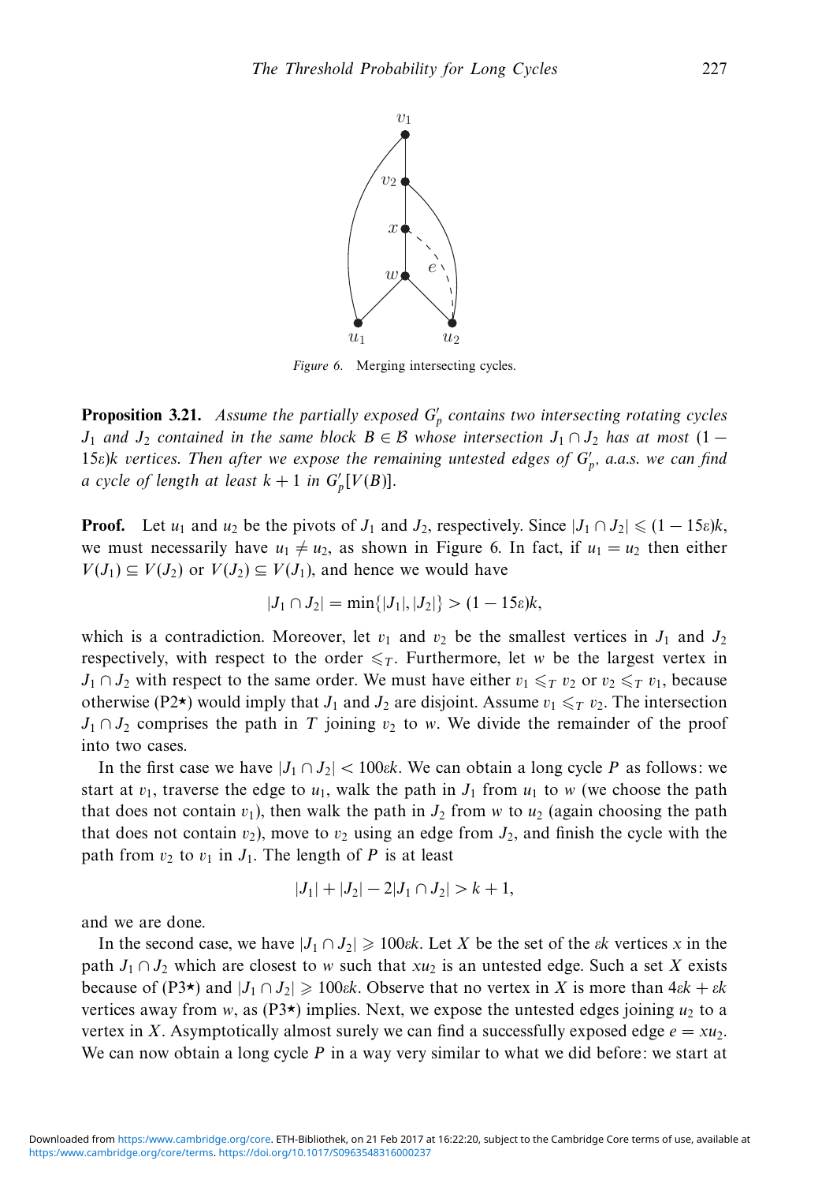Figure 6. Merging intersecting cycles.

**Proposition 3.21.** *Assume the partially exposed $G'_p$ contains two intersecting rotating cycles $J_1$ and $J_2$ contained in the same block $B \in \mathcal{B}$ whose intersection $J_1 \cap J_2$ has at most $(1 - 15\varepsilon)k$ vertices. Then after we expose the remaining untested edges of $G'_p$, a.a.s. we can find a cycle of length at least $k+1$ in $G'_p[V(B)]$.*

**Proof.** Let $u_1$ and $u_2$ be the pivots of $J_1$ and $J_2$, respectively. Since $|J_1 \cap J_2| \leqslant (1 - 15\varepsilon)k$, we must necessarily have $u_1 \neq u_2$, as shown in Figure 6. In fact, if $u_1 = u_2$ then either $V(J_1) \subseteq V(J_2)$ or $V(J_2) \subseteq V(J_1)$, and hence we would have

$$|J_1 \cap J_2| = \min\{|J_1|, |J_2|\} > (1 - 15\varepsilon)k,$$

which is a contradiction. Moreover, let $v_1$ and $v_2$ be the smallest vertices in $J_1$ and $J_2$ respectively, with respect to the order $\leqslant_T$. Furthermore, let $w$ be the largest vertex in $J_1 \cap J_2$ with respect to the same order. We must have either $v_1 \leqslant_T v_2$ or $v_2 \leqslant_T v_1$, because otherwise (P2⋆) would imply that $J_1$ and $J_2$ are disjoint. Assume $v_1 \leqslant_T v_2$. The intersection $J_1 \cap J_2$ comprises the path in $T$ joining $v_2$ to $w$. We divide the remainder of the proof into two cases.

In the first case we have $|J_1 \cap J_2| < 100\varepsilon k$. We can obtain a long cycle $P$ as follows: we start at $v_1$, traverse the edge to $u_1$, walk the path in $J_1$ from $u_1$ to $w$ (we choose the path that does not contain $v_1$), then walk the path in $J_2$ from $w$ to $u_2$ (again choosing the path that does not contain $v_2$), move to $v_2$ using an edge from $J_2$, and finish the cycle with the path from $v_2$ to $v_1$ in $J_1$. The length of $P$ is at least

$$|J_1| + |J_2| - 2|J_1 \cap J_2| > k + 1,$$

and we are done.

In the second case, we have $|J_1 \cap J_2| \geqslant 100\varepsilon k$. Let $X$ be the set of the $\varepsilon k$ vertices $x$ in the path $J_1 \cap J_2$ which are closest to $w$ such that $xu_2$ is an untested edge. Such a set $X$ exists because of (P3⋆) and $|J_1 \cap J_2| \geqslant 100\varepsilon k$. Observe that no vertex in $X$ is more than $4\varepsilon k + \varepsilon k$ vertices away from $w$, as (P3⋆) implies. Next, we expose the untested edges joining $u_2$ to a vertex in $X$. Asymptotically almost surely we can find a successfully exposed edge $e = xu_2$. We can now obtain a long cycle $P$ in a way very similar to what we did before: we start at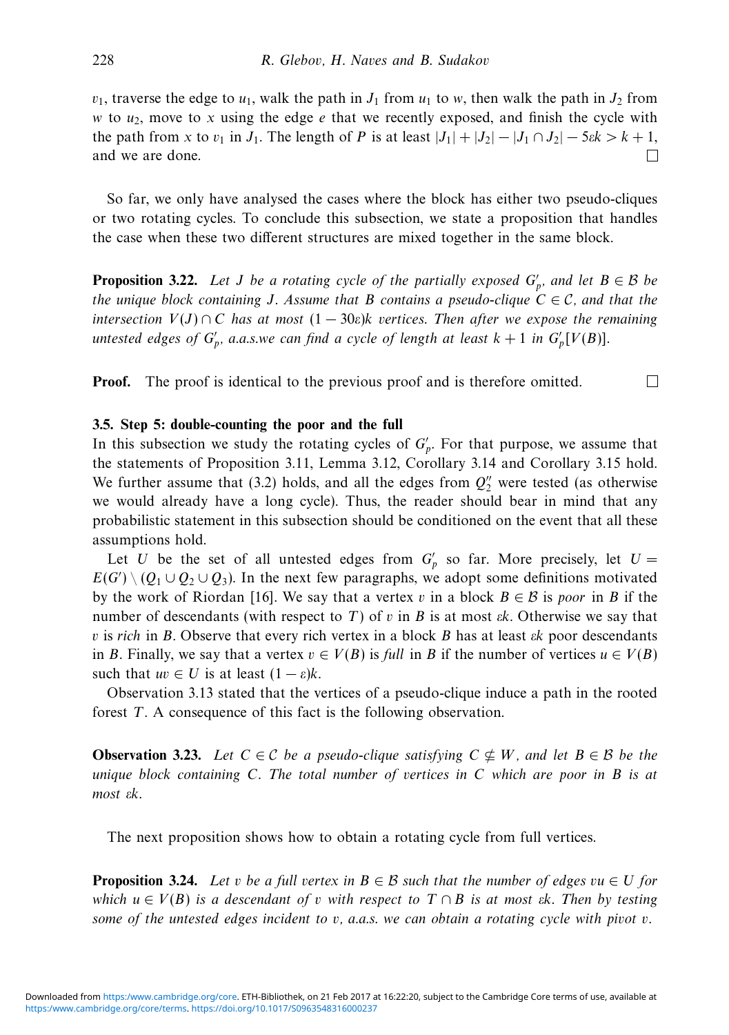$v_1$, traverse the edge to $u_1$, walk the path in $J_1$ from $u_1$ to $w$, then walk the path in $J_2$ from $w$ to $u_2$, move to $x$ using the edge $e$ that we recently exposed, and finish the cycle with the path from $x$ to $v_1$ in $J_1$. The length of $P$ is at least $|J_1| + |J_2| - |J_1 \cap J_2| - 5\varepsilon k > k + 1$, and we are done. $\square$

So far, we only have analysed the cases where the block has either two pseudo-cliques or two rotating cycles. To conclude this subsection, we state a proposition that handles the case when these two different structures are mixed together in the same block.

**Proposition 3.22.** *Let $J$ be a rotating cycle of the partially exposed $G'_p$, and let $B \in \mathcal{B}$ be the unique block containing $J$. Assume that $B$ contains a pseudo-clique $C \in \mathcal{C}$, and that the intersection $V(J) \cap C$ has at most $(1 - 30\varepsilon)k$ vertices. Then after we expose the remaining untested edges of $G'_p$, a.a.s.we can find a cycle of length at least $k + 1$ in $G'_p[V(B)]$.*

**Proof.** The proof is identical to the previous proof and is therefore omitted. $\square$

### 3.5. Step 5: double-counting the poor and the full

In this subsection we study the rotating cycles of $G'_p$. For that purpose, we assume that the statements of Proposition 3.11, Lemma 3.12, Corollary 3.14 and Corollary 3.15 hold. We further assume that (3.2) holds, and all the edges from $Q''_2$ were tested (as otherwise we would already have a long cycle). Thus, the reader should bear in mind that any probabilistic statement in this subsection should be conditioned on the event that all these assumptions hold.

Let $U$ be the set of all untested edges from $G'_p$ so far. More precisely, let $U = E(G') \setminus (Q_1 \cup Q_2 \cup Q_3)$. In the next few paragraphs, we adopt some definitions motivated by the work of Riordan [16]. We say that a vertex $v$ in a block $B \in \mathcal{B}$ is *poor* in $B$ if the number of descendants (with respect to $T$) of $v$ in $B$ is at most $\varepsilon k$. Otherwise we say that $v$ is *rich* in $B$. Observe that every rich vertex in a block $B$ has at least $\varepsilon k$ poor descendants in $B$. Finally, we say that a vertex $v \in V(B)$ is *full* in $B$ if the number of vertices $u \in V(B)$ such that $uv \in U$ is at least $(1 - \varepsilon)k$.

Observation 3.13 stated that the vertices of a pseudo-clique induce a path in the rooted forest $T$. A consequence of this fact is the following observation.

**Observation 3.23.** *Let $C \in \mathcal{C}$ be a pseudo-clique satisfying $C \not\subseteq W$, and let $B \in \mathcal{B}$ be the unique block containing $C$. The total number of vertices in $C$ which are poor in $B$ is at most $\varepsilon k$.*

The next proposition shows how to obtain a rotating cycle from full vertices.

**Proposition 3.24.** *Let $v$ be a full vertex in $B \in \mathcal{B}$ such that the number of edges $vu \in U$ for which $u \in V(B)$ is a descendant of $v$ with respect to $T \cap B$ is at most $\varepsilon k$. Then by testing some of the untested edges incident to $v$, a.a.s. we can obtain a rotating cycle with pivot $v$.*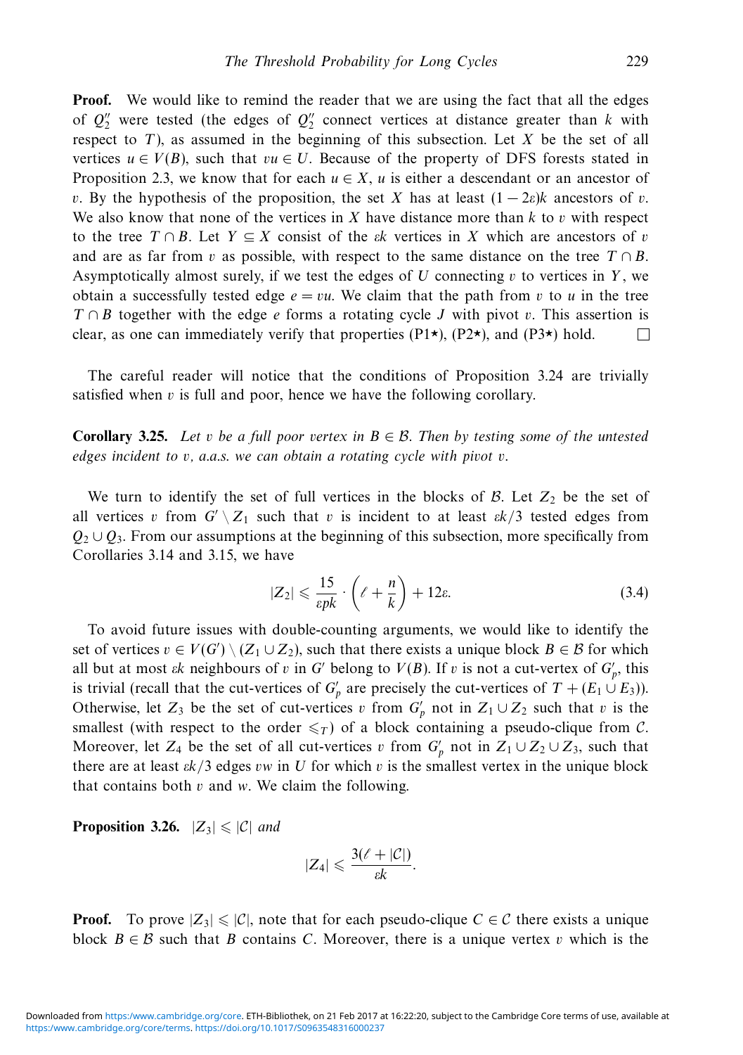**Proof.** We would like to remind the reader that we are using the fact that all the edges of $Q_2''$ were tested (the edges of $Q_2''$ connect vertices at distance greater than $k$ with respect to $T$), as assumed in the beginning of this subsection. Let $X$ be the set of all vertices $u \in V(B)$, such that $vu \in U$. Because of the property of DFS forests stated in Proposition 2.3, we know that for each $u \in X$, $u$ is either a descendant or an ancestor of $v$. By the hypothesis of the proposition, the set $X$ has at least $(1-2\varepsilon)k$ ancestors of $v$. We also know that none of the vertices in $X$ have distance more than $k$ to $v$ with respect to the tree $T \cap B$. Let $Y \subseteq X$ consist of the $\varepsilon k$ vertices in $X$ which are ancestors of $v$ and are as far from $v$ as possible, with respect to the same distance on the tree $T \cap B$. Asymptotically almost surely, if we test the edges of $U$ connecting $v$ to vertices in $Y$, we obtain a successfully tested edge $e = vu$. We claim that the path from $v$ to $u$ in the tree $T \cap B$ together with the edge $e$ forms a rotating cycle $J$ with pivot $v$. This assertion is clear, as one can immediately verify that properties (P1⋆), (P2⋆), and (P3⋆) hold. □

The careful reader will notice that the conditions of Proposition 3.24 are trivially satisfied when $v$ is full and poor, hence we have the following corollary.

**Corollary 3.25.** *Let $v$ be a full poor vertex in $B \in \mathcal{B}$. Then by testing some of the untested edges incident to $v$, a.a.s. we can obtain a rotating cycle with pivot $v$.*

We turn to identify the set of full vertices in the blocks of $\mathcal{B}$. Let $Z_2$ be the set of all vertices $v$ from $G' \setminus Z_1$ such that $v$ is incident to at least $\varepsilon k/3$ tested edges from $Q_2 \cup Q_3$. From our assumptions at the beginning of this subsection, more specifically from Corollaries 3.14 and 3.15, we have

$$|Z_2| \leqslant \frac{15}{\varepsilon p k} \cdot \left(\ell + \frac{n}{k}\right) + 12\varepsilon. \tag{3.4}$$

To avoid future issues with double-counting arguments, we would like to identify the set of vertices $v \in V(G') \setminus (Z_1 \cup Z_2)$, such that there exists a unique block $B \in \mathcal{B}$ for which all but at most $\varepsilon k$ neighbours of $v$ in $G'$ belong to $V(B)$. If $v$ is not a cut-vertex of $G_p'$, this is trivial (recall that the cut-vertices of $G_p'$ are precisely the cut-vertices of $T + (E_1 \cup E_3)$). Otherwise, let $Z_3$ be the set of cut-vertices $v$ from $G_p'$ not in $Z_1 \cup Z_2$ such that $v$ is the smallest (with respect to the order $\leqslant_T$) of a block containing a pseudo-clique from $\mathcal{C}$. Moreover, let $Z_4$ be the set of all cut-vertices $v$ from $G_p'$ not in $Z_1 \cup Z_2 \cup Z_3$, such that there are at least $\varepsilon k/3$ edges $vw$ in $U$ for which $v$ is the smallest vertex in the unique block that contains both $v$ and $w$. We claim the following.

**Proposition 3.26.** $|Z_3| \leqslant |\mathcal{C}|$ *and*

$$|Z_4| \leqslant \frac{3(\ell + |\mathcal{C}|)}{\varepsilon k}.$$

**Proof.** To prove $|Z_3| \leqslant |\mathcal{C}|$, note that for each pseudo-clique $C \in \mathcal{C}$ there exists a unique block $B \in \mathcal{B}$ such that $B$ contains $C$. Moreover, there is a unique vertex $v$ which is the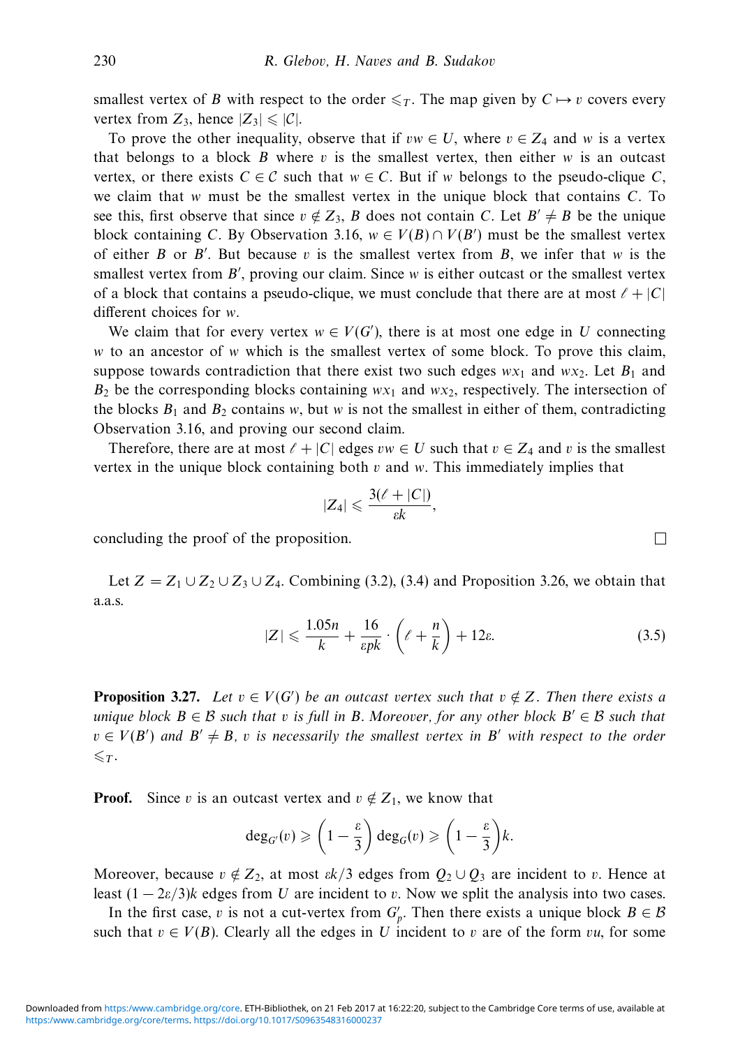smallest vertex of $B$ with respect to the order $\leqslant_T$. The map given by $C \mapsto v$ covers every vertex from $Z_3$, hence $|Z_3| \leqslant |\mathcal{C}|$.

To prove the other inequality, observe that if $vw \in U$, where $v \in Z_4$ and $w$ is a vertex that belongs to a block $B$ where $v$ is the smallest vertex, then either $w$ is an outcast vertex, or there exists $C \in \mathcal{C}$ such that $w \in C$. But if $w$ belongs to the pseudo-clique $C$, we claim that $w$ must be the smallest vertex in the unique block that contains $C$. To see this, first observe that since $v \notin Z_3$, $B$ does not contain $C$. Let $B' \neq B$ be the unique block containing $C$. By Observation 3.16, $w \in V(B) \cap V(B')$ must be the smallest vertex of either $B$ or $B'$. But because $v$ is the smallest vertex from $B$, we infer that $w$ is the smallest vertex from $B'$, proving our claim. Since $w$ is either outcast or the smallest vertex of a block that contains a pseudo-clique, we must conclude that there are at most $\ell + |\mathcal{C}|$ different choices for $w$.

We claim that for every vertex $w \in V(G')$, there is at most one edge in $U$ connecting $w$ to an ancestor of $w$ which is the smallest vertex of some block. To prove this claim, suppose towards contradiction that there exist two such edges $wx_1$ and $wx_2$. Let $B_1$ and $B_2$ be the corresponding blocks containing $wx_1$ and $wx_2$, respectively. The intersection of the blocks $B_1$ and $B_2$ contains $w$, but $w$ is not the smallest in either of them, contradicting Observation 3.16, and proving our second claim.

Therefore, there are at most $\ell + |\mathcal{C}|$ edges $vw \in U$ such that $v \in Z_4$ and $v$ is the smallest vertex in the unique block containing both $v$ and $w$. This immediately implies that

$$|Z_4| \leqslant \frac{3(\ell + |\mathcal{C}|)}{\varepsilon k},$$

concluding the proof of the proposition. □

Let $Z = Z_1 \cup Z_2 \cup Z_3 \cup Z_4$. Combining (3.2), (3.4) and Proposition 3.26, we obtain that a.a.s.

$$|Z| \leqslant \frac{1.05n}{k} + \frac{16}{\varepsilon pk} \cdot \left(\ell + \frac{n}{k}\right) + 12\varepsilon. \tag{3.5}$$

**Proposition 3.27.** *Let $v \in V(G')$ be an outcast vertex such that $v \notin Z$. Then there exists a unique block $B \in \mathcal{B}$ such that $v$ is full in $B$. Moreover, for any other block $B' \in \mathcal{B}$ such that $v \in V(B')$ and $B' \neq B$, $v$ is necessarily the smallest vertex in $B'$ with respect to the order $\leqslant_T$.*

**Proof.** Since $v$ is an outcast vertex and $v \notin Z_1$, we know that

$$\deg_{G'}(v) \geqslant \left(1 - \frac{\varepsilon}{3}\right)\deg_G(v) \geqslant \left(1 - \frac{\varepsilon}{3}\right)k.$$

Moreover, because $v \notin Z_2$, at most $\varepsilon k/3$ edges from $Q_2 \cup Q_3$ are incident to $v$. Hence at least $(1 - 2\varepsilon/3)k$ edges from $U$ are incident to $v$. Now we split the analysis into two cases.

In the first case, $v$ is not a cut-vertex from $G'_p$. Then there exists a unique block $B \in \mathcal{B}$ such that $v \in V(B)$. Clearly all the edges in $U$ incident to $v$ are of the form $vu$, for some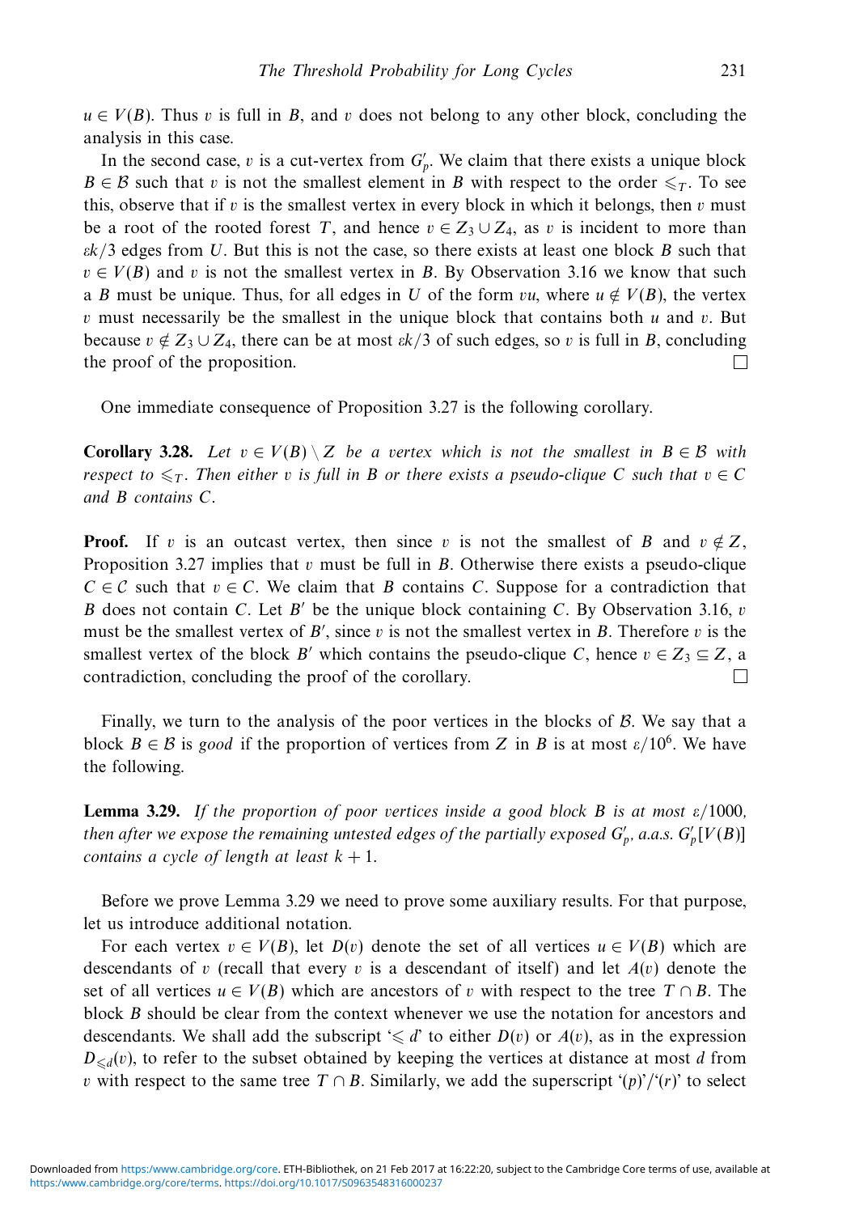$u \in V(B)$. Thus $v$ is full in $B$, and $v$ does not belong to any other block, concluding the analysis in this case.

In the second case, $v$ is a cut-vertex from $G'_p$. We claim that there exists a unique block $B \in \mathcal{B}$ such that $v$ is not the smallest element in $B$ with respect to the order $\leqslant_T$. To see this, observe that if $v$ is the smallest vertex in every block in which it belongs, then $v$ must be a root of the rooted forest $T$, and hence $v \in Z_3 \cup Z_4$, as $v$ is incident to more than $\varepsilon k/3$ edges from $U$. But this is not the case, so there exists at least one block $B$ such that $v \in V(B)$ and $v$ is not the smallest vertex in $B$. By Observation 3.16 we know that such a $B$ must be unique. Thus, for all edges in $U$ of the form $vu$, where $u \notin V(B)$, the vertex $v$ must necessarily be the smallest in the unique block that contains both $u$ and $v$. But because $v \notin Z_3 \cup Z_4$, there can be at most $\varepsilon k/3$ of such edges, so $v$ is full in $B$, concluding the proof of the proposition. □

One immediate consequence of Proposition 3.27 is the following corollary.

**Corollary 3.28.** *Let $v \in V(B) \setminus Z$ be a vertex which is not the smallest in $B \in \mathcal{B}$ with respect to $\leqslant_T$. Then either $v$ is full in $B$ or there exists a pseudo-clique $C$ such that $v \in C$ and $B$ contains $C$.*

**Proof.** If $v$ is an outcast vertex, then since $v$ is not the smallest of $B$ and $v \notin Z$, Proposition 3.27 implies that $v$ must be full in $B$. Otherwise there exists a pseudo-clique $C \in \mathcal{C}$ such that $v \in C$. We claim that $B$ contains $C$. Suppose for a contradiction that $B$ does not contain $C$. Let $B'$ be the unique block containing $C$. By Observation 3.16, $v$ must be the smallest vertex of $B'$, since $v$ is not the smallest vertex in $B$. Therefore $v$ is the smallest vertex of the block $B'$ which contains the pseudo-clique $C$, hence $v \in Z_3 \subseteq Z$, a contradiction, concluding the proof of the corollary. □

Finally, we turn to the analysis of the poor vertices in the blocks of $\mathcal{B}$. We say that a block $B \in \mathcal{B}$ is *good* if the proportion of vertices from $Z$ in $B$ is at most $\varepsilon/10^6$. We have the following.

**Lemma 3.29.** *If the proportion of poor vertices inside a good block $B$ is at most $\varepsilon/1000$, then after we expose the remaining untested edges of the partially exposed $G'_p$, a.a.s. $G'_p[V(B)]$ contains a cycle of length at least $k+1$.*

Before we prove Lemma 3.29 we need to prove some auxiliary results. For that purpose, let us introduce additional notation.

For each vertex $v \in V(B)$, let $D(v)$ denote the set of all vertices $u \in V(B)$ which are descendants of $v$ (recall that every $v$ is a descendant of itself) and let $A(v)$ denote the set of all vertices $u \in V(B)$ which are ancestors of $v$ with respect to the tree $T \cap B$. The block $B$ should be clear from the context whenever we use the notation for ancestors and descendants. We shall add the subscript '$\leqslant d$' to either $D(v)$ or $A(v)$, as in the expression $D_{\leqslant d}(v)$, to refer to the subset obtained by keeping the vertices at distance at most $d$ from $v$ with respect to the same tree $T \cap B$. Similarly, we add the superscript '$(p)$'/'$(r)$' to select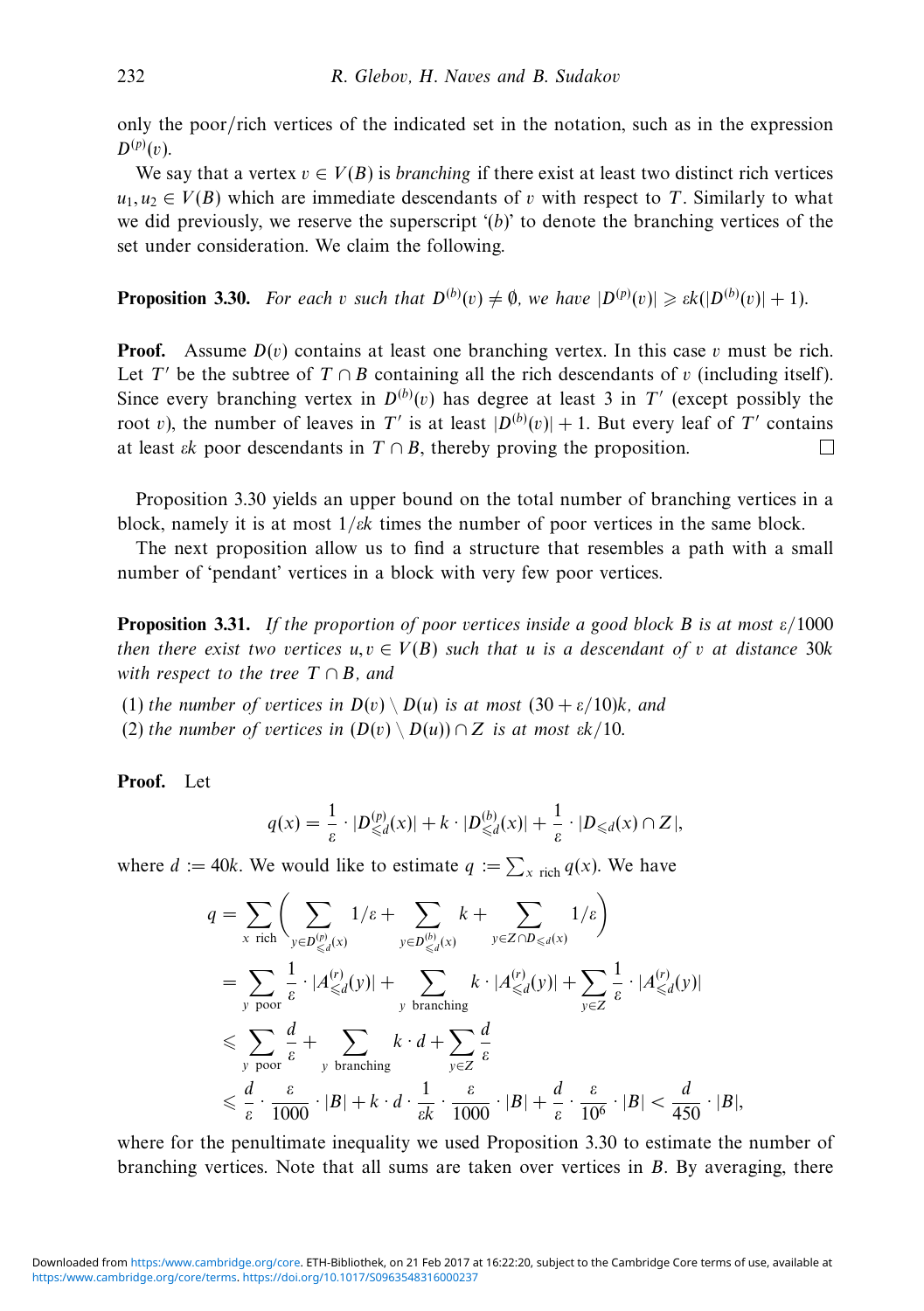only the poor/rich vertices of the indicated set in the notation, such as in the expression $D^{(p)}(v)$.

We say that a vertex $v \in V(B)$ is *branching* if there exist at least two distinct rich vertices $u_1, u_2 \in V(B)$ which are immediate descendants of $v$ with respect to $T$. Similarly to what we did previously, we reserve the superscript '$(b)$' to denote the branching vertices of the set under consideration. We claim the following.

**Proposition 3.30.** *For each $v$ such that $D^{(b)}(v) \neq \emptyset$, we have $|D^{(p)}(v)| \geqslant \varepsilon k(|D^{(b)}(v)| + 1)$.*

**Proof.** Assume $D(v)$ contains at least one branching vertex. In this case $v$ must be rich. Let $T'$ be the subtree of $T \cap B$ containing all the rich descendants of $v$ (including itself). Since every branching vertex in $D^{(b)}(v)$ has degree at least 3 in $T'$ (except possibly the root $v$), the number of leaves in $T'$ is at least $|D^{(b)}(v)| + 1$. But every leaf of $T'$ contains at least $\varepsilon k$ poor descendants in $T \cap B$, thereby proving the proposition. □

Proposition 3.30 yields an upper bound on the total number of branching vertices in a block, namely it is at most $1/\varepsilon k$ times the number of poor vertices in the same block.

The next proposition allow us to find a structure that resembles a path with a small number of 'pendant' vertices in a block with very few poor vertices.

**Proposition 3.31.** *If the proportion of poor vertices inside a good block $B$ is at most $\varepsilon/1000$ then there exist two vertices $u, v \in V(B)$ such that $u$ is a descendant of $v$ at distance $30k$ with respect to the tree $T \cap B$, and*

(1) *the number of vertices in $D(v) \setminus D(u)$ is at most $(30 + \varepsilon/10)k$, and*
(2) *the number of vertices in $(D(v) \setminus D(u)) \cap Z$ is at most $\varepsilon k/10$.*

**Proof.** Let

$$q(x) = \frac{1}{\varepsilon} \cdot |D^{(p)}_{\leqslant d}(x)| + k \cdot |D^{(b)}_{\leqslant d}(x)| + \frac{1}{\varepsilon} \cdot |D_{\leqslant d}(x) \cap Z|,$$

where $d := 40k$. We would like to estimate $q := \sum_{x \text{ rich}} q(x)$. We have

$$\begin{aligned}
q &= \sum_{x \text{ rich}} \left( \sum_{y \in D^{(p)}_{\leqslant d}(x)} 1/\varepsilon + \sum_{y \in D^{(b)}_{\leqslant d}(x)} k + \sum_{y \in Z \cap D_{\leqslant d}(x)} 1/\varepsilon \right) \\
&= \sum_{y \text{ poor}} \frac{1}{\varepsilon} \cdot |A^{(r)}_{\leqslant d}(y)| + \sum_{y \text{ branching}} k \cdot |A^{(r)}_{\leqslant d}(y)| + \sum_{y \in Z} \frac{1}{\varepsilon} \cdot |A^{(r)}_{\leqslant d}(y)| \\
&\leqslant \sum_{y \text{ poor}} \frac{d}{\varepsilon} + \sum_{y \text{ branching}} k \cdot d + \sum_{y \in Z} \frac{d}{\varepsilon} \\
&\leqslant \frac{d}{\varepsilon} \cdot \frac{\varepsilon}{1000} \cdot |B| + k \cdot d \cdot \frac{1}{\varepsilon k} \cdot \frac{\varepsilon}{1000} \cdot |B| + \frac{d}{\varepsilon} \cdot \frac{\varepsilon}{10^6} \cdot |B| < \frac{d}{450} \cdot |B|,
\end{aligned}$$

where for the penultimate inequality we used Proposition 3.30 to estimate the number of branching vertices. Note that all sums are taken over vertices in $B$. By averaging, there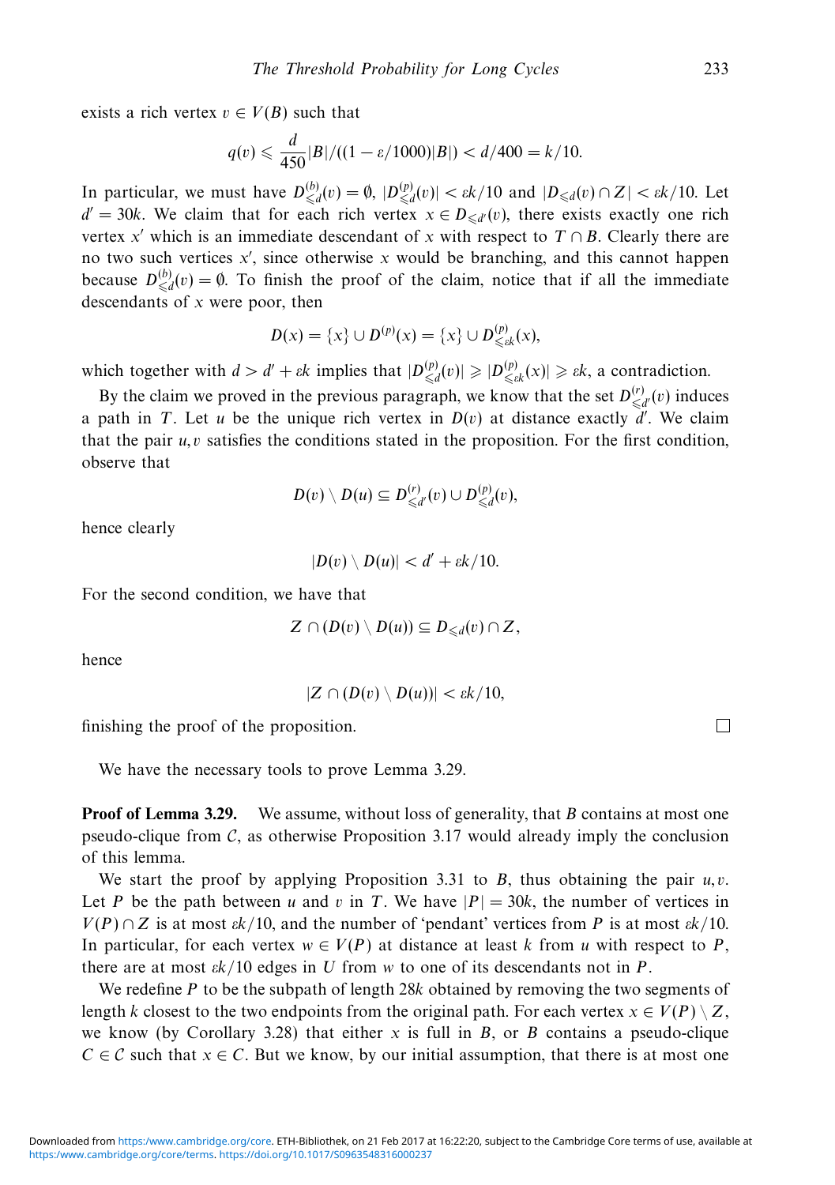exists a rich vertex $v \in V(B)$ such that

$$q(v) \leqslant \frac{d}{450}|B|/((1-\varepsilon/1000)|B|) < d/400 = k/10.$$

In particular, we must have $D^{(b)}_{\leqslant d}(v) = \emptyset$, $|D^{(p)}_{\leqslant d}(v)| < \varepsilon k/10$ and $|D_{\leqslant d}(v) \cap Z| < \varepsilon k/10$. Let $d' = 30k$. We claim that for each rich vertex $x \in D_{\leqslant d'}(v)$, there exists exactly one rich vertex $x'$ which is an immediate descendant of $x$ with respect to $T \cap B$. Clearly there are no two such vertices $x'$, since otherwise $x$ would be branching, and this cannot happen because $D^{(b)}_{\leqslant d}(v) = \emptyset$. To finish the proof of the claim, notice that if all the immediate descendants of $x$ were poor, then

$$D(x) = \{x\} \cup D^{(p)}(x) = \{x\} \cup D^{(p)}_{\leqslant \varepsilon k}(x),$$

which together with $d > d' + \varepsilon k$ implies that $|D^{(p)}_{\leqslant d}(v)| \geqslant |D^{(p)}_{\leqslant \varepsilon k}(x)| \geqslant \varepsilon k$, a contradiction.

By the claim we proved in the previous paragraph, we know that the set $D^{(r)}_{\leqslant d'}(v)$ induces a path in $T$. Let $u$ be the unique rich vertex in $D(v)$ at distance exactly $d'$. We claim that the pair $u, v$ satisfies the conditions stated in the proposition. For the first condition, observe that

$$D(v) \setminus D(u) \subseteq D^{(r)}_{\leqslant d'}(v) \cup D^{(p)}_{\leqslant d}(v),$$

hence clearly

$$|D(v) \setminus D(u)| < d' + \varepsilon k/10.$$

For the second condition, we have that

$$Z \cap (D(v) \setminus D(u)) \subseteq D_{\leqslant d}(v) \cap Z,$$

hence

$$|Z \cap (D(v) \setminus D(u))| < \varepsilon k/10,$$

finishing the proof of the proposition. □

We have the necessary tools to prove Lemma 3.29.

**Proof of Lemma 3.29.** We assume, without loss of generality, that $B$ contains at most one pseudo-clique from $\mathcal{C}$, as otherwise Proposition 3.17 would already imply the conclusion of this lemma.

We start the proof by applying Proposition 3.31 to $B$, thus obtaining the pair $u, v$. Let $P$ be the path between $u$ and $v$ in $T$. We have $|P| = 30k$, the number of vertices in $V(P) \cap Z$ is at most $\varepsilon k/10$, and the number of 'pendant' vertices from $P$ is at most $\varepsilon k/10$. In particular, for each vertex $w \in V(P)$ at distance at least $k$ from $u$ with respect to $P$, there are at most $\varepsilon k/10$ edges in $U$ from $w$ to one of its descendants not in $P$.

We redefine $P$ to be the subpath of length $28k$ obtained by removing the two segments of length $k$ closest to the two endpoints from the original path. For each vertex $x \in V(P) \setminus Z$, we know (by Corollary 3.28) that either $x$ is full in $B$, or $B$ contains a pseudo-clique $C \in \mathcal{C}$ such that $x \in C$. But we know, by our initial assumption, that there is at most one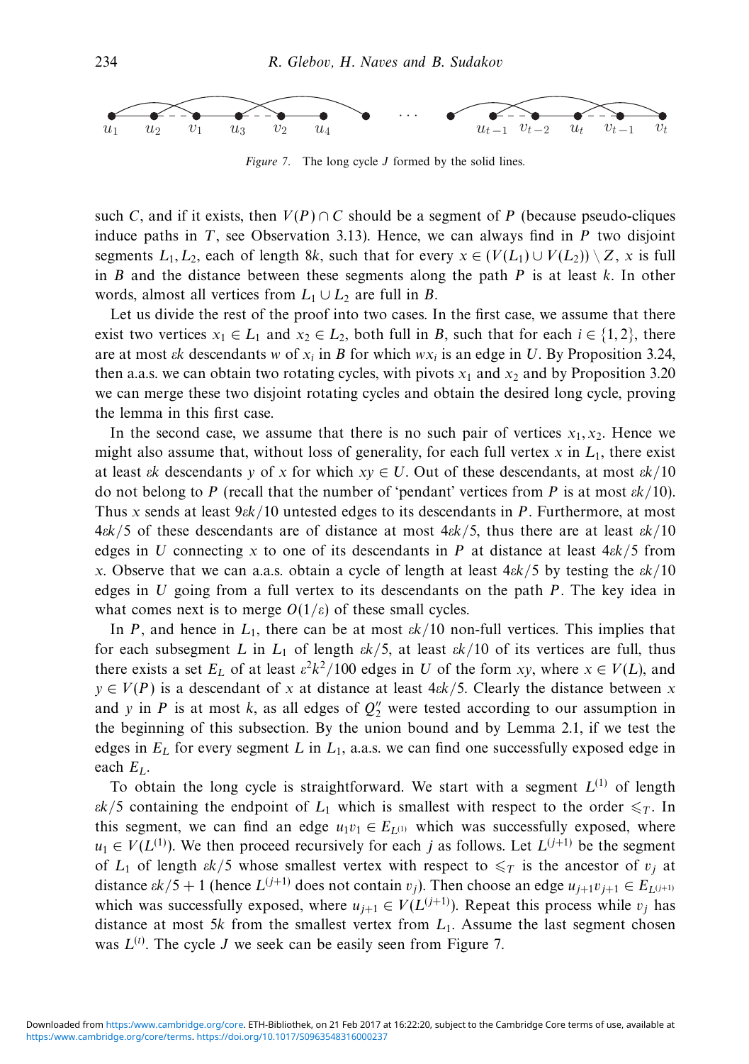*Figure 7.* The long cycle $J$ formed by the solid lines.

such $C$, and if it exists, then $V(P) \cap C$ should be a segment of $P$ (because pseudo-cliques induce paths in $T$, see Observation 3.13). Hence, we can always find in $P$ two disjoint segments $L_1, L_2$, each of length $8k$, such that for every $x \in (V(L_1) \cup V(L_2)) \setminus Z$, $x$ is full in $B$ and the distance between these segments along the path $P$ is at least $k$. In other words, almost all vertices from $L_1 \cup L_2$ are full in $B$.

Let us divide the rest of the proof into two cases. In the first case, we assume that there exist two vertices $x_1 \in L_1$ and $x_2 \in L_2$, both full in $B$, such that for each $i \in \{1, 2\}$, there are at most $\varepsilon k$ descendants $w$ of $x_i$ in $B$ for which $wx_i$ is an edge in $U$. By Proposition 3.24, then a.a.s. we can obtain two rotating cycles, with pivots $x_1$ and $x_2$ and by Proposition 3.20 we can merge these two disjoint rotating cycles and obtain the desired long cycle, proving the lemma in this first case.

In the second case, we assume that there is no such pair of vertices $x_1, x_2$. Hence we might also assume that, without loss of generality, for each full vertex $x$ in $L_1$, there exist at least $\varepsilon k$ descendants $y$ of $x$ for which $xy \in U$. Out of these descendants, at most $\varepsilon k/10$ do not belong to $P$ (recall that the number of 'pendant' vertices from $P$ is at most $\varepsilon k/10$). Thus $x$ sends at least $9\varepsilon k/10$ untested edges to its descendants in $P$. Furthermore, at most $4\varepsilon k/5$ of these descendants are of distance at most $4\varepsilon k/5$, thus there are at least $\varepsilon k/10$ edges in $U$ connecting $x$ to one of its descendants in $P$ at distance at least $4\varepsilon k/5$ from $x$. Observe that we can a.a.s. obtain a cycle of length at least $4\varepsilon k/5$ by testing the $\varepsilon k/10$ edges in $U$ going from a full vertex to its descendants on the path $P$. The key idea in what comes next is to merge $O(1/\varepsilon)$ of these small cycles.

In $P$, and hence in $L_1$, there can be at most $\varepsilon k/10$ non-full vertices. This implies that for each subsegment $L$ in $L_1$ of length $\varepsilon k/5$, at least $\varepsilon k/10$ of its vertices are full, thus there exists a set $E_L$ of at least $\varepsilon^2 k^2/100$ edges in $U$ of the form $xy$, where $x \in V(L)$, and $y \in V(P)$ is a descendant of $x$ at distance at least $4\varepsilon k/5$. Clearly the distance between $x$ and $y$ in $P$ is at most $k$, as all edges of $Q_2''$ were tested according to our assumption in the beginning of this subsection. By the union bound and by Lemma 2.1, if we test the edges in $E_L$ for every segment $L$ in $L_1$, a.a.s. we can find one successfully exposed edge in each $E_L$.

To obtain the long cycle is straightforward. We start with a segment $L^{(1)}$ of length $\varepsilon k/5$ containing the endpoint of $L_1$ which is smallest with respect to the order $\leqslant_T$. In this segment, we can find an edge $u_1 v_1 \in E_{L^{(1)}}$ which was successfully exposed, where $u_1 \in V(L^{(1)})$. We then proceed recursively for each $j$ as follows. Let $L^{(j+1)}$ be the segment of $L_1$ of length $\varepsilon k/5$ whose smallest vertex with respect to $\leqslant_T$ is the ancestor of $v_j$ at distance $\varepsilon k/5 + 1$ (hence $L^{(j+1)}$ does not contain $v_j$). Then choose an edge $u_{j+1} v_{j+1} \in E_{L^{(j+1)}}$ which was successfully exposed, where $u_{j+1} \in V(L^{(j+1)})$. Repeat this process while $v_j$ has distance at most $5k$ from the smallest vertex from $L_1$. Assume the last segment chosen was $L^{(t)}$. The cycle $J$ we seek can be easily seen from Figure 7.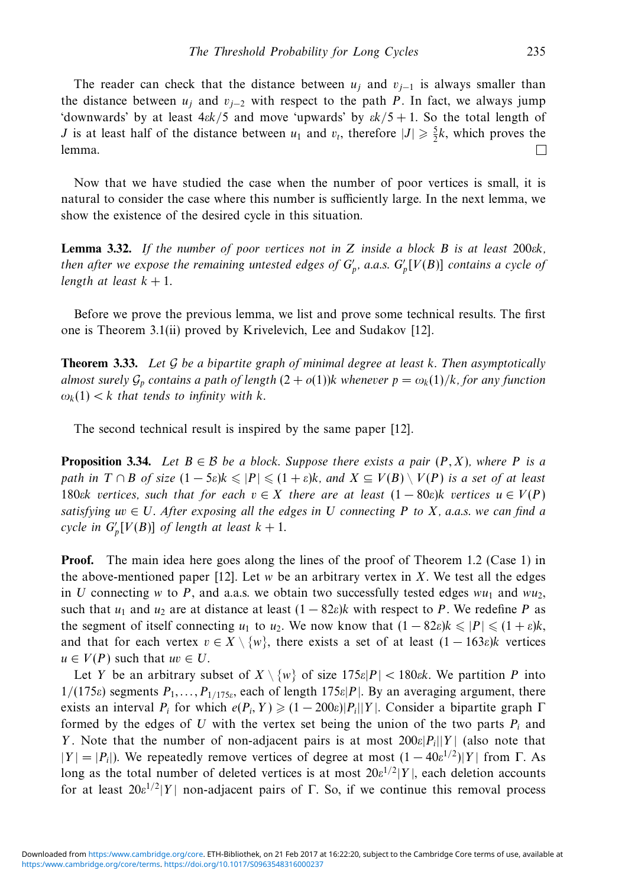The reader can check that the distance between $u_j$ and $v_{j-1}$ is always smaller than the distance between $u_j$ and $v_{j-2}$ with respect to the path $P$. In fact, we always jump 'downwards' by at least $4\varepsilon k/5$ and move 'upwards' by $\varepsilon k/5 + 1$. So the total length of $J$ is at least half of the distance between $u_1$ and $v_t$, therefore $|J| \geqslant \frac{5}{2}k$, which proves the lemma. □

Now that we have studied the case when the number of poor vertices is small, it is natural to consider the case where this number is sufficiently large. In the next lemma, we show the existence of the desired cycle in this situation.

**Lemma 3.32.** *If the number of poor vertices not in $Z$ inside a block $B$ is at least $200\varepsilon k$, then after we expose the remaining untested edges of $G'_p$, a.a.s. $G'_p[V(B)]$ contains a cycle of length at least $k+1$.*

Before we prove the previous lemma, we list and prove some technical results. The first one is Theorem 3.1(ii) proved by Krivelevich, Lee and Sudakov [12].

**Theorem 3.33.** *Let $\mathcal{G}$ be a bipartite graph of minimal degree at least $k$. Then asymptotically almost surely $\mathcal{G}_p$ contains a path of length $(2+o(1))k$ whenever $p = \omega_k(1)/k$, for any function $\omega_k(1) < k$ that tends to infinity with $k$.*

The second technical result is inspired by the same paper [12].

**Proposition 3.34.** *Let $B \in \mathcal{B}$ be a block. Suppose there exists a pair $(P, X)$, where $P$ is a path in $T \cap B$ of size $(1-5\varepsilon)k \leqslant |P| \leqslant (1+\varepsilon)k$, and $X \subseteq V(B) \setminus V(P)$ is a set of at least $180\varepsilon k$ vertices, such that for each $v \in X$ there are at least $(1-80\varepsilon)k$ vertices $u \in V(P)$ satisfying $uv \in U$. After exposing all the edges in $U$ connecting $P$ to $X$, a.a.s. we can find a cycle in $G'_p[V(B)]$ of length at least $k+1$.*

**Proof.** The main idea here goes along the lines of the proof of Theorem 1.2 (Case 1) in the above-mentioned paper [12]. Let $w$ be an arbitrary vertex in $X$. We test all the edges in $U$ connecting $w$ to $P$, and a.a.s. we obtain two successfully tested edges $wu_1$ and $wu_2$, such that $u_1$ and $u_2$ are at distance at least $(1-82\varepsilon)k$ with respect to $P$. We redefine $P$ as the segment of itself connecting $u_1$ to $u_2$. We now know that $(1-82\varepsilon)k \leqslant |P| \leqslant (1+\varepsilon)k$, and that for each vertex $v \in X \setminus \{w\}$, there exists a set of at least $(1-163\varepsilon)k$ vertices $u \in V(P)$ such that $uv \in U$.

Let $Y$ be an arbitrary subset of $X \setminus \{w\}$ of size $175\varepsilon|P| < 180\varepsilon k$. We partition $P$ into $1/(175\varepsilon)$ segments $P_1, \ldots, P_{1/175\varepsilon}$, each of length $175\varepsilon|P|$. By an averaging argument, there exists an interval $P_i$ for which $e(P_i, Y) \geqslant (1-200\varepsilon)|P_i||Y|$. Consider a bipartite graph $\Gamma$ formed by the edges of $U$ with the vertex set being the union of the two parts $P_i$ and $Y$. Note that the number of non-adjacent pairs is at most $200\varepsilon|P_i||Y|$ (also note that $|Y| = |P_i|$). We repeatedly remove vertices of degree at most $(1-40\varepsilon^{1/2})|Y|$ from $\Gamma$. As long as the total number of deleted vertices is at most $20\varepsilon^{1/2}|Y|$, each deletion accounts for at least $20\varepsilon^{1/2}|Y|$ non-adjacent pairs of $\Gamma$. So, if we continue this removal process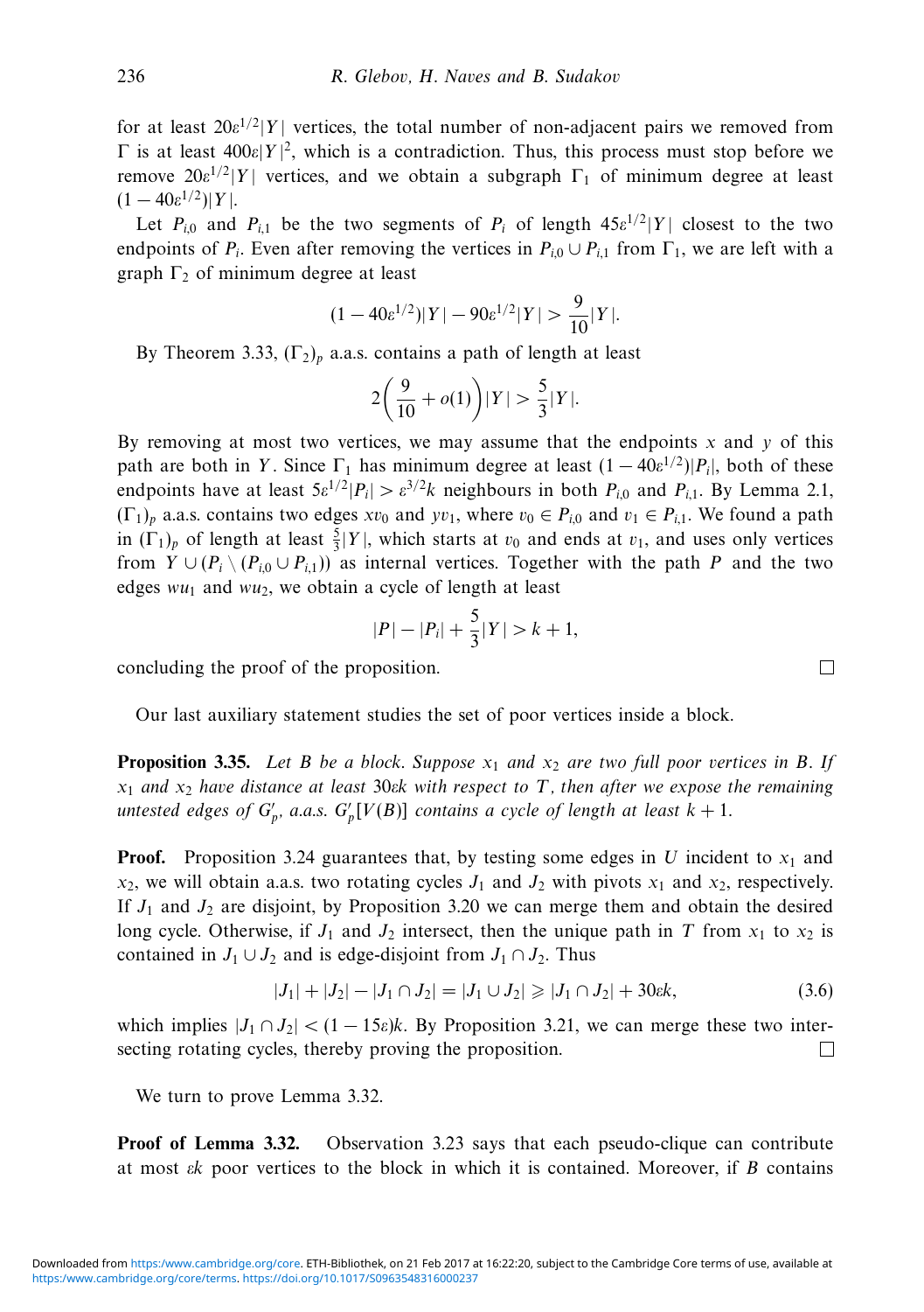for at least $20\varepsilon^{1/2}|Y|$ vertices, the total number of non-adjacent pairs we removed from $\Gamma$ is at least $400\varepsilon|Y|^2$, which is a contradiction. Thus, this process must stop before we remove $20\varepsilon^{1/2}|Y|$ vertices, and we obtain a subgraph $\Gamma_1$ of minimum degree at least $(1-40\varepsilon^{1/2})|Y|$.

Let $P_{i,0}$ and $P_{i,1}$ be the two segments of $P_i$ of length $45\varepsilon^{1/2}|Y|$ closest to the two endpoints of $P_i$. Even after removing the vertices in $P_{i,0} \cup P_{i,1}$ from $\Gamma_1$, we are left with a graph $\Gamma_2$ of minimum degree at least

$$(1-40\varepsilon^{1/2})|Y| - 90\varepsilon^{1/2}|Y| > \frac{9}{10}|Y|.$$

By Theorem 3.33, $(\Gamma_2)_p$ a.a.s. contains a path of length at least

$$2\left(\frac{9}{10}+o(1)\right)|Y| > \frac{5}{3}|Y|.$$

By removing at most two vertices, we may assume that the endpoints $x$ and $y$ of this path are both in $Y$. Since $\Gamma_1$ has minimum degree at least $(1-40\varepsilon^{1/2})|P_i|$, both of these endpoints have at least $5\varepsilon^{1/2}|P_i| > \varepsilon^{3/2}k$ neighbours in both $P_{i,0}$ and $P_{i,1}$. By Lemma 2.1, $(\Gamma_1)_p$ a.a.s. contains two edges $xv_0$ and $yv_1$, where $v_0 \in P_{i,0}$ and $v_1 \in P_{i,1}$. We found a path in $(\Gamma_1)_p$ of length at least $\frac{5}{3}|Y|$, which starts at $v_0$ and ends at $v_1$, and uses only vertices from $Y \cup (P_i \setminus (P_{i,0} \cup P_{i,1}))$ as internal vertices. Together with the path $P$ and the two edges $wu_1$ and $wu_2$, we obtain a cycle of length at least

$$|P| - |P_i| + \frac{5}{3}|Y| > k+1,$$

concluding the proof of the proposition. □

Our last auxiliary statement studies the set of poor vertices inside a block.

**Proposition 3.35.** *Let $B$ be a block. Suppose $x_1$ and $x_2$ are two full poor vertices in $B$. If $x_1$ and $x_2$ have distance at least $30\varepsilon k$ with respect to $T$, then after we expose the remaining untested edges of $G'_p$, a.a.s. $G'_p[V(B)]$ contains a cycle of length at least $k+1$.*

**Proof.** Proposition 3.24 guarantees that, by testing some edges in $U$ incident to $x_1$ and $x_2$, we will obtain a.a.s. two rotating cycles $J_1$ and $J_2$ with pivots $x_1$ and $x_2$, respectively. If $J_1$ and $J_2$ are disjoint, by Proposition 3.20 we can merge them and obtain the desired long cycle. Otherwise, if $J_1$ and $J_2$ intersect, then the unique path in $T$ from $x_1$ to $x_2$ is contained in $J_1 \cup J_2$ and is edge-disjoint from $J_1 \cap J_2$. Thus

$$|J_1| + |J_2| - |J_1 \cap J_2| = |J_1 \cup J_2| \geqslant |J_1 \cap J_2| + 30\varepsilon k, \tag{3.6}$$

which implies $|J_1 \cap J_2| < (1-15\varepsilon)k$. By Proposition 3.21, we can merge these two intersecting rotating cycles, thereby proving the proposition. □

We turn to prove Lemma 3.32.

**Proof of Lemma 3.32.** Observation 3.23 says that each pseudo-clique can contribute at most $\varepsilon k$ poor vertices to the block in which it is contained. Moreover, if $B$ contains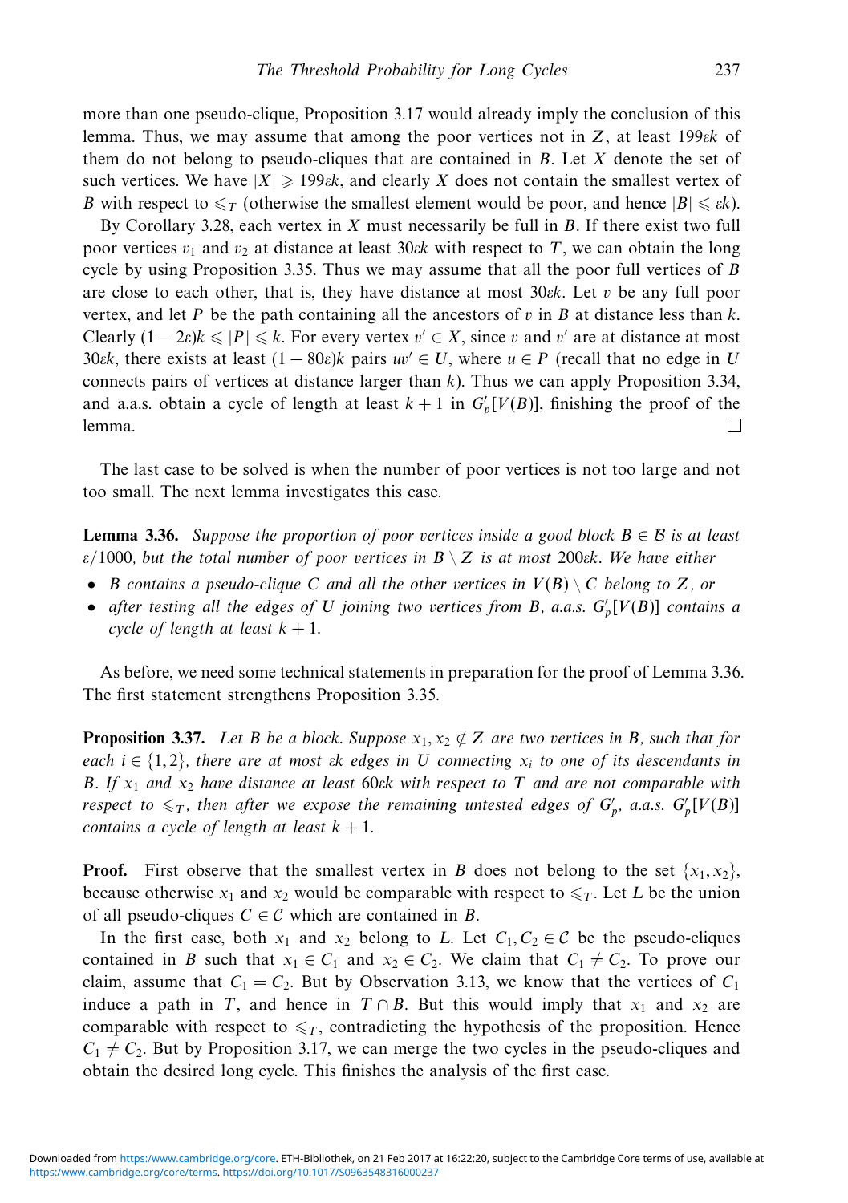more than one pseudo-clique, Proposition 3.17 would already imply the conclusion of this lemma. Thus, we may assume that among the poor vertices not in $Z$, at least $199\varepsilon k$ of them do not belong to pseudo-cliques that are contained in $B$. Let $X$ denote the set of such vertices. We have $|X| \geqslant 199\varepsilon k$, and clearly $X$ does not contain the smallest vertex of $B$ with respect to $\leqslant_T$ (otherwise the smallest element would be poor, and hence $|B| \leqslant \varepsilon k$).

By Corollary 3.28, each vertex in $X$ must necessarily be full in $B$. If there exist two full poor vertices $v_1$ and $v_2$ at distance at least $30\varepsilon k$ with respect to $T$, we can obtain the long cycle by using Proposition 3.35. Thus we may assume that all the poor full vertices of $B$ are close to each other, that is, they have distance at most $30\varepsilon k$. Let $v$ be any full poor vertex, and let $P$ be the path containing all the ancestors of $v$ in $B$ at distance less than $k$. Clearly $(1-2\varepsilon)k \leqslant |P| \leqslant k$. For every vertex $v' \in X$, since $v$ and $v'$ are at distance at most $30\varepsilon k$, there exists at least $(1-80\varepsilon)k$ pairs $uv' \in U$, where $u \in P$ (recall that no edge in $U$ connects pairs of vertices at distance larger than $k$). Thus we can apply Proposition 3.34, and a.a.s. obtain a cycle of length at least $k+1$ in $G'_p[V(B)]$, finishing the proof of the lemma. □

The last case to be solved is when the number of poor vertices is not too large and not too small. The next lemma investigates this case.

**Lemma 3.36.** *Suppose the proportion of poor vertices inside a good block $B \in \mathcal{B}$ is at least $\varepsilon/1000$, but the total number of poor vertices in $B \setminus Z$ is at most $200\varepsilon k$. We have either*

- *$B$ contains a pseudo-clique $C$ and all the other vertices in $V(B) \setminus C$ belong to $Z$, or*
- *after testing all the edges of $U$ joining two vertices from $B$, a.a.s. $G'_p[V(B)]$ contains a cycle of length at least $k+1$.*

As before, we need some technical statements in preparation for the proof of Lemma 3.36. The first statement strengthens Proposition 3.35.

**Proposition 3.37.** *Let $B$ be a block. Suppose $x_1, x_2 \notin Z$ are two vertices in $B$, such that for each $i \in \{1, 2\}$, there are at most $\varepsilon k$ edges in $U$ connecting $x_i$ to one of its descendants in $B$. If $x_1$ and $x_2$ have distance at least $60\varepsilon k$ with respect to $T$ and are not comparable with respect to $\leqslant_T$, then after we expose the remaining untested edges of $G'_p$, a.a.s. $G'_p[V(B)]$ contains a cycle of length at least $k+1$.*

**Proof.** First observe that the smallest vertex in $B$ does not belong to the set $\{x_1, x_2\}$, because otherwise $x_1$ and $x_2$ would be comparable with respect to $\leqslant_T$. Let $L$ be the union of all pseudo-cliques $C \in \mathcal{C}$ which are contained in $B$.

In the first case, both $x_1$ and $x_2$ belong to $L$. Let $C_1, C_2 \in \mathcal{C}$ be the pseudo-cliques contained in $B$ such that $x_1 \in C_1$ and $x_2 \in C_2$. We claim that $C_1 \neq C_2$. To prove our claim, assume that $C_1 = C_2$. But by Observation 3.13, we know that the vertices of $C_1$ induce a path in $T$, and hence in $T \cap B$. But this would imply that $x_1$ and $x_2$ are comparable with respect to $\leqslant_T$, contradicting the hypothesis of the proposition. Hence $C_1 \neq C_2$. But by Proposition 3.17, we can merge the two cycles in the pseudo-cliques and obtain the desired long cycle. This finishes the analysis of the first case.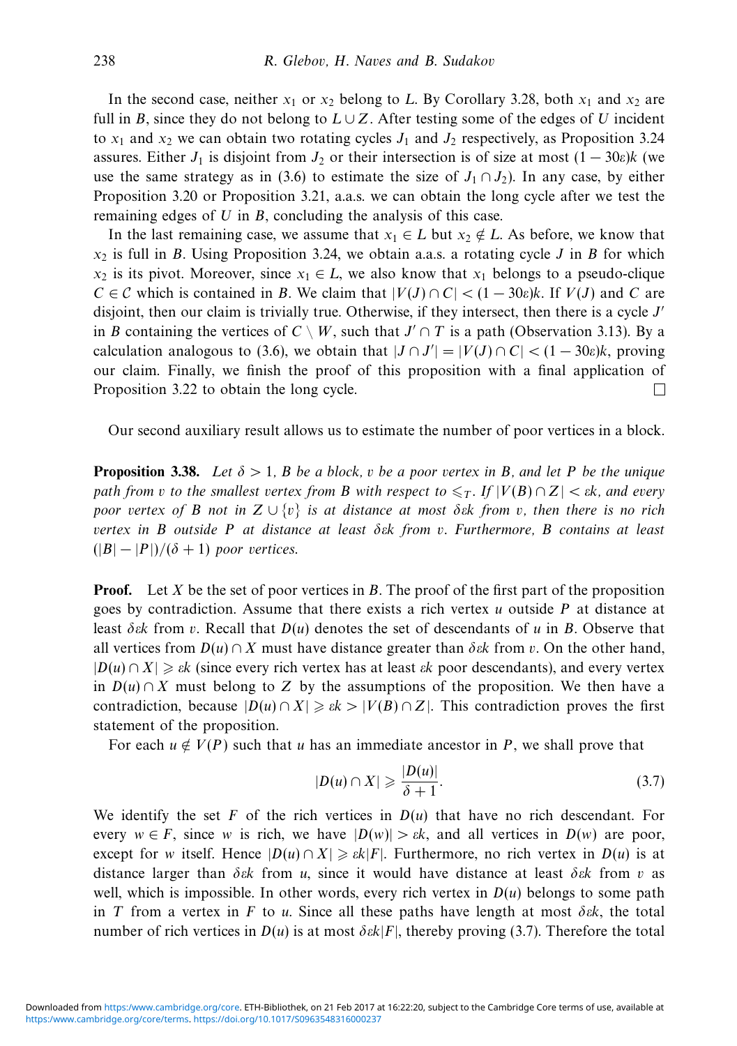In the second case, neither $x_1$ or $x_2$ belong to $L$. By Corollary 3.28, both $x_1$ and $x_2$ are full in $B$, since they do not belong to $L \cup Z$. After testing some of the edges of $U$ incident to $x_1$ and $x_2$ we can obtain two rotating cycles $J_1$ and $J_2$ respectively, as Proposition 3.24 assures. Either $J_1$ is disjoint from $J_2$ or their intersection is of size at most $(1 - 30\varepsilon)k$ (we use the same strategy as in (3.6) to estimate the size of $J_1 \cap J_2$). In any case, by either Proposition 3.20 or Proposition 3.21, a.a.s. we can obtain the long cycle after we test the remaining edges of $U$ in $B$, concluding the analysis of this case.

In the last remaining case, we assume that $x_1 \in L$ but $x_2 \notin L$. As before, we know that $x_2$ is full in $B$. Using Proposition 3.24, we obtain a.a.s. a rotating cycle $J$ in $B$ for which $x_2$ is its pivot. Moreover, since $x_1 \in L$, we also know that $x_1$ belongs to a pseudo-clique $C \in \mathcal{C}$ which is contained in $B$. We claim that $|V(J) \cap C| < (1 - 30\varepsilon)k$. If $V(J)$ and $C$ are disjoint, then our claim is trivially true. Otherwise, if they intersect, then there is a cycle $J'$ in $B$ containing the vertices of $C \setminus W$, such that $J' \cap T$ is a path (Observation 3.13). By a calculation analogous to (3.6), we obtain that $|J \cap J'| = |V(J) \cap C| < (1 - 30\varepsilon)k$, proving our claim. Finally, we finish the proof of this proposition with a final application of Proposition 3.22 to obtain the long cycle. □

Our second auxiliary result allows us to estimate the number of poor vertices in a block.

**Proposition 3.38.** *Let $\delta > 1$, $B$ be a block, $v$ be a poor vertex in $B$, and let $P$ be the unique path from $v$ to the smallest vertex from $B$ with respect to $\leqslant_T$. If $|V(B) \cap Z| < \varepsilon k$, and every poor vertex of $B$ not in $Z \cup \{v\}$ is at distance at most $\delta\varepsilon k$ from $v$, then there is no rich vertex in $B$ outside $P$ at distance at least $\delta\varepsilon k$ from $v$. Furthermore, $B$ contains at least $(|B| - |P|)/(\delta + 1)$ poor vertices.*

**Proof.** Let $X$ be the set of poor vertices in $B$. The proof of the first part of the proposition goes by contradiction. Assume that there exists a rich vertex $u$ outside $P$ at distance at least $\delta\varepsilon k$ from $v$. Recall that $D(u)$ denotes the set of descendants of $u$ in $B$. Observe that all vertices from $D(u) \cap X$ must have distance greater than $\delta\varepsilon k$ from $v$. On the other hand, $|D(u) \cap X| \geqslant \varepsilon k$ (since every rich vertex has at least $\varepsilon k$ poor descendants), and every vertex in $D(u) \cap X$ must belong to $Z$ by the assumptions of the proposition. We then have a contradiction, because $|D(u) \cap X| \geqslant \varepsilon k > |V(B) \cap Z|$. This contradiction proves the first statement of the proposition.

For each $u \notin V(P)$ such that $u$ has an immediate ancestor in $P$, we shall prove that

$$|D(u) \cap X| \geqslant \frac{|D(u)|}{\delta + 1}. \tag{3.7}$$

We identify the set $F$ of the rich vertices in $D(u)$ that have no rich descendant. For every $w \in F$, since $w$ is rich, we have $|D(w)| > \varepsilon k$, and all vertices in $D(w)$ are poor, except for $w$ itself. Hence $|D(u) \cap X| \geqslant \varepsilon k|F|$. Furthermore, no rich vertex in $D(u)$ is at distance larger than $\delta\varepsilon k$ from $u$, since it would have distance at least $\delta\varepsilon k$ from $v$ as well, which is impossible. In other words, every rich vertex in $D(u)$ belongs to some path in $T$ from a vertex in $F$ to $u$. Since all these paths have length at most $\delta\varepsilon k$, the total number of rich vertices in $D(u)$ is at most $\delta\varepsilon k|F|$, thereby proving (3.7). Therefore the total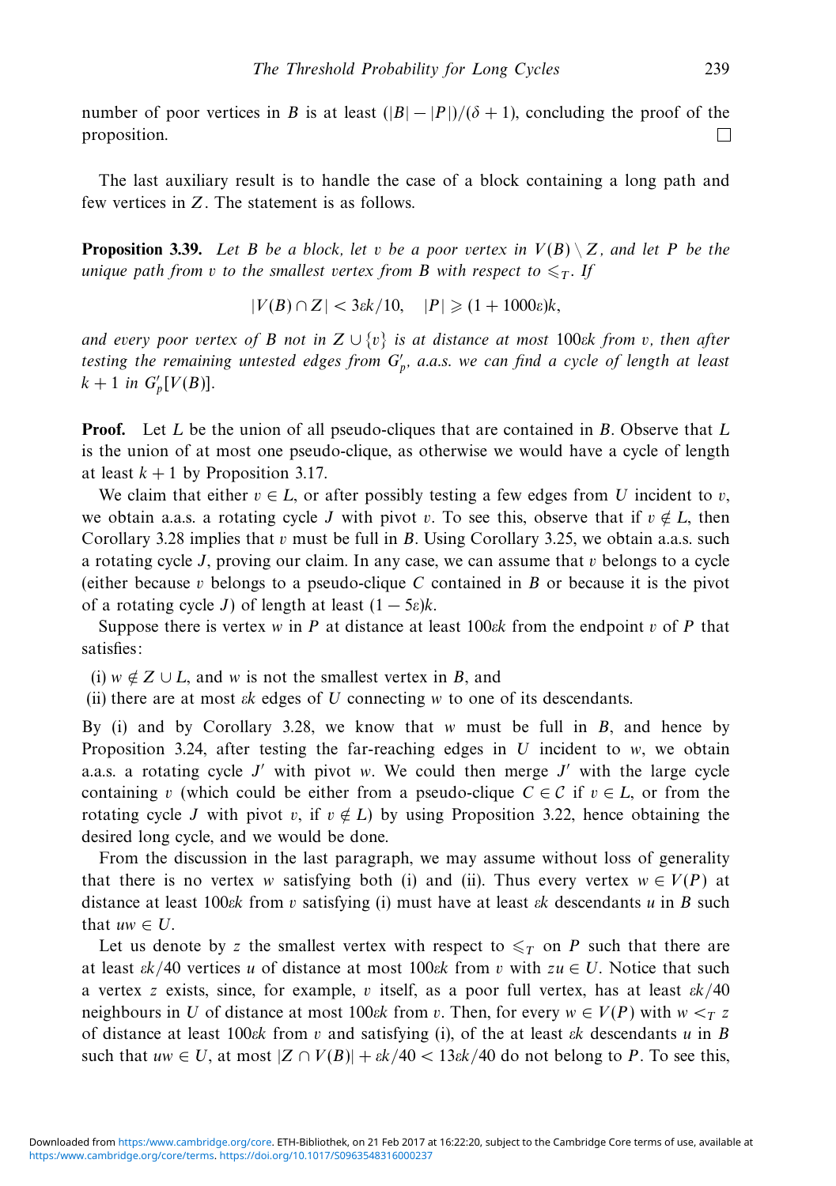number of poor vertices in $B$ is at least $(|B| - |P|)/(\delta + 1)$, concluding the proof of the proposition. □

The last auxiliary result is to handle the case of a block containing a long path and few vertices in $Z$. The statement is as follows.

**Proposition 3.39.** *Let $B$ be a block, let $v$ be a poor vertex in $V(B) \setminus Z$, and let $P$ be the unique path from $v$ to the smallest vertex from $B$ with respect to $\leqslant_T$. If*

$$|V(B) \cap Z| < 3\varepsilon k/10, \quad |P| \geqslant (1 + 1000\varepsilon)k,$$

*and every poor vertex of $B$ not in $Z \cup \{v\}$ is at distance at most $100\varepsilon k$ from $v$, then after testing the remaining untested edges from $G'_p$, a.a.s. we can find a cycle of length at least $k+1$ in $G'_p[V(B)]$.*

**Proof.** Let $L$ be the union of all pseudo-cliques that are contained in $B$. Observe that $L$ is the union of at most one pseudo-clique, as otherwise we would have a cycle of length at least $k+1$ by Proposition 3.17.

We claim that either $v \in L$, or after possibly testing a few edges from $U$ incident to $v$, we obtain a.a.s. a rotating cycle $J$ with pivot $v$. To see this, observe that if $v \notin L$, then Corollary 3.28 implies that $v$ must be full in $B$. Using Corollary 3.25, we obtain a.a.s. such a rotating cycle $J$, proving our claim. In any case, we can assume that $v$ belongs to a cycle (either because $v$ belongs to a pseudo-clique $C$ contained in $B$ or because it is the pivot of a rotating cycle $J$) of length at least $(1 - 5\varepsilon)k$.

Suppose there is vertex $w$ in $P$ at distance at least $100\varepsilon k$ from the endpoint $v$ of $P$ that satisfies:

(i) $w \notin Z \cup L$, and $w$ is not the smallest vertex in $B$, and
(ii) there are at most $\varepsilon k$ edges of $U$ connecting $w$ to one of its descendants.

By (i) and by Corollary 3.28, we know that $w$ must be full in $B$, and hence by Proposition 3.24, after testing the far-reaching edges in $U$ incident to $w$, we obtain a.a.s. a rotating cycle $J'$ with pivot $w$. We could then merge $J'$ with the large cycle containing $v$ (which could be either from a pseudo-clique $C \in \mathcal{C}$ if $v \in L$, or from the rotating cycle $J$ with pivot $v$, if $v \notin L$) by using Proposition 3.22, hence obtaining the desired long cycle, and we would be done.

From the discussion in the last paragraph, we may assume without loss of generality that there is no vertex $w$ satisfying both (i) and (ii). Thus every vertex $w \in V(P)$ at distance at least $100\varepsilon k$ from $v$ satisfying (i) must have at least $\varepsilon k$ descendants $u$ in $B$ such that $uw \in U$.

Let us denote by $z$ the smallest vertex with respect to $\leqslant_T$ on $P$ such that there are at least $\varepsilon k/40$ vertices $u$ of distance at most $100\varepsilon k$ from $v$ with $zu \in U$. Notice that such a vertex $z$ exists, since, for example, $v$ itself, as a poor full vertex, has at least $\varepsilon k/40$ neighbours in $U$ of distance at most $100\varepsilon k$ from $v$. Then, for every $w \in V(P)$ with $w <_T z$ of distance at least $100\varepsilon k$ from $v$ and satisfying (i), of the at least $\varepsilon k$ descendants $u$ in $B$ such that $uw \in U$, at most $|Z \cap V(B)| + \varepsilon k/40 < 13\varepsilon k/40$ do not belong to $P$. To see this,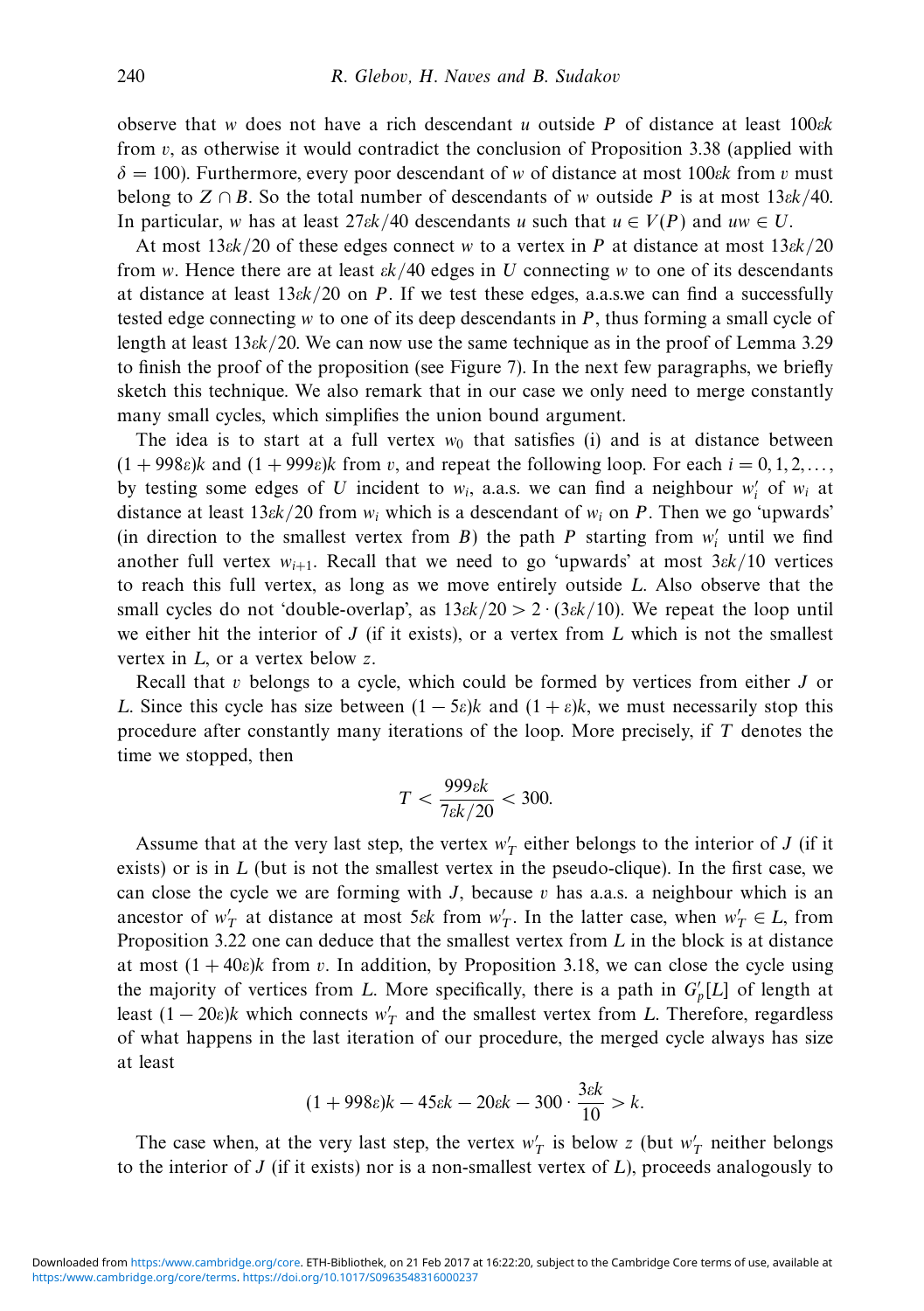observe that $w$ does not have a rich descendant $u$ outside $P$ of distance at least $100\varepsilon k$ from $v$, as otherwise it would contradict the conclusion of Proposition 3.38 (applied with $\delta = 100$). Furthermore, every poor descendant of $w$ of distance at most $100\varepsilon k$ from $v$ must belong to $Z \cap B$. So the total number of descendants of $w$ outside $P$ is at most $13\varepsilon k/40$. In particular, $w$ has at least $27\varepsilon k/40$ descendants $u$ such that $u \in V(P)$ and $uw \in U$.

At most $13\varepsilon k/20$ of these edges connect $w$ to a vertex in $P$ at distance at most $13\varepsilon k/20$ from $w$. Hence there are at least $\varepsilon k/40$ edges in $U$ connecting $w$ to one of its descendants at distance at least $13\varepsilon k/20$ on $P$. If we test these edges, a.a.s.we can find a successfully tested edge connecting $w$ to one of its deep descendants in $P$, thus forming a small cycle of length at least $13\varepsilon k/20$. We can now use the same technique as in the proof of Lemma 3.29 to finish the proof of the proposition (see Figure 7). In the next few paragraphs, we briefly sketch this technique. We also remark that in our case we only need to merge constantly many small cycles, which simplifies the union bound argument.

The idea is to start at a full vertex $w_0$ that satisfies (i) and is at distance between $(1 + 998\varepsilon)k$ and $(1 + 999\varepsilon)k$ from $v$, and repeat the following loop. For each $i = 0, 1, 2, \ldots$, by testing some edges of $U$ incident to $w_i$, a.a.s. we can find a neighbour $w_i'$ of $w_i$ at distance at least $13\varepsilon k/20$ from $w_i$ which is a descendant of $w_i$ on $P$. Then we go 'upwards' (in direction to the smallest vertex from $B$) the path $P$ starting from $w_i'$ until we find another full vertex $w_{i+1}$. Recall that we need to go 'upwards' at most $3\varepsilon k/10$ vertices to reach this full vertex, as long as we move entirely outside $L$. Also observe that the small cycles do not 'double-overlap', as $13\varepsilon k/20 > 2 \cdot (3\varepsilon k/10)$. We repeat the loop until we either hit the interior of $J$ (if it exists), or a vertex from $L$ which is not the smallest vertex in $L$, or a vertex below $z$.

Recall that $v$ belongs to a cycle, which could be formed by vertices from either $J$ or $L$. Since this cycle has size between $(1 - 5\varepsilon)k$ and $(1 + \varepsilon)k$, we must necessarily stop this procedure after constantly many iterations of the loop. More precisely, if $T$ denotes the time we stopped, then

$$T < \frac{999\varepsilon k}{7\varepsilon k/20} < 300.$$

Assume that at the very last step, the vertex $w_T'$ either belongs to the interior of $J$ (if it exists) or is in $L$ (but is not the smallest vertex in the pseudo-clique). In the first case, we can close the cycle we are forming with $J$, because $v$ has a.a.s. a neighbour which is an ancestor of $w_T'$ at distance at most $5\varepsilon k$ from $w_T'$. In the latter case, when $w_T' \in L$, from Proposition 3.22 one can deduce that the smallest vertex from $L$ in the block is at distance at most $(1 + 40\varepsilon)k$ from $v$. In addition, by Proposition 3.18, we can close the cycle using the majority of vertices from $L$. More specifically, there is a path in $G_p'[L]$ of length at least $(1 - 20\varepsilon)k$ which connects $w_T'$ and the smallest vertex from $L$. Therefore, regardless of what happens in the last iteration of our procedure, the merged cycle always has size at least

$$(1 + 998\varepsilon)k - 45\varepsilon k - 20\varepsilon k - 300 \cdot \frac{3\varepsilon k}{10} > k.$$

The case when, at the very last step, the vertex $w_T'$ is below $z$ (but $w_T'$ neither belongs to the interior of $J$ (if it exists) nor is a non-smallest vertex of $L$), proceeds analogously to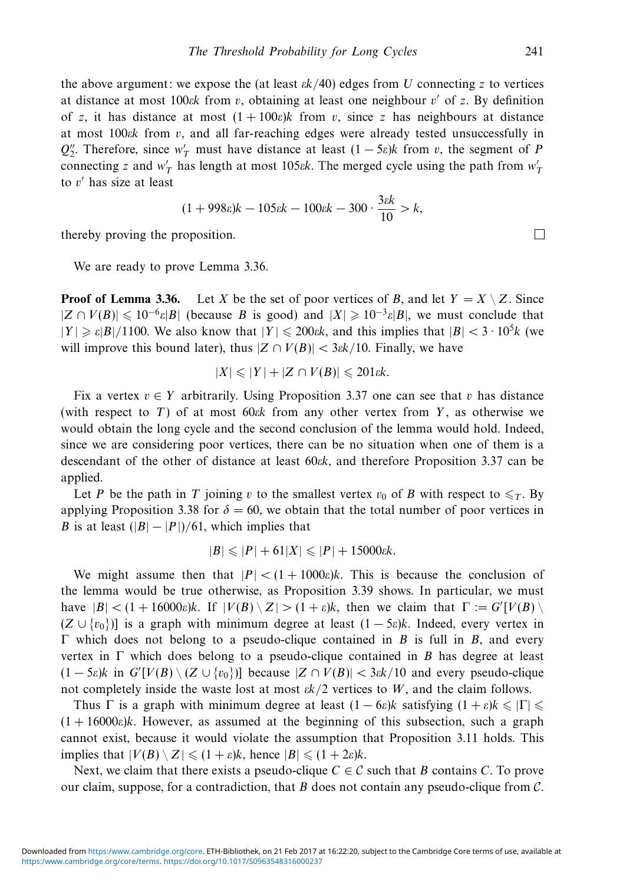the above argument: we expose the (at least $\varepsilon k/40$) edges from $U$ connecting $z$ to vertices at distance at most $100\varepsilon k$ from $v$, obtaining at least one neighbour $v'$ of $z$. By definition of $z$, it has distance at most $(1+100\varepsilon)k$ from $v$, since $z$ has neighbours at distance at most $100\varepsilon k$ from $v$, and all far-reaching edges were already tested unsuccessfully in $Q_2''$. Therefore, since $w_T'$ must have distance at least $(1-5\varepsilon)k$ from $v$, the segment of $P$ connecting $z$ and $w_T'$ has length at most $105\varepsilon k$. The merged cycle using the path from $w_T'$ to $v'$ has size at least

$$(1+998\varepsilon)k - 105\varepsilon k - 100\varepsilon k - 300 \cdot \frac{3\varepsilon k}{10} > k,$$

thereby proving the proposition. □

We are ready to prove Lemma 3.36.

**Proof of Lemma 3.36.** Let $X$ be the set of poor vertices of $B$, and let $Y = X \setminus Z$. Since $|Z \cap V(B)| \leqslant 10^{-6}\varepsilon|B|$ (because $B$ is good) and $|X| \geqslant 10^{-3}\varepsilon|B|$, we must conclude that $|Y| \geqslant \varepsilon|B|/1100$. We also know that $|Y| \leqslant 200\varepsilon k$, and this implies that $|B| < 3 \cdot 10^5 k$ (we will improve this bound later), thus $|Z \cap V(B)| < 3\varepsilon k/10$. Finally, we have

$$|X| \leqslant |Y| + |Z \cap V(B)| \leqslant 201\varepsilon k.$$

Fix a vertex $v \in Y$ arbitrarily. Using Proposition 3.37 one can see that $v$ has distance (with respect to $T$) of at most $60\varepsilon k$ from any other vertex from $Y$, as otherwise we would obtain the long cycle and the second conclusion of the lemma would hold. Indeed, since we are considering poor vertices, there can be no situation when one of them is a descendant of the other of distance at least $60\varepsilon k$, and therefore Proposition 3.37 can be applied.

Let $P$ be the path in $T$ joining $v$ to the smallest vertex $v_0$ of $B$ with respect to $\leqslant_T$. By applying Proposition 3.38 for $\delta = 60$, we obtain that the total number of poor vertices in $B$ is at least $(|B| - |P|)/61$, which implies that

$$|B| \leqslant |P| + 61|X| \leqslant |P| + 15000\varepsilon k.$$

We might assume then that $|P| < (1+1000\varepsilon)k$. This is because the conclusion of the lemma would be true otherwise, as Proposition 3.39 shows. In particular, we must have $|B| < (1+16000\varepsilon)k$. If $|V(B) \setminus Z| > (1+\varepsilon)k$, then we claim that $\Gamma := G'[V(B) \setminus (Z \cup \{v_0\})]$ is a graph with minimum degree at least $(1-5\varepsilon)k$. Indeed, every vertex in $\Gamma$ which does not belong to a pseudo-clique contained in $B$ is full in $B$, and every vertex in $\Gamma$ which does belong to a pseudo-clique contained in $B$ has degree at least $(1-5\varepsilon)k$ in $G'[V(B) \setminus (Z \cup \{v_0\})]$ because $|Z \cap V(B)| < 3\varepsilon k/10$ and every pseudo-clique not completely inside the waste lost at most $\varepsilon k/2$ vertices to $W$, and the claim follows.

Thus $\Gamma$ is a graph with minimum degree at least $(1-6\varepsilon)k$ satisfying $(1+\varepsilon)k \leqslant |\Gamma| \leqslant (1+16000\varepsilon)k$. However, as assumed at the beginning of this subsection, such a graph cannot exist, because it would violate the assumption that Proposition 3.11 holds. This implies that $|V(B) \setminus Z| \leqslant (1+\varepsilon)k$, hence $|B| \leqslant (1+2\varepsilon)k$.

Next, we claim that there exists a pseudo-clique $C \in \mathcal{C}$ such that $B$ contains $C$. To prove our claim, suppose, for a contradiction, that $B$ does not contain any pseudo-clique from $\mathcal{C}$.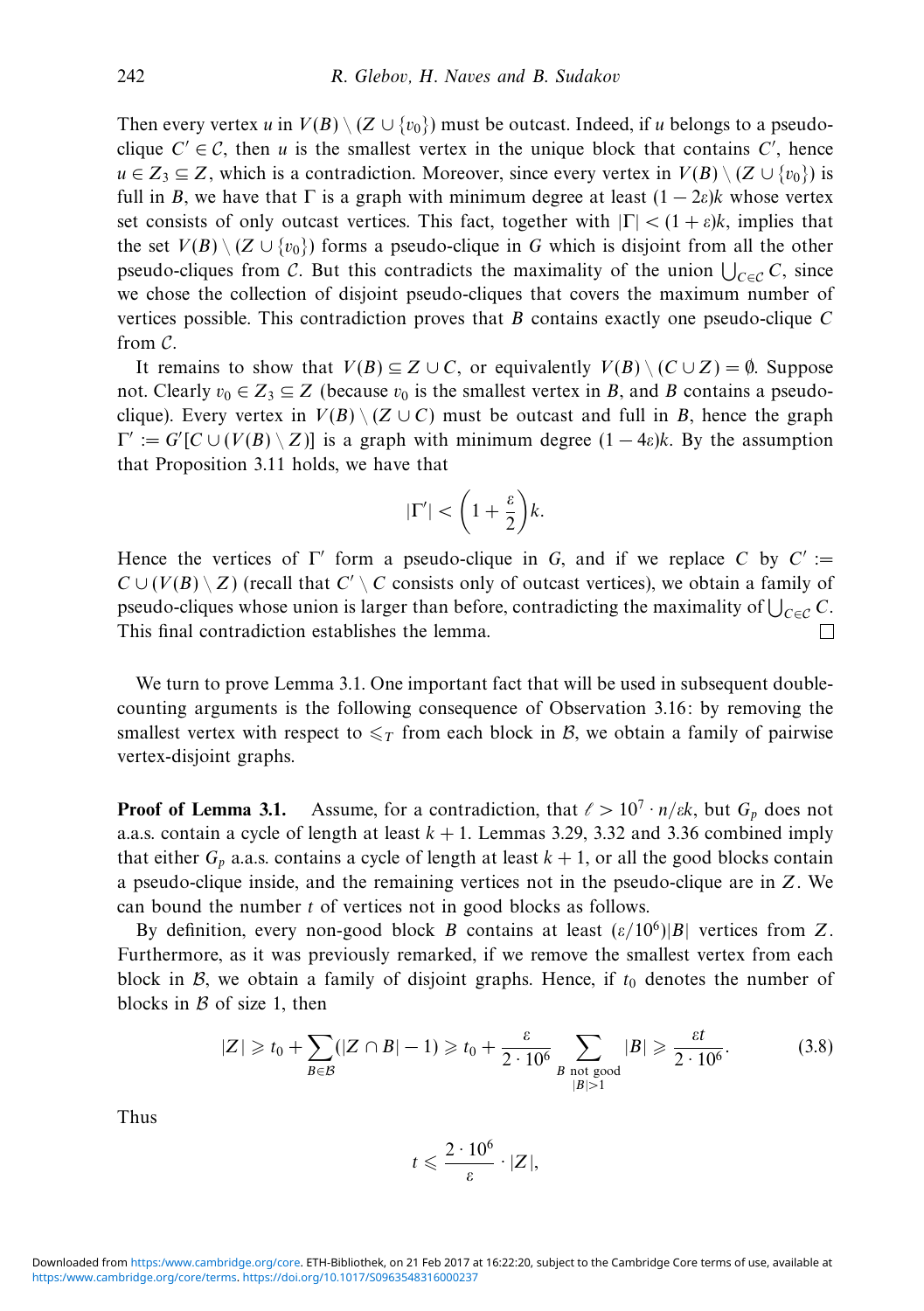Then every vertex $u$ in $V(B) \setminus (Z \cup \{v_0\})$ must be outcast. Indeed, if $u$ belongs to a pseudo-clique $C' \in \mathcal{C}$, then $u$ is the smallest vertex in the unique block that contains $C'$, hence $u \in Z_3 \subseteq Z$, which is a contradiction. Moreover, since every vertex in $V(B) \setminus (Z \cup \{v_0\})$ is full in $B$, we have that $\Gamma$ is a graph with minimum degree at least $(1-2\varepsilon)k$ whose vertex set consists of only outcast vertices. This fact, together with $|\Gamma| < (1+\varepsilon)k$, implies that the set $V(B) \setminus (Z \cup \{v_0\})$ forms a pseudo-clique in $G$ which is disjoint from all the other pseudo-cliques from $\mathcal{C}$. But this contradicts the maximality of the union $\bigcup_{C \in \mathcal{C}} C$, since we chose the collection of disjoint pseudo-cliques that covers the maximum number of vertices possible. This contradiction proves that $B$ contains exactly one pseudo-clique $C$ from $\mathcal{C}$.

It remains to show that $V(B) \subseteq Z \cup C$, or equivalently $V(B) \setminus (C \cup Z) = \emptyset$. Suppose not. Clearly $v_0 \in Z_3 \subseteq Z$ (because $v_0$ is the smallest vertex in $B$, and $B$ contains a pseudo-clique). Every vertex in $V(B) \setminus (Z \cup C)$ must be outcast and full in $B$, hence the graph $\Gamma' := G'[C \cup (V(B) \setminus Z)]$ is a graph with minimum degree $(1-4\varepsilon)k$. By the assumption that Proposition 3.11 holds, we have that

$$|\Gamma'| < \left(1 + \frac{\varepsilon}{2}\right)k.$$

Hence the vertices of $\Gamma'$ form a pseudo-clique in $G$, and if we replace $C$ by $C' := C \cup (V(B) \setminus Z)$ (recall that $C' \setminus C$ consists only of outcast vertices), we obtain a family of pseudo-cliques whose union is larger than before, contradicting the maximality of $\bigcup_{C \in \mathcal{C}} C$. This final contradiction establishes the lemma. $\square$

We turn to prove Lemma 3.1. One important fact that will be used in subsequent double-counting arguments is the following consequence of Observation 3.16: by removing the smallest vertex with respect to $\leqslant_T$ from each block in $\mathcal{B}$, we obtain a family of pairwise vertex-disjoint graphs.

**Proof of Lemma 3.1.** Assume, for a contradiction, that $\ell > 10^7 \cdot n/\varepsilon k$, but $G_p$ does not a.a.s. contain a cycle of length at least $k+1$. Lemmas 3.29, 3.32 and 3.36 combined imply that either $G_p$ a.a.s. contains a cycle of length at least $k+1$, or all the good blocks contain a pseudo-clique inside, and the remaining vertices not in the pseudo-clique are in $Z$. We can bound the number $t$ of vertices not in good blocks as follows.

By definition, every non-good block $B$ contains at least $(\varepsilon/10^6)|B|$ vertices from $Z$. Furthermore, as it was previously remarked, if we remove the smallest vertex from each block in $\mathcal{B}$, we obtain a family of disjoint graphs. Hence, if $t_0$ denotes the number of blocks in $\mathcal{B}$ of size 1, then

$$|Z| \geqslant t_0 + \sum_{B \in \mathcal{B}} (|Z \cap B| - 1) \geqslant t_0 + \frac{\varepsilon}{2 \cdot 10^6} \sum_{\substack{B \text{ not good} \\ |B|>1}} |B| \geqslant \frac{\varepsilon t}{2 \cdot 10^6}. \tag{3.8}$$

Thus

$$t \leqslant \frac{2 \cdot 10^6}{\varepsilon} \cdot |Z|,$$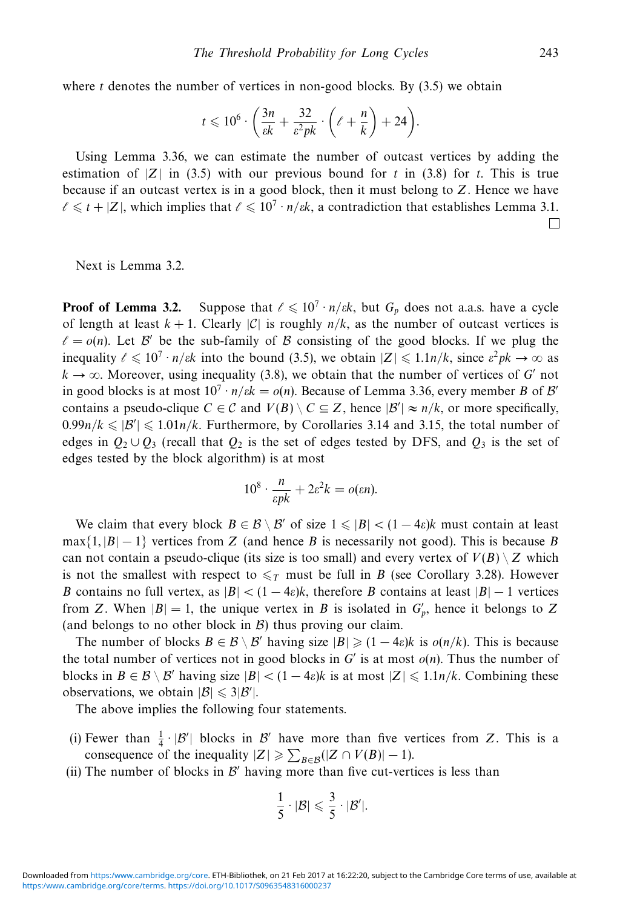where $t$ denotes the number of vertices in non-good blocks. By (3.5) we obtain

$$t \leqslant 10^6 \cdot \left( \frac{3n}{\varepsilon k} + \frac{32}{\varepsilon^2 pk} \cdot \left( \ell + \frac{n}{k} \right) + 24 \right).$$

Using Lemma 3.36, we can estimate the number of outcast vertices by adding the estimation of $|Z|$ in (3.5) with our previous bound for $t$ in (3.8) for $t$. This is true because if an outcast vertex is in a good block, then it must belong to $Z$. Hence we have $\ell \leqslant t + |Z|$, which implies that $\ell \leqslant 10^7 \cdot n/\varepsilon k$, a contradiction that establishes Lemma 3.1. □

Next is Lemma 3.2.

**Proof of Lemma 3.2.** Suppose that $\ell \leqslant 10^7 \cdot n/\varepsilon k$, but $G_p$ does not a.a.s. have a cycle of length at least $k+1$. Clearly $|\mathcal{C}|$ is roughly $n/k$, as the number of outcast vertices is $\ell = o(n)$. Let $\mathcal{B}'$ be the sub-family of $\mathcal{B}$ consisting of the good blocks. If we plug the inequality $\ell \leqslant 10^7 \cdot n/\varepsilon k$ into the bound (3.5), we obtain $|Z| \leqslant 1.1n/k$, since $\varepsilon^2 pk \to \infty$ as $k \to \infty$. Moreover, using inequality (3.8), we obtain that the number of vertices of $G'$ not in good blocks is at most $10^7 \cdot n/\varepsilon k = o(n)$. Because of Lemma 3.36, every member $B$ of $\mathcal{B}'$ contains a pseudo-clique $C \in \mathcal{C}$ and $V(B) \setminus C \subseteq Z$, hence $|\mathcal{B}'| \approx n/k$, or more specifically, $0.99n/k \leqslant |\mathcal{B}'| \leqslant 1.01n/k$. Furthermore, by Corollaries 3.14 and 3.15, the total number of edges in $Q_2 \cup Q_3$ (recall that $Q_2$ is the set of edges tested by DFS, and $Q_3$ is the set of edges tested by the block algorithm) is at most

$$10^8 \cdot \frac{n}{\varepsilon pk} + 2\varepsilon^2 k = o(\varepsilon n).$$

We claim that every block $B \in \mathcal{B} \setminus \mathcal{B}'$ of size $1 \leqslant |B| < (1-4\varepsilon)k$ must contain at least $\max\{1, |B|-1\}$ vertices from $Z$ (and hence $B$ is necessarily not good). This is because $B$ can not contain a pseudo-clique (its size is too small) and every vertex of $V(B) \setminus Z$ which is not the smallest with respect to $\leqslant_T$ must be full in $B$ (see Corollary 3.28). However $B$ contains no full vertex, as $|B| < (1-4\varepsilon)k$, therefore $B$ contains at least $|B|-1$ vertices from $Z$. When $|B| = 1$, the unique vertex in $B$ is isolated in $G'_p$, hence it belongs to $Z$ (and belongs to no other block in $\mathcal{B}$) thus proving our claim.

The number of blocks $B \in \mathcal{B} \setminus \mathcal{B}'$ having size $|B| \geqslant (1-4\varepsilon)k$ is $o(n/k)$. This is because the total number of vertices not in good blocks in $G'$ is at most $o(n)$. Thus the number of blocks in $B \in \mathcal{B} \setminus \mathcal{B}'$ having size $|B| < (1-4\varepsilon)k$ is at most $|Z| \leqslant 1.1n/k$. Combining these observations, we obtain $|\mathcal{B}| \leqslant 3|\mathcal{B}'|$.

The above implies the following four statements.

(i) Fewer than $\frac{1}{4} \cdot |\mathcal{B}'|$ blocks in $\mathcal{B}'$ have more than five vertices from $Z$. This is a consequence of the inequality $|Z| \geqslant \sum_{B \in \mathcal{B}} (|Z \cap V(B)| - 1)$.

(ii) The number of blocks in $\mathcal{B}'$ having more than five cut-vertices is less than

$$\frac{1}{5} \cdot |\mathcal{B}| \leqslant \frac{3}{5} \cdot |\mathcal{B}'|.$$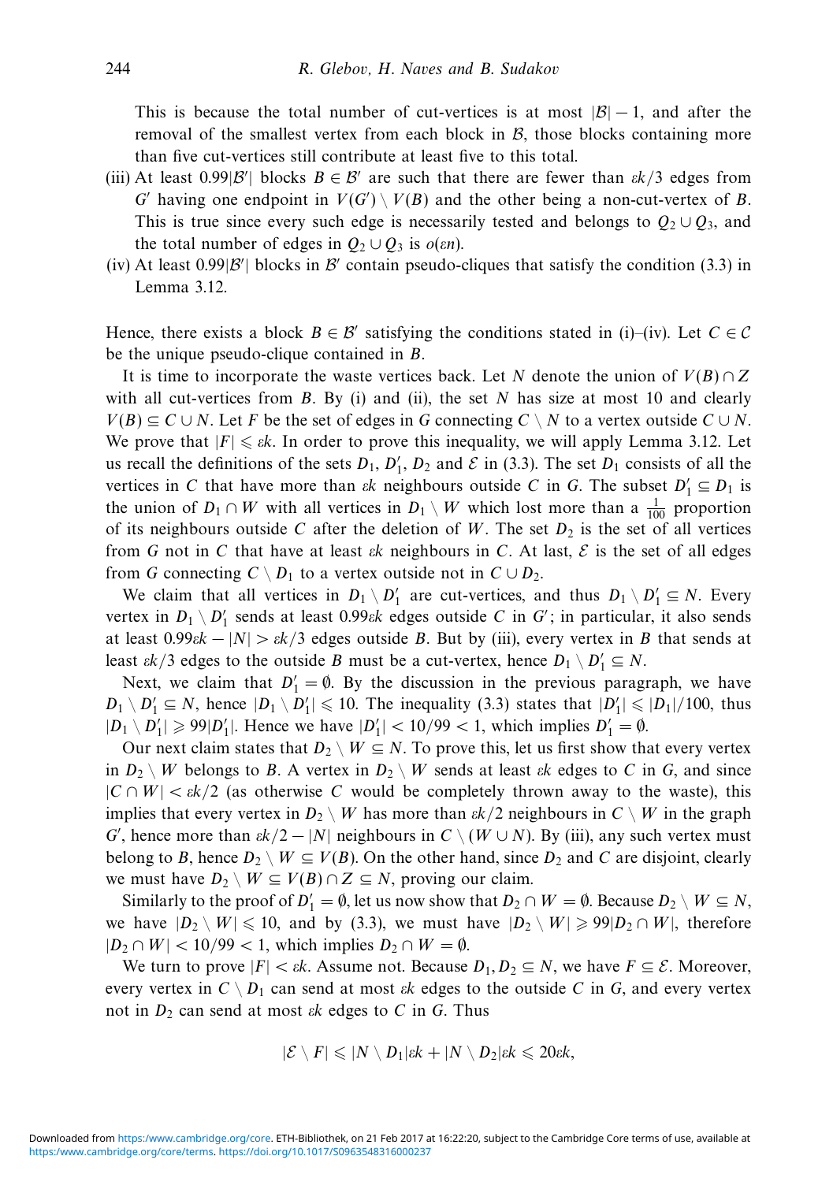This is because the total number of cut-vertices is at most $|\mathcal{B}|-1$, and after the removal of the smallest vertex from each block in $\mathcal{B}$, those blocks containing more than five cut-vertices still contribute at least five to this total.

(iii) At least $0.99|\mathcal{B}'|$ blocks $B \in \mathcal{B}'$ are such that there are fewer than $\varepsilon k/3$ edges from $G'$ having one endpoint in $V(G') \setminus V(B)$ and the other being a non-cut-vertex of $B$. This is true since every such edge is necessarily tested and belongs to $Q_2 \cup Q_3$, and the total number of edges in $Q_2 \cup Q_3$ is $o(\varepsilon n)$.

(iv) At least $0.99|\mathcal{B}'|$ blocks in $\mathcal{B}'$ contain pseudo-cliques that satisfy the condition (3.3) in Lemma 3.12.

Hence, there exists a block $B \in \mathcal{B}'$ satisfying the conditions stated in (i)–(iv). Let $C \in \mathcal{C}$ be the unique pseudo-clique contained in $B$.

It is time to incorporate the waste vertices back. Let $N$ denote the union of $V(B) \cap Z$ with all cut-vertices from $B$. By (i) and (ii), the set $N$ has size at most 10 and clearly $V(B) \subseteq C \cup N$. Let $F$ be the set of edges in $G$ connecting $C \setminus N$ to a vertex outside $C \cup N$. We prove that $|F| \leqslant \varepsilon k$. In order to prove this inequality, we will apply Lemma 3.12. Let us recall the definitions of the sets $D_1$, $D_1'$, $D_2$ and $\mathcal{E}$ in (3.3). The set $D_1$ consists of all the vertices in $C$ that have more than $\varepsilon k$ neighbours outside $C$ in $G$. The subset $D_1' \subseteq D_1$ is the union of $D_1 \cap W$ with all vertices in $D_1 \setminus W$ which lost more than a $\frac{1}{100}$ proportion of its neighbours outside $C$ after the deletion of $W$. The set $D_2$ is the set of all vertices from $G$ not in $C$ that have at least $\varepsilon k$ neighbours in $C$. At last, $\mathcal{E}$ is the set of all edges from $G$ connecting $C \setminus D_1$ to a vertex outside not in $C \cup D_2$.

We claim that all vertices in $D_1 \setminus D_1'$ are cut-vertices, and thus $D_1 \setminus D_1' \subseteq N$. Every vertex in $D_1 \setminus D_1'$ sends at least $0.99\varepsilon k$ edges outside $C$ in $G'$; in particular, it also sends at least $0.99\varepsilon k - |N| > \varepsilon k/3$ edges outside $B$. But by (iii), every vertex in $B$ that sends at least $\varepsilon k/3$ edges to the outside $B$ must be a cut-vertex, hence $D_1 \setminus D_1' \subseteq N$.

Next, we claim that $D_1' = \emptyset$. By the discussion in the previous paragraph, we have $D_1 \setminus D_1' \subseteq N$, hence $|D_1 \setminus D_1'| \leqslant 10$. The inequality (3.3) states that $|D_1'| \leqslant |D_1|/100$, thus $|D_1 \setminus D_1'| \geqslant 99|D_1'|$. Hence we have $|D_1'| < 10/99 < 1$, which implies $D_1' = \emptyset$.

Our next claim states that $D_2 \setminus W \subseteq N$. To prove this, let us first show that every vertex in $D_2 \setminus W$ belongs to $B$. A vertex in $D_2 \setminus W$ sends at least $\varepsilon k$ edges to $C$ in $G$, and since $|C \cap W| < \varepsilon k/2$ (as otherwise $C$ would be completely thrown away to the waste), this implies that every vertex in $D_2 \setminus W$ has more than $\varepsilon k/2$ neighbours in $C \setminus W$ in the graph $G'$, hence more than $\varepsilon k/2 - |N|$ neighbours in $C \setminus (W \cup N)$. By (iii), any such vertex must belong to $B$, hence $D_2 \setminus W \subseteq V(B)$. On the other hand, since $D_2$ and $C$ are disjoint, clearly we must have $D_2 \setminus W \subseteq V(B) \cap Z \subseteq N$, proving our claim.

Similarly to the proof of $D_1' = \emptyset$, let us now show that $D_2 \cap W = \emptyset$. Because $D_2 \setminus W \subseteq N$, we have $|D_2 \setminus W| \leqslant 10$, and by (3.3), we must have $|D_2 \setminus W| \geqslant 99|D_2 \cap W|$, therefore $|D_2 \cap W| < 10/99 < 1$, which implies $D_2 \cap W = \emptyset$.

We turn to prove $|F| < \varepsilon k$. Assume not. Because $D_1, D_2 \subseteq N$, we have $F \subseteq \mathcal{E}$. Moreover, every vertex in $C \setminus D_1$ can send at most $\varepsilon k$ edges to the outside $C$ in $G$, and every vertex not in $D_2$ can send at most $\varepsilon k$ edges to $C$ in $G$. Thus

$$|\mathcal{E} \setminus F| \leqslant |N \setminus D_1|\varepsilon k + |N \setminus D_2|\varepsilon k \leqslant 20\varepsilon k,$$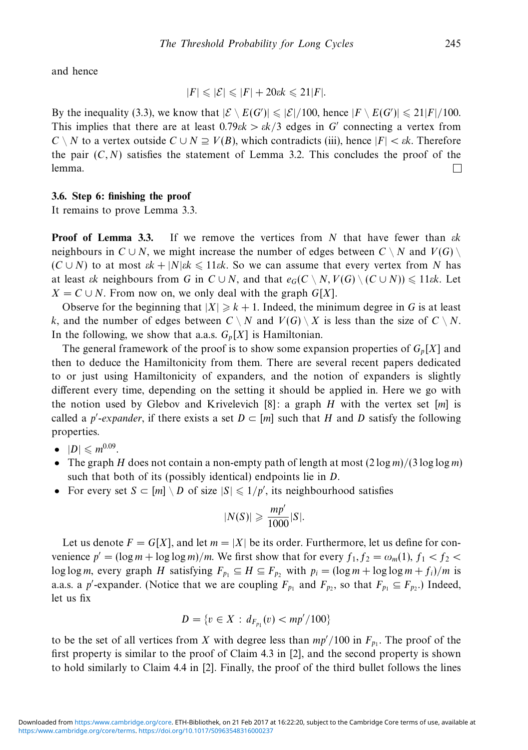and hence

$$|F| \leqslant |\mathcal{E}| \leqslant |F| + 20\varepsilon k \leqslant 21|F|.$$

By the inequality (3.3), we know that $|\mathcal{E} \setminus E(G')| \leqslant |\mathcal{E}|/100$, hence $|F \setminus E(G')| \leqslant 21|F|/100$. This implies that there are at least $0.79\varepsilon k > \varepsilon k/3$ edges in $G'$ connecting a vertex from $C \setminus N$ to a vertex outside $C \cup N \supseteq V(B)$, which contradicts (iii), hence $|F| < \varepsilon k$. Therefore the pair $(C, N)$ satisfies the statement of Lemma 3.2. This concludes the proof of the lemma. □

### 3.6. Step 6: finishing the proof

It remains to prove Lemma 3.3.

**Proof of Lemma 3.3.** If we remove the vertices from $N$ that have fewer than $\varepsilon k$ neighbours in $C \cup N$, we might increase the number of edges between $C \setminus N$ and $V(G) \setminus (C \cup N)$ to at most $\varepsilon k + |N|\varepsilon k \leqslant 11\varepsilon k$. So we can assume that every vertex from $N$ has at least $\varepsilon k$ neighbours from $G$ in $C \cup N$, and that $e_G(C \setminus N, V(G) \setminus (C \cup N)) \leqslant 11\varepsilon k$. Let $X = C \cup N$. From now on, we only deal with the graph $G[X]$.

Observe for the beginning that $|X| \geqslant k + 1$. Indeed, the minimum degree in $G$ is at least $k$, and the number of edges between $C \setminus N$ and $V(G) \setminus X$ is less than the size of $C \setminus N$. In the following, we show that a.a.s. $G_p[X]$ is Hamiltonian.

The general framework of the proof is to show some expansion properties of $G_p[X]$ and then to deduce the Hamiltonicity from them. There are several recent papers dedicated to or just using Hamiltonicity of expanders, and the notion of expanders is slightly different every time, depending on the setting it should be applied in. Here we go with the notion used by Glebov and Krivelevich [8]: a graph $H$ with the vertex set $[m]$ is called a *$p'$-expander*, if there exists a set $D \subset [m]$ such that $H$ and $D$ satisfy the following properties.

- $|D| \leqslant m^{0.09}$.
- The graph $H$ does not contain a non-empty path of length at most $(2\log m)/(3\log\log m)$ such that both of its (possibly identical) endpoints lie in $D$.
- For every set $S \subset [m] \setminus D$ of size $|S| \leqslant 1/p'$, its neighbourhood satisfies

$$|N(S)| \geqslant \frac{mp'}{1000}|S|.$$

Let us denote $F = G[X]$, and let $m = |X|$ be its order. Furthermore, let us define for convenience $p' = (\log m + \log\log m)/m$. We first show that for every $f_1, f_2 = \omega_m(1)$, $f_1 < f_2 < \log\log m$, every graph $H$ satisfying $F_{p_1} \subseteq H \subseteq F_{p_2}$ with $p_i = (\log m + \log\log m + f_i)/m$ is a.a.s. a $p'$-expander. (Notice that we are coupling $F_{p_1}$ and $F_{p_2}$, so that $F_{p_1} \subseteq F_{p_2}$.) Indeed, let us fix

$$D = \{v \in X : d_{F_{p_1}}(v) < mp'/100\}$$

to be the set of all vertices from $X$ with degree less than $mp'/100$ in $F_{p_1}$. The proof of the first property is similar to the proof of Claim 4.3 in [2], and the second property is shown to hold similarly to Claim 4.4 in [2]. Finally, the proof of the third bullet follows the lines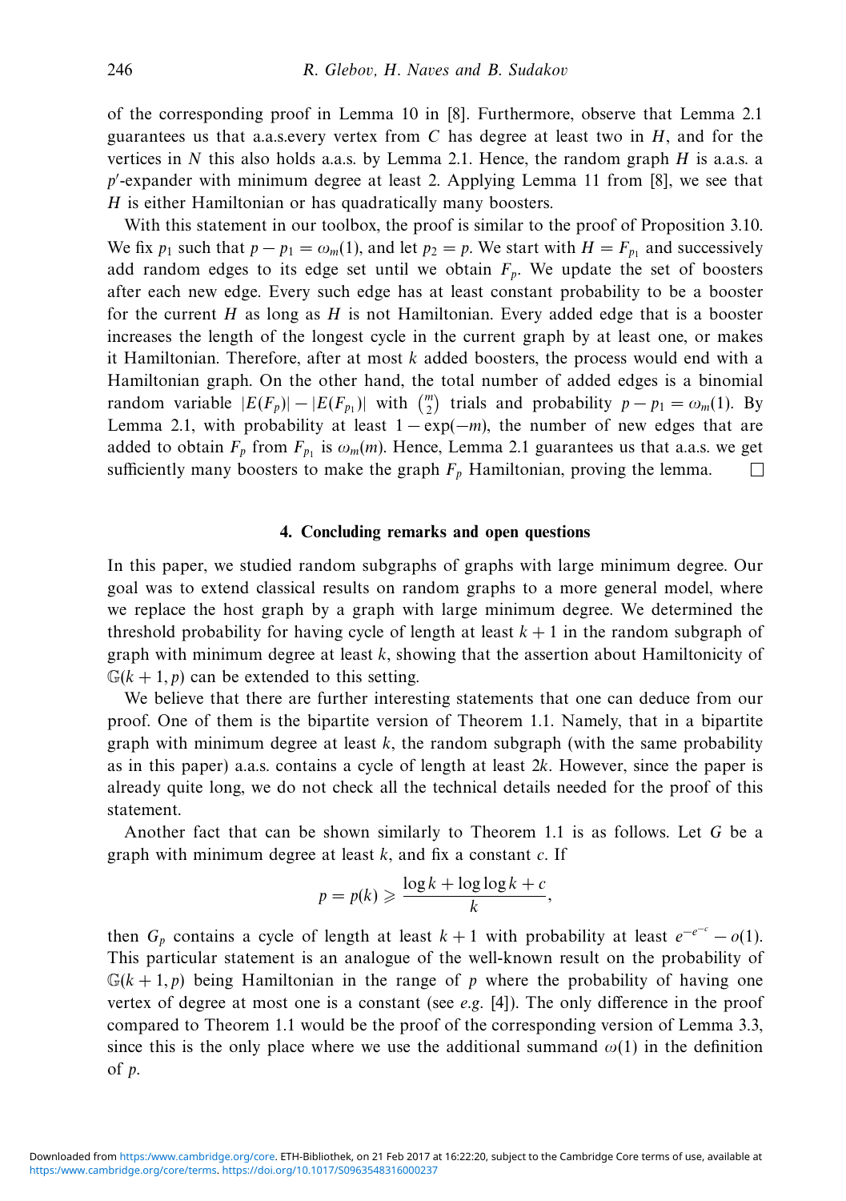of the corresponding proof in Lemma 10 in [8]. Furthermore, observe that Lemma 2.1 guarantees us that a.a.s.every vertex from $C$ has degree at least two in $H$, and for the vertices in $N$ this also holds a.a.s. by Lemma 2.1. Hence, the random graph $H$ is a.a.s. a $p'$-expander with minimum degree at least 2. Applying Lemma 11 from [8], we see that $H$ is either Hamiltonian or has quadratically many boosters.

With this statement in our toolbox, the proof is similar to the proof of Proposition 3.10. We fix $p_1$ such that $p - p_1 = \omega_m(1)$, and let $p_2 = p$. We start with $H = F_{p_1}$ and successively add random edges to its edge set until we obtain $F_p$. We update the set of boosters after each new edge. Every such edge has at least constant probability to be a booster for the current $H$ as long as $H$ is not Hamiltonian. Every added edge that is a booster increases the length of the longest cycle in the current graph by at least one, or makes it Hamiltonian. Therefore, after at most $k$ added boosters, the process would end with a Hamiltonian graph. On the other hand, the total number of added edges is a binomial random variable $|E(F_p)| - |E(F_{p_1})|$ with $\binom{m}{2}$ trials and probability $p - p_1 = \omega_m(1)$. By Lemma 2.1, with probability at least $1 - \exp(-m)$, the number of new edges that are added to obtain $F_p$ from $F_{p_1}$ is $\omega_m(m)$. Hence, Lemma 2.1 guarantees us that a.a.s. we get sufficiently many boosters to make the graph $F_p$ Hamiltonian, proving the lemma. □

## 4. Concluding remarks and open questions

In this paper, we studied random subgraphs of graphs with large minimum degree. Our goal was to extend classical results on random graphs to a more general model, where we replace the host graph by a graph with large minimum degree. We determined the threshold probability for having cycle of length at least $k+1$ in the random subgraph of graph with minimum degree at least $k$, showing that the assertion about Hamiltonicity of $\mathbb{G}(k+1, p)$ can be extended to this setting.

We believe that there are further interesting statements that one can deduce from our proof. One of them is the bipartite version of Theorem 1.1. Namely, that in a bipartite graph with minimum degree at least $k$, the random subgraph (with the same probability as in this paper) a.a.s. contains a cycle of length at least $2k$. However, since the paper is already quite long, we do not check all the technical details needed for the proof of this statement.

Another fact that can be shown similarly to Theorem 1.1 is as follows. Let $G$ be a graph with minimum degree at least $k$, and fix a constant $c$. If

$$p = p(k) \geqslant \frac{\log k + \log \log k + c}{k},$$

then $G_p$ contains a cycle of length at least $k+1$ with probability at least $e^{-e^{-c}} - o(1)$. This particular statement is an analogue of the well-known result on the probability of $\mathbb{G}(k+1, p)$ being Hamiltonian in the range of $p$ where the probability of having one vertex of degree at most one is a constant (see *e.g.* [4]). The only difference in the proof compared to Theorem 1.1 would be the proof of the corresponding version of Lemma 3.3, since this is the only place where we use the additional summand $\omega(1)$ in the definition of $p$.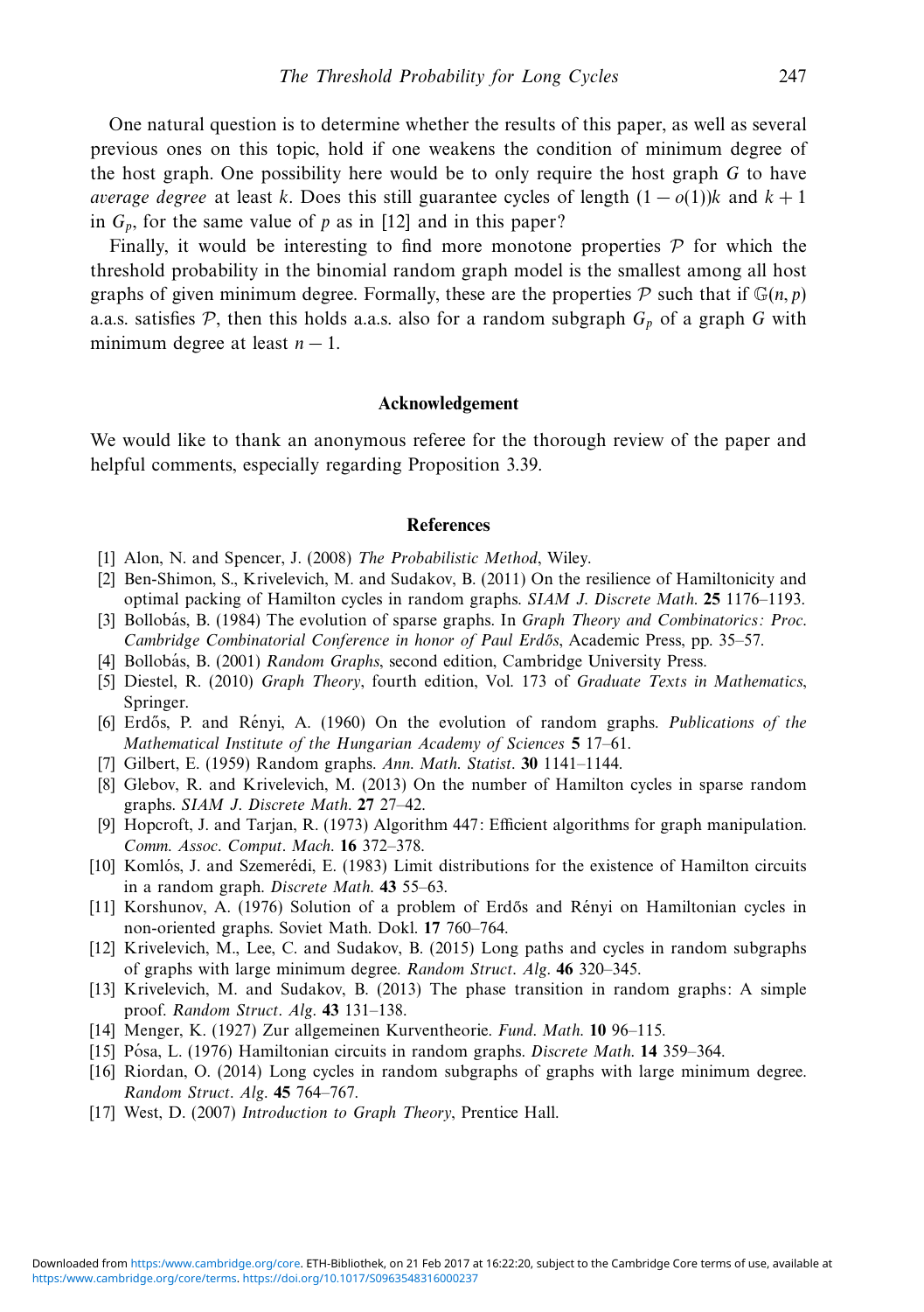One natural question is to determine whether the results of this paper, as well as several previous ones on this topic, hold if one weakens the condition of minimum degree of the host graph. One possibility here would be to only require the host graph $G$ to have *average degree* at least $k$. Does this still guarantee cycles of length $(1 - o(1))k$ and $k + 1$ in $G_p$, for the same value of $p$ as in [12] and in this paper?

Finally, it would be interesting to find more monotone properties $\mathcal{P}$ for which the threshold probability in the binomial random graph model is the smallest among all host graphs of given minimum degree. Formally, these are the properties $\mathcal{P}$ such that if $\mathbb{G}(n, p)$ a.a.s. satisfies $\mathcal{P}$, then this holds a.a.s. also for a random subgraph $G_p$ of a graph $G$ with minimum degree at least $n - 1$.

## Acknowledgement

We would like to thank an anonymous referee for the thorough review of the paper and helpful comments, especially regarding Proposition 3.39.

## References

[1] Alon, N. and Spencer, J. (2008) *The Probabilistic Method*, Wiley.

[2] Ben-Shimon, S., Krivelevich, M. and Sudakov, B. (2011) On the resilience of Hamiltonicity and optimal packing of Hamilton cycles in random graphs. *SIAM J. Discrete Math.* **25** 1176–1193.

[3] Bollobás, B. (1984) The evolution of sparse graphs. In *Graph Theory and Combinatorics: Proc. Cambridge Combinatorial Conference in honor of Paul Erdős*, Academic Press, pp. 35–57.

[4] Bollobás, B. (2001) *Random Graphs*, second edition, Cambridge University Press.

[5] Diestel, R. (2010) *Graph Theory*, fourth edition, Vol. 173 of *Graduate Texts in Mathematics*, Springer.

[6] Erdős, P. and Rényi, A. (1960) On the evolution of random graphs. *Publications of the Mathematical Institute of the Hungarian Academy of Sciences* **5** 17–61.

[7] Gilbert, E. (1959) Random graphs. *Ann. Math. Statist.* **30** 1141–1144.

[8] Glebov, R. and Krivelevich, M. (2013) On the number of Hamilton cycles in sparse random graphs. *SIAM J. Discrete Math.* **27** 27–42.

[9] Hopcroft, J. and Tarjan, R. (1973) Algorithm 447: Efficient algorithms for graph manipulation. *Comm. Assoc. Comput. Mach.* **16** 372–378.

[10] Komlós, J. and Szemerédi, E. (1983) Limit distributions for the existence of Hamilton circuits in a random graph. *Discrete Math.* **43** 55–63.

[11] Korshunov, A. (1976) Solution of a problem of Erdős and Rényi on Hamiltonian cycles in non-oriented graphs. Soviet Math. Dokl. **17** 760–764.

[12] Krivelevich, M., Lee, C. and Sudakov, B. (2015) Long paths and cycles in random subgraphs of graphs with large minimum degree. *Random Struct. Alg.* **46** 320–345.

[13] Krivelevich, M. and Sudakov, B. (2013) The phase transition in random graphs: A simple proof. *Random Struct. Alg.* **43** 131–138.

[14] Menger, K. (1927) Zur allgemeinen Kurventheorie. *Fund. Math.* **10** 96–115.

[15] Pósa, L. (1976) Hamiltonian circuits in random graphs. *Discrete Math.* **14** 359–364.

[16] Riordan, O. (2014) Long cycles in random subgraphs of graphs with large minimum degree. *Random Struct. Alg.* **45** 764–767.

[17] West, D. (2007) *Introduction to Graph Theory*, Prentice Hall.